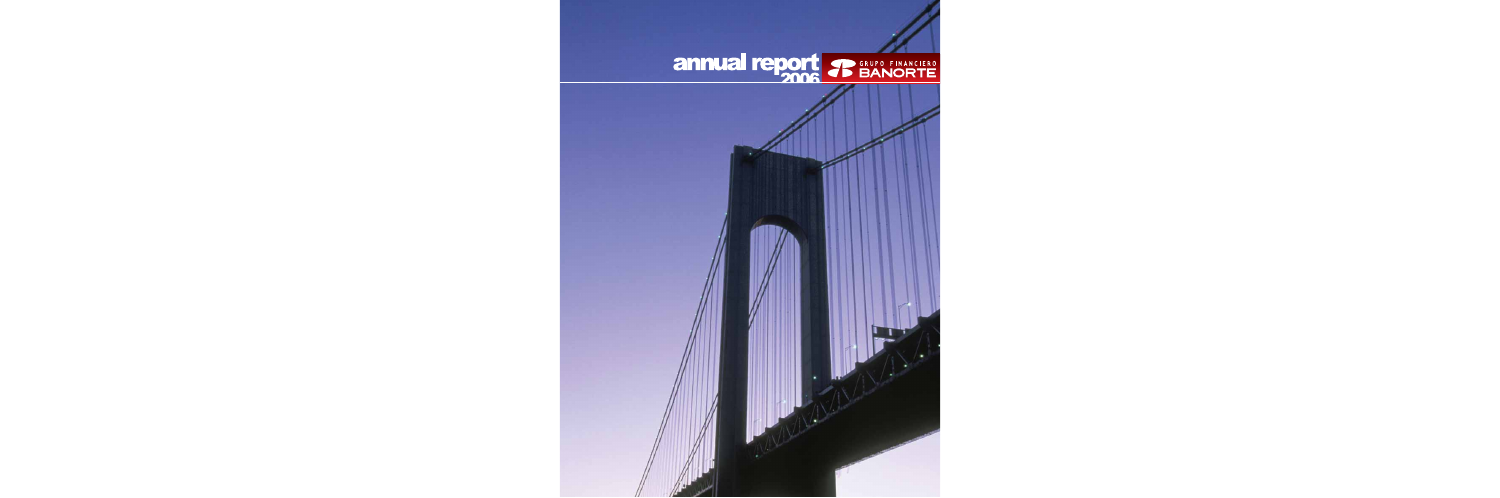# annual report 2006

GRUPO FINANCIERO BANORTE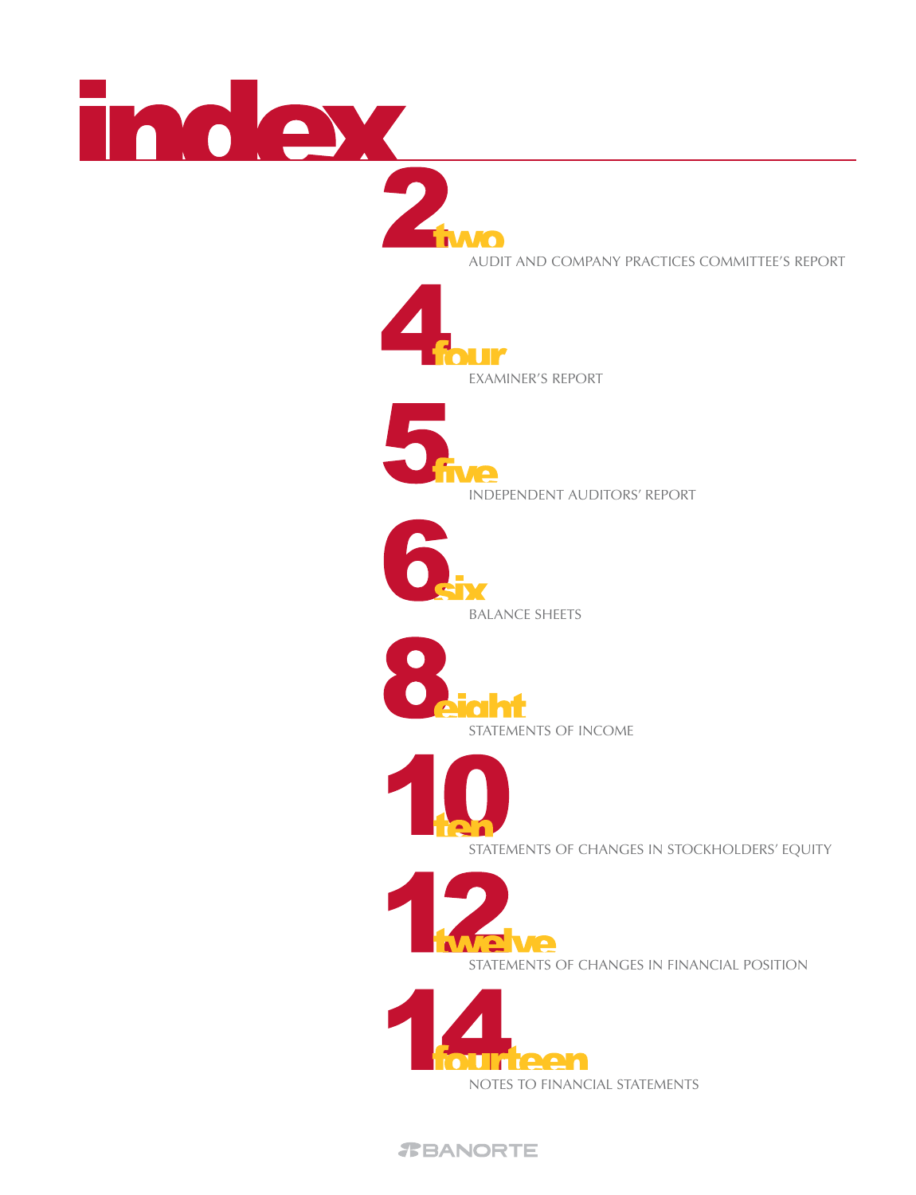# index

**2** two
AUDIT AND COMPANY PRACTICES COMMITTEE'S REPORT

**4** four
EXAMINER'S REPORT

**5** five
INDEPENDENT AUDITORS' REPORT

**6** six
BALANCE SHEETS

**8** eight
STATEMENTS OF INCOME

**10** ten
STATEMENTS OF CHANGES IN STOCKHOLDERS' EQUITY

**12** twelve
STATEMENTS OF CHANGES IN FINANCIAL POSITION

**14** fourteen
NOTES TO FINANCIAL STATEMENTS

BANORTE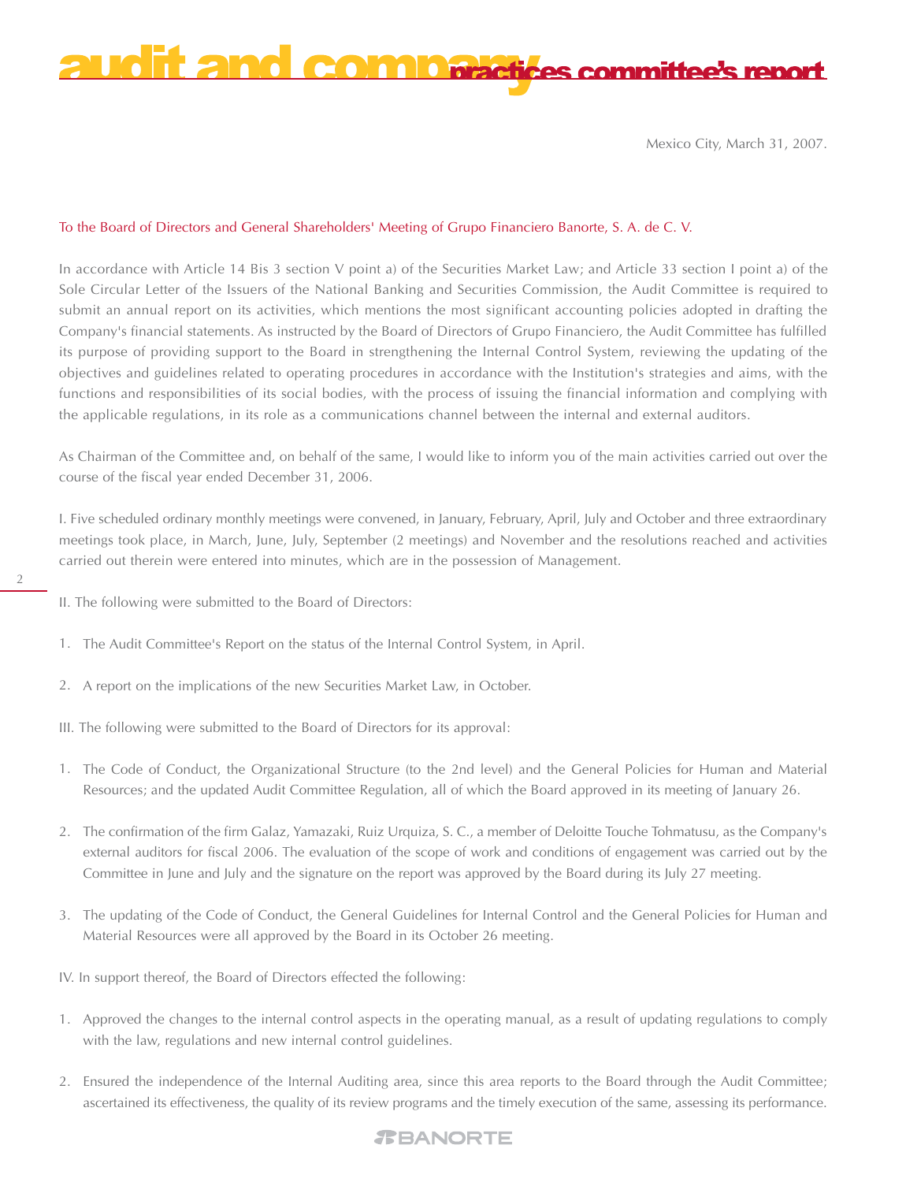# audit and company practices committee's report

Mexico City, March 31, 2007.

To the Board of Directors and General Shareholders' Meeting of Grupo Financiero Banorte, S. A. de C. V.

In accordance with Article 14 Bis 3 section V point a) of the Securities Market Law; and Article 33 section I point a) of the Sole Circular Letter of the Issuers of the National Banking and Securities Commission, the Audit Committee is required to submit an annual report on its activities, which mentions the most significant accounting policies adopted in drafting the Company's financial statements. As instructed by the Board of Directors of Grupo Financiero, the Audit Committee has fulfilled its purpose of providing support to the Board in strengthening the Internal Control System, reviewing the updating of the objectives and guidelines related to operating procedures in accordance with the Institution's strategies and aims, with the functions and responsibilities of its social bodies, with the process of issuing the financial information and complying with the applicable regulations, in its role as a communications channel between the internal and external auditors.

As Chairman of the Committee and, on behalf of the same, I would like to inform you of the main activities carried out over the course of the fiscal year ended December 31, 2006.

I. Five scheduled ordinary monthly meetings were convened, in January, February, April, July and October and three extraordinary meetings took place, in March, June, July, September (2 meetings) and November and the resolutions reached and activities carried out therein were entered into minutes, which are in the possession of Management.

II. The following were submitted to the Board of Directors:

1. The Audit Committee's Report on the status of the Internal Control System, in April.
2. A report on the implications of the new Securities Market Law, in October.

III. The following were submitted to the Board of Directors for its approval:

1. The Code of Conduct, the Organizational Structure (to the 2nd level) and the General Policies for Human and Material Resources; and the updated Audit Committee Regulation, all of which the Board approved in its meeting of January 26.
2. The confirmation of the firm Galaz, Yamazaki, Ruiz Urquiza, S. C., a member of Deloitte Touche Tohmatusu, as the Company's external auditors for fiscal 2006. The evaluation of the scope of work and conditions of engagement was carried out by the Committee in June and July and the signature on the report was approved by the Board during its July 27 meeting.
3. The updating of the Code of Conduct, the General Guidelines for Internal Control and the General Policies for Human and Material Resources were all approved by the Board in its October 26 meeting.

IV. In support thereof, the Board of Directors effected the following:

1. Approved the changes to the internal control aspects in the operating manual, as a result of updating regulations to comply with the law, regulations and new internal control guidelines.
2. Ensured the independence of the Internal Auditing area, since this area reports to the Board through the Audit Committee; ascertained its effectiveness, the quality of its review programs and the timely execution of the same, assessing its performance.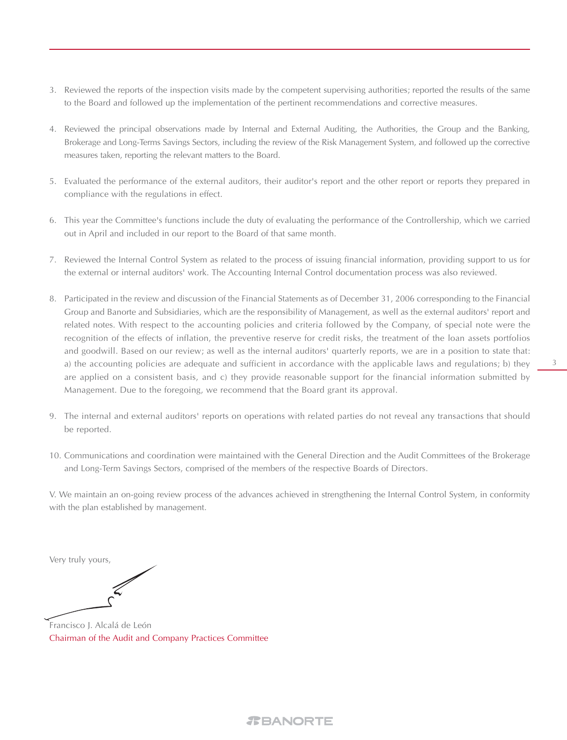3. Reviewed the reports of the inspection visits made by the competent supervising authorities; reported the results of the same to the Board and followed up the implementation of the pertinent recommendations and corrective measures.

4. Reviewed the principal observations made by Internal and External Auditing, the Authorities, the Group and the Banking, Brokerage and Long-Terms Savings Sectors, including the review of the Risk Management System, and followed up the corrective measures taken, reporting the relevant matters to the Board.

5. Evaluated the performance of the external auditors, their auditor's report and the other report or reports they prepared in compliance with the regulations in effect.

6. This year the Committee's functions include the duty of evaluating the performance of the Controllership, which we carried out in April and included in our report to the Board of that same month.

7. Reviewed the Internal Control System as related to the process of issuing financial information, providing support to us for the external or internal auditors' work. The Accounting Internal Control documentation process was also reviewed.

8. Participated in the review and discussion of the Financial Statements as of December 31, 2006 corresponding to the Financial Group and Banorte and Subsidiaries, which are the responsibility of Management, as well as the external auditors' report and related notes. With respect to the accounting policies and criteria followed by the Company, of special note were the recognition of the effects of inflation, the preventive reserve for credit risks, the treatment of the loan assets portfolios and goodwill. Based on our review; as well as the internal auditors' quarterly reports, we are in a position to state that: a) the accounting policies are adequate and sufficient in accordance with the applicable laws and regulations; b) they are applied on a consistent basis, and c) they provide reasonable support for the financial information submitted by Management. Due to the foregoing, we recommend that the Board grant its approval.

9. The internal and external auditors' reports on operations with related parties do not reveal any transactions that should be reported.

10. Communications and coordination were maintained with the General Direction and the Audit Committees of the Brokerage and Long-Term Savings Sectors, comprised of the members of the respective Boards of Directors.

V. We maintain an on-going review process of the advances achieved in strengthening the Internal Control System, in conformity with the plan established by management.

Very truly yours,

Francisco J. Alcalá de León
Chairman of the Audit and Company Practices Committee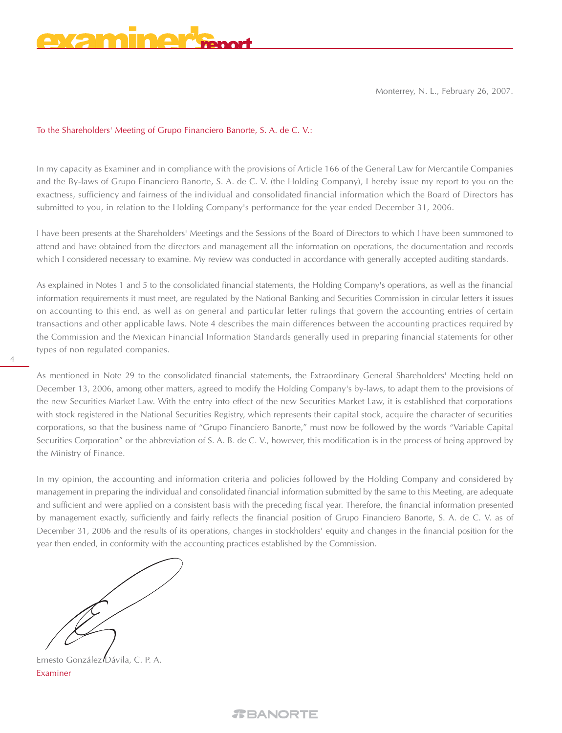# examiner's report

Monterrey, N. L., February 26, 2007.

To the Shareholders' Meeting of Grupo Financiero Banorte, S. A. de C. V.:

In my capacity as Examiner and in compliance with the provisions of Article 166 of the General Law for Mercantile Companies and the By-laws of Grupo Financiero Banorte, S. A. de C. V. (the Holding Company), I hereby issue my report to you on the exactness, sufficiency and fairness of the individual and consolidated financial information which the Board of Directors has submitted to you, in relation to the Holding Company's performance for the year ended December 31, 2006.

I have been presents at the Shareholders' Meetings and the Sessions of the Board of Directors to which I have been summoned to attend and have obtained from the directors and management all the information on operations, the documentation and records which I considered necessary to examine. My review was conducted in accordance with generally accepted auditing standards.

As explained in Notes 1 and 5 to the consolidated financial statements, the Holding Company's operations, as well as the financial information requirements it must meet, are regulated by the National Banking and Securities Commission in circular letters it issues on accounting to this end, as well as on general and particular letter rulings that govern the accounting entries of certain transactions and other applicable laws. Note 4 describes the main differences between the accounting practices required by the Commission and the Mexican Financial Information Standards generally used in preparing financial statements for other types of non regulated companies.

As mentioned in Note 29 to the consolidated financial statements, the Extraordinary General Shareholders' Meeting held on December 13, 2006, among other matters, agreed to modify the Holding Company's by-laws, to adapt them to the provisions of the new Securities Market Law. With the entry into effect of the new Securities Market Law, it is established that corporations with stock registered in the National Securities Registry, which represents their capital stock, acquire the character of securities corporations, so that the business name of "Grupo Financiero Banorte," must now be followed by the words "Variable Capital Securities Corporation" or the abbreviation of S. A. B. de C. V., however, this modification is in the process of being approved by the Ministry of Finance.

In my opinion, the accounting and information criteria and policies followed by the Holding Company and considered by management in preparing the individual and consolidated financial information submitted by the same to this Meeting, are adequate and sufficient and were applied on a consistent basis with the preceding fiscal year. Therefore, the financial information presented by management exactly, sufficiently and fairly reflects the financial position of Grupo Financiero Banorte, S. A. de C. V. as of December 31, 2006 and the results of its operations, changes in stockholders' equity and changes in the financial position for the year then ended, in conformity with the accounting practices established by the Commission.

Ernesto González Dávila, C. P. A.
Examiner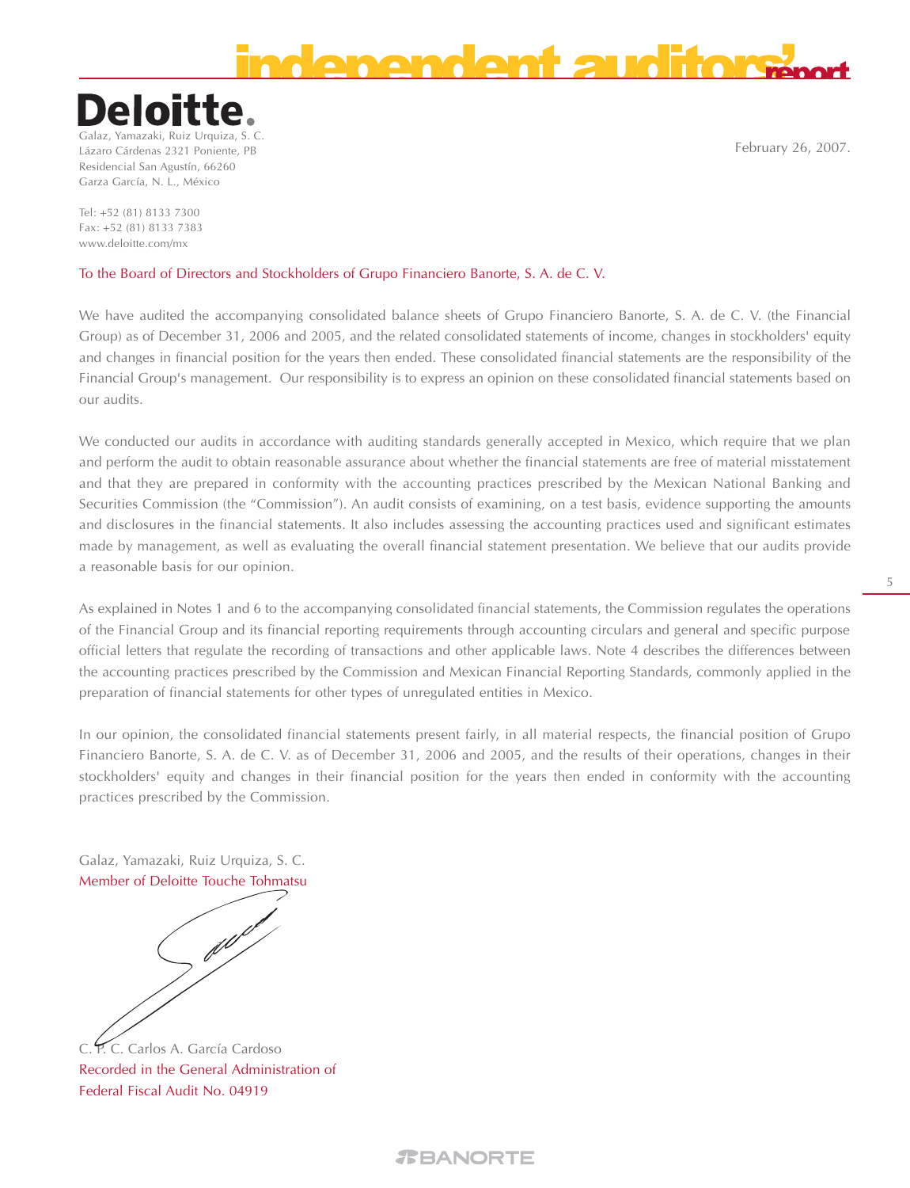# independent auditors' report

**Deloitte.**

Galaz, Yamazaki, Ruiz Urquiza, S. C.
Lázaro Cárdenas 2321 Poniente, PB
Residencial San Agustín, 66260
Garza García, N. L., México

Tel: +52 (81) 8133 7300
Fax: +52 (81) 8133 7383
www.deloitte.com/mx

February 26, 2007.

To the Board of Directors and Stockholders of Grupo Financiero Banorte, S. A. de C. V.

We have audited the accompanying consolidated balance sheets of Grupo Financiero Banorte, S. A. de C. V. (the Financial Group) as of December 31, 2006 and 2005, and the related consolidated statements of income, changes in stockholders' equity and changes in financial position for the years then ended. These consolidated financial statements are the responsibility of the Financial Group's management. Our responsibility is to express an opinion on these consolidated financial statements based on our audits.

We conducted our audits in accordance with auditing standards generally accepted in Mexico, which require that we plan and perform the audit to obtain reasonable assurance about whether the financial statements are free of material misstatement and that they are prepared in conformity with the accounting practices prescribed by the Mexican National Banking and Securities Commission (the "Commission"). An audit consists of examining, on a test basis, evidence supporting the amounts and disclosures in the financial statements. It also includes assessing the accounting practices used and significant estimates made by management, as well as evaluating the overall financial statement presentation. We believe that our audits provide a reasonable basis for our opinion.

As explained in Notes 1 and 6 to the accompanying consolidated financial statements, the Commission regulates the operations of the Financial Group and its financial reporting requirements through accounting circulars and general and specific purpose official letters that regulate the recording of transactions and other applicable laws. Note 4 describes the differences between the accounting practices prescribed by the Commission and Mexican Financial Reporting Standards, commonly applied in the preparation of financial statements for other types of unregulated entities in Mexico.

In our opinion, the consolidated financial statements present fairly, in all material respects, the financial position of Grupo Financiero Banorte, S. A. de C. V. as of December 31, 2006 and 2005, and the results of their operations, changes in their stockholders' equity and changes in their financial position for the years then ended in conformity with the accounting practices prescribed by the Commission.

Galaz, Yamazaki, Ruiz Urquiza, S. C.
Member of Deloitte Touche Tohmatsu

C. P. C. Carlos A. García Cardoso
Recorded in the General Administration of
Federal Fiscal Audit No. 04919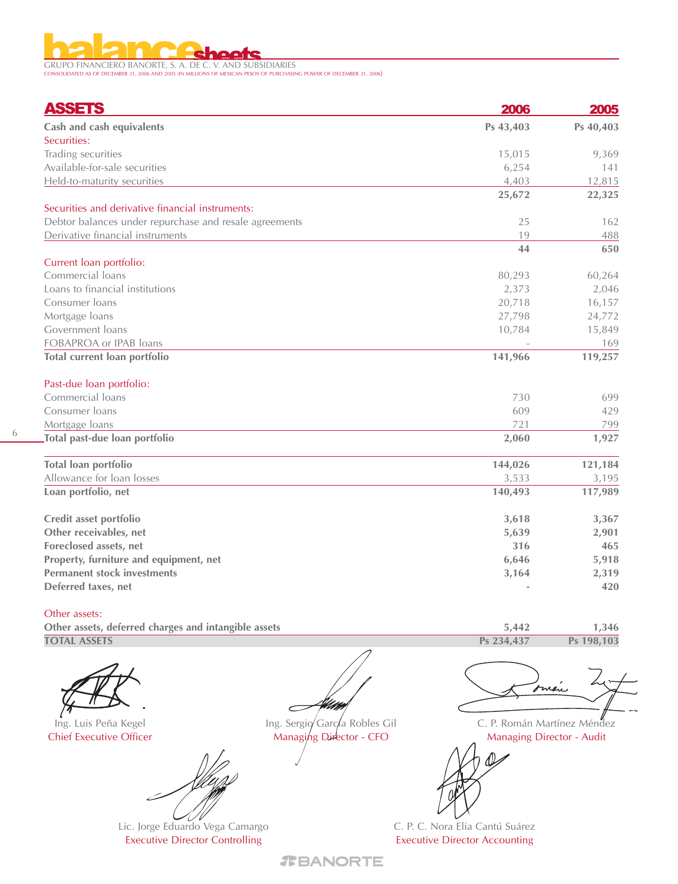# balance sheets

GRUPO FINANCIERO BANORTE, S. A. DE C. V. AND SUBSIDIARIES
CONSOLIDATED AS OF DECEMBER 31, 2006 AND 2005 (IN MILLIONS OF MEXICAN PESOS OF PURCHASING POWER OF DECEMBER 31, 2006)

| ASSETS | 2006 | 2005 |
|---|---|---|
| **Cash and cash equivalents** | **Ps 43,403** | **Ps 40,403** |
| Securities: | | |
| Trading securities | 15,015 | 9,369 |
| Available-for-sale securities | 6,254 | 141 |
| Held-to-maturity securities | 4,403 | 12,815 |
| | **25,672** | **22,325** |
| Securities and derivative financial instruments: | | |
| Debtor balances under repurchase and resale agreements | 25 | 162 |
| Derivative financial instruments | 19 | 488 |
| | **44** | **650** |
| Current loan portfolio: | | |
| Commercial loans | 80,293 | 60,264 |
| Loans to financial institutions | 2,373 | 2,046 |
| Consumer loans | 20,718 | 16,157 |
| Mortgage loans | 27,798 | 24,772 |
| Government loans | 10,784 | 15,849 |
| FOBAPROA or IPAB loans | - | 169 |
| **Total current loan portfolio** | **141,966** | **119,257** |
| Past-due loan portfolio: | | |
| Commercial loans | 730 | 699 |
| Consumer loans | 609 | 429 |
| Mortgage loans | 721 | 799 |
| **Total past-due loan portfolio** | **2,060** | **1,927** |
| **Total loan portfolio** | **144,026** | **121,184** |
| Allowance for loan losses | 3,533 | 3,195 |
| **Loan portfolio, net** | **140,493** | **117,989** |
| **Credit asset portfolio** | **3,618** | **3,367** |
| **Other receivables, net** | **5,639** | **2,901** |
| **Foreclosed assets, net** | **316** | **465** |
| **Property, furniture and equipment, net** | **6,646** | **5,918** |
| **Permanent stock investments** | **3,164** | **2,319** |
| **Deferred taxes, net** | **-** | **420** |
| Other assets: | | |
| **Other assets, deferred charges and intangible assets** | **5,442** | **1,346** |
| **TOTAL ASSETS** | **Ps 234,437** | **Ps 198,103** |

Ing. Luis Peña Kegel
Chief Executive Officer

Ing. Sergio García Robles Gil
Managing Director - CFO

C. P. Román Martínez Méndez
Managing Director - Audit

Lic. Jorge Eduardo Vega Camargo
Executive Director Controlling

C. P. C. Nora Elia Cantú Suárez
Executive Director Accounting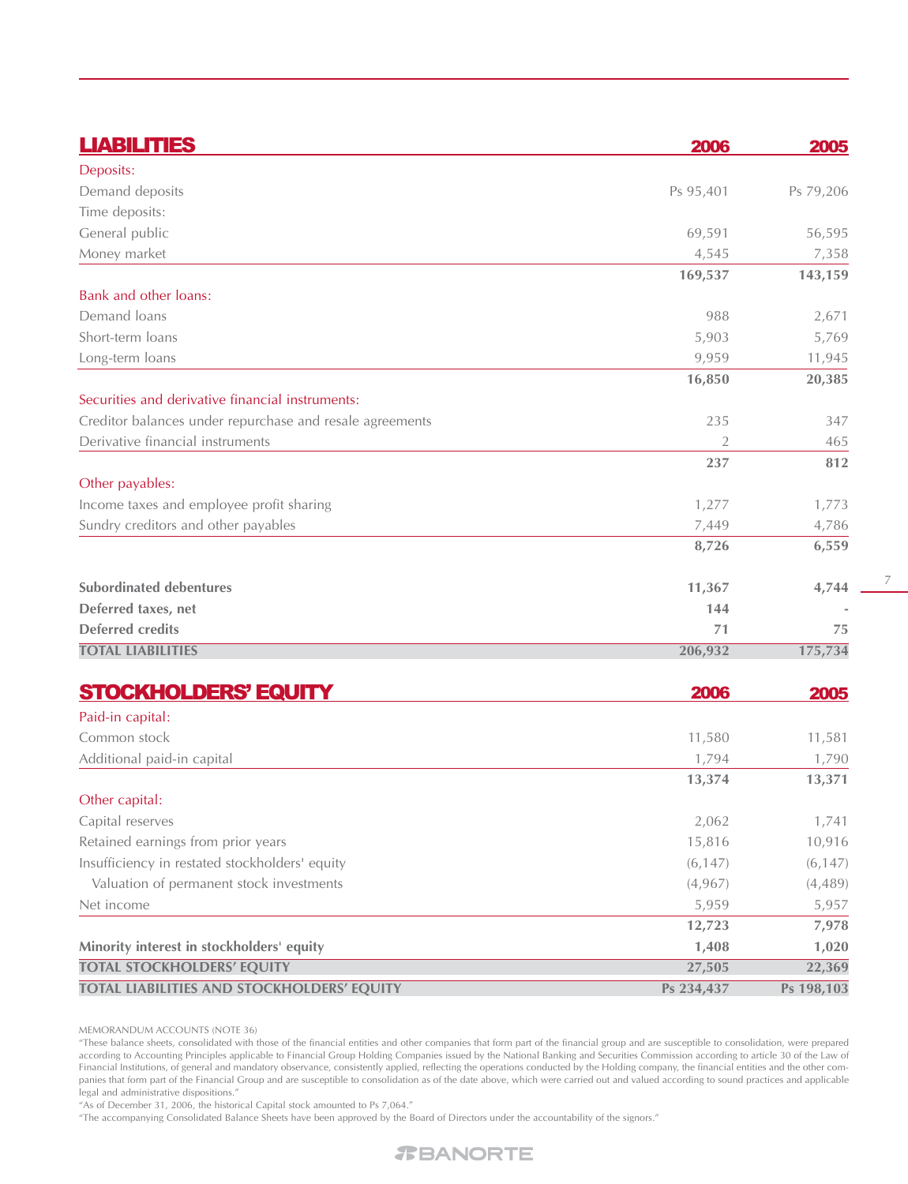## LIABILITIES

| LIABILITIES | 2006 | 2005 |
|---|---|---|
| Deposits: | | |
| Demand deposits | Ps 95,401 | Ps 79,206 |
| Time deposits: | | |
| General public | 69,591 | 56,595 |
| Money market | 4,545 | 7,358 |
| | **169,537** | **143,159** |
| Bank and other loans: | | |
| Demand loans | 988 | 2,671 |
| Short-term loans | 5,903 | 5,769 |
| Long-term loans | 9,959 | 11,945 |
| | **16,850** | **20,385** |
| Securities and derivative financial instruments: | | |
| Creditor balances under repurchase and resale agreements | 235 | 347 |
| Derivative financial instruments | 2 | 465 |
| | **237** | **812** |
| Other payables: | | |
| Income taxes and employee profit sharing | 1,277 | 1,773 |
| Sundry creditors and other payables | 7,449 | 4,786 |
| | **8,726** | **6,559** |
| **Subordinated debentures** | **11,367** | **4,744** |
| **Deferred taxes, net** | **144** | **-** |
| **Deferred credits** | **71** | **75** |
| **TOTAL LIABILITIES** | **206,932** | **175,734** |

## STOCKHOLDERS' EQUITY

| STOCKHOLDERS' EQUITY | 2006 | 2005 |
|---|---|---|
| Paid-in capital: | | |
| Common stock | 11,580 | 11,581 |
| Additional paid-in capital | 1,794 | 1,790 |
| | **13,374** | **13,371** |
| Other capital: | | |
| Capital reserves | 2,062 | 1,741 |
| Retained earnings from prior years | 15,816 | 10,916 |
| Insufficiency in restated stockholders' equity | (6,147) | (6,147) |
| Valuation of permanent stock investments | (4,967) | (4,489) |
| Net income | 5,959 | 5,957 |
| | **12,723** | **7,978** |
| **Minority interest in stockholders' equity** | **1,408** | **1,020** |
| **TOTAL STOCKHOLDERS' EQUITY** | **27,505** | **22,369** |
| **TOTAL LIABILITIES AND STOCKHOLDERS' EQUITY** | **Ps 234,437** | **Ps 198,103** |

MEMORANDUM ACCOUNTS (NOTE 36)

"These balance sheets, consolidated with those of the financial entities and other companies that form part of the financial group and are susceptible to consolidation, were prepared according to Accounting Principles applicable to Financial Group Holding Companies issued by the National Banking and Securities Commission according to article 30 of the Law of Financial Institutions, of general and mandatory observance, consistently applied, reflecting the operations conducted by the Holding company, the financial entities and the other companies that form part of the Financial Group and are susceptible to consolidation as of the date above, which were carried out and valued according to sound practices and applicable legal and administrative dispositions."

"As of December 31, 2006, the historical Capital stock amounted to Ps 7,064."

"The accompanying Consolidated Balance Sheets have been approved by the Board of Directors under the accountability of the signors."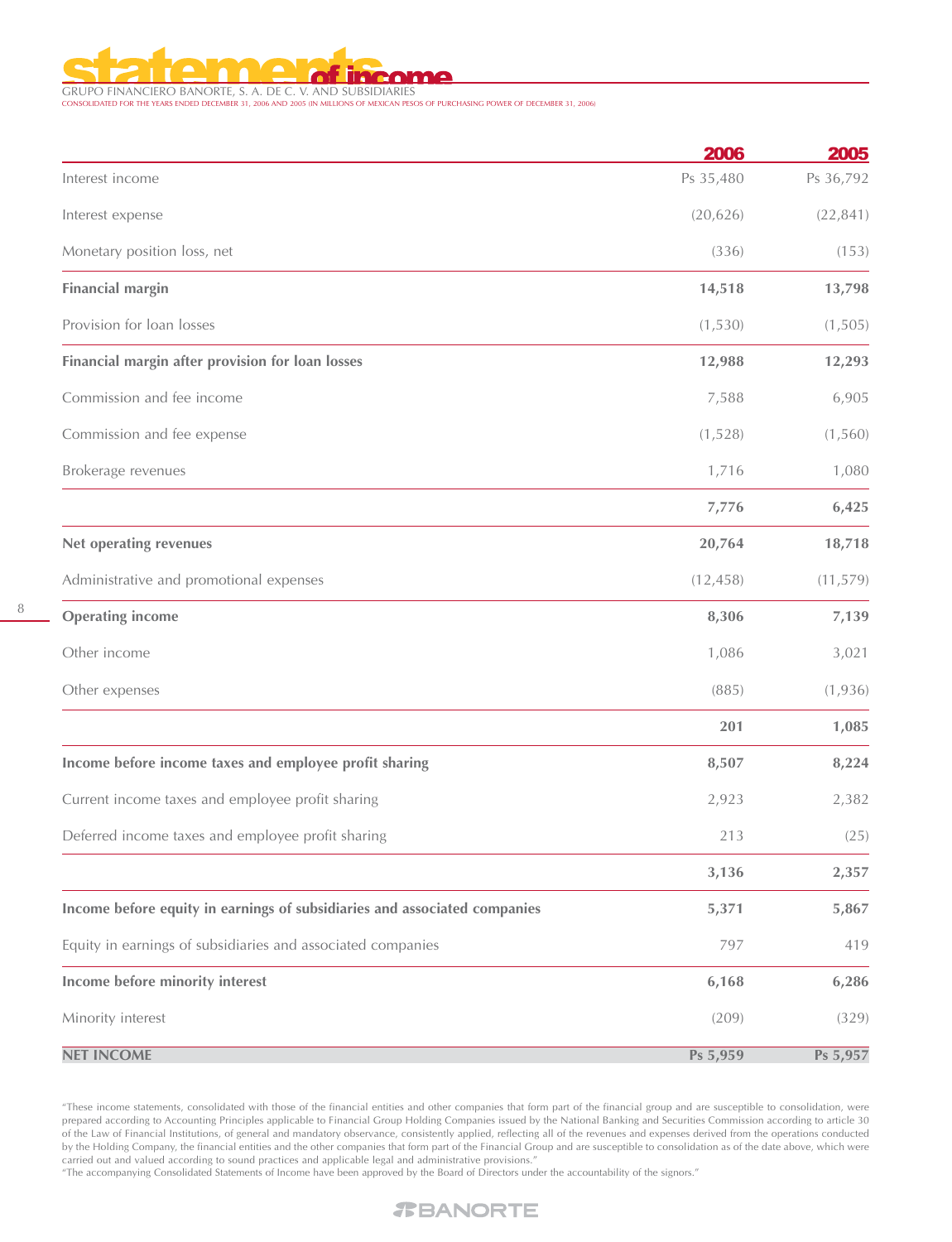# statements of income

GRUPO FINANCIERO BANORTE, S. A. DE C. V. AND SUBSIDIARIES

CONSOLIDATED FOR THE YEARS ENDED DECEMBER 31, 2006 AND 2005 (IN MILLIONS OF MEXICAN PESOS OF PURCHASING POWER OF DECEMBER 31, 2006)

| | 2006 | 2005 |
|---|---|---|
| Interest income | Ps 35,480 | Ps 36,792 |
| Interest expense | (20,626) | (22,841) |
| Monetary position loss, net | (336) | (153) |
| **Financial margin** | **14,518** | **13,798** |
| Provision for loan losses | (1,530) | (1,505) |
| **Financial margin after provision for loan losses** | **12,988** | **12,293** |
| Commission and fee income | 7,588 | 6,905 |
| Commission and fee expense | (1,528) | (1,560) |
| Brokerage revenues | 1,716 | 1,080 |
| | **7,776** | **6,425** |
| **Net operating revenues** | **20,764** | **18,718** |
| Administrative and promotional expenses | (12,458) | (11,579) |
| **Operating income** | **8,306** | **7,139** |
| Other income | 1,086 | 3,021 |
| Other expenses | (885) | (1,936) |
| | **201** | **1,085** |
| **Income before income taxes and employee profit sharing** | **8,507** | **8,224** |
| Current income taxes and employee profit sharing | 2,923 | 2,382 |
| Deferred income taxes and employee profit sharing | 213 | (25) |
| | **3,136** | **2,357** |
| **Income before equity in earnings of subsidiaries and associated companies** | **5,371** | **5,867** |
| Equity in earnings of subsidiaries and associated companies | 797 | 419 |
| **Income before minority interest** | **6,168** | **6,286** |
| Minority interest | (209) | (329) |
| **NET INCOME** | **Ps 5,959** | **Ps 5,957** |

"These income statements, consolidated with those of the financial entities and other companies that form part of the financial group and are susceptible to consolidation, were prepared according to Accounting Principles applicable to Financial Group Holding Companies issued by the National Banking and Securities Commission according to article 30 of the Law of Financial Institutions, of general and mandatory observance, consistently applied, reflecting all of the revenues and expenses derived from the operations conducted by the Holding Company, the financial entities and the other companies that form part of the Financial Group and are susceptible to consolidation as of the date above, which were carried out and valued according to sound practices and applicable legal and administrative provisions."

"The accompanying Consolidated Statements of Income have been approved by the Board of Directors under the accountability of the signors."

BANORTE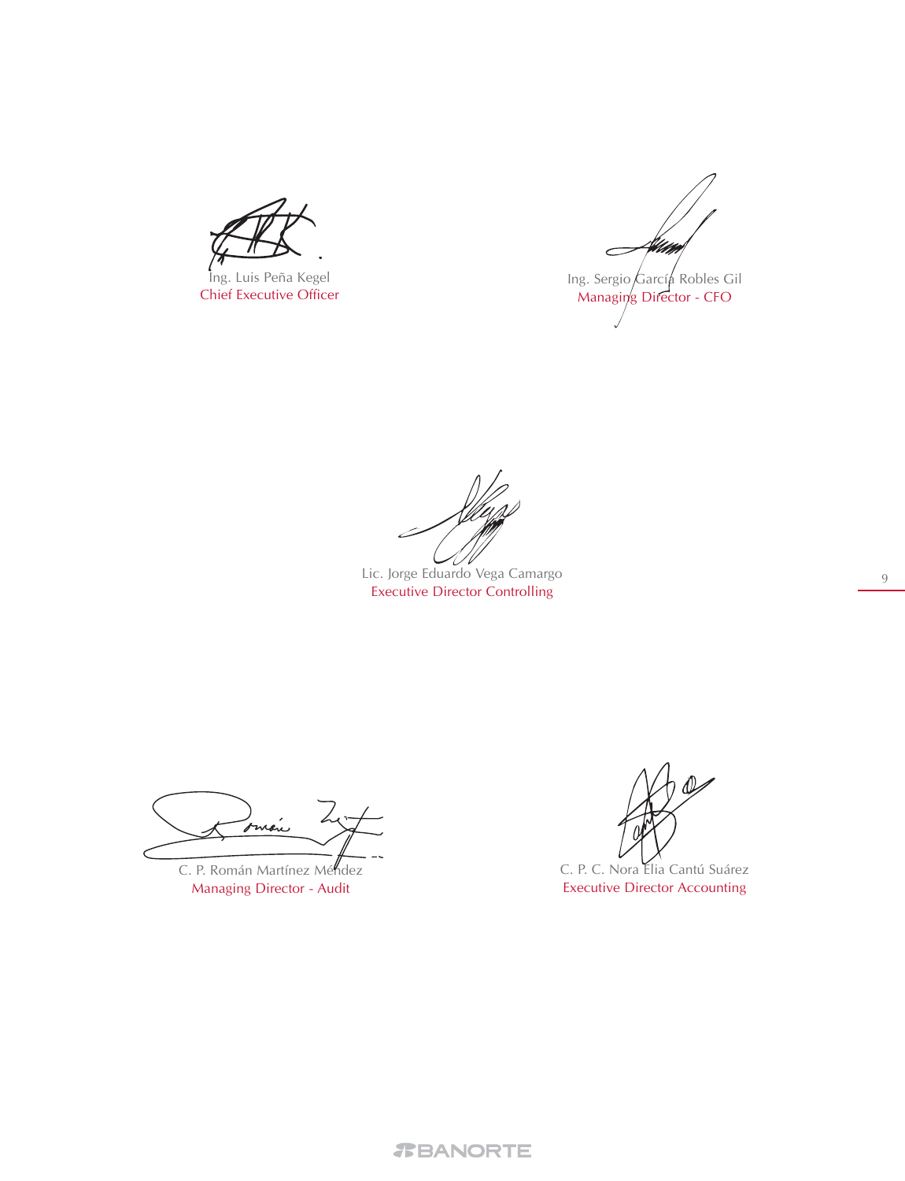Ing. Luis Peña Kegel
Chief Executive Officer

Ing. Sergio García Robles Gil
Managing Director - CFO

Lic. Jorge Eduardo Vega Camargo
Executive Director Controlling

C. P. Román Martínez Méndez
Managing Director - Audit

C. P. C. Nora Elia Cantú Suárez
Executive Director Accounting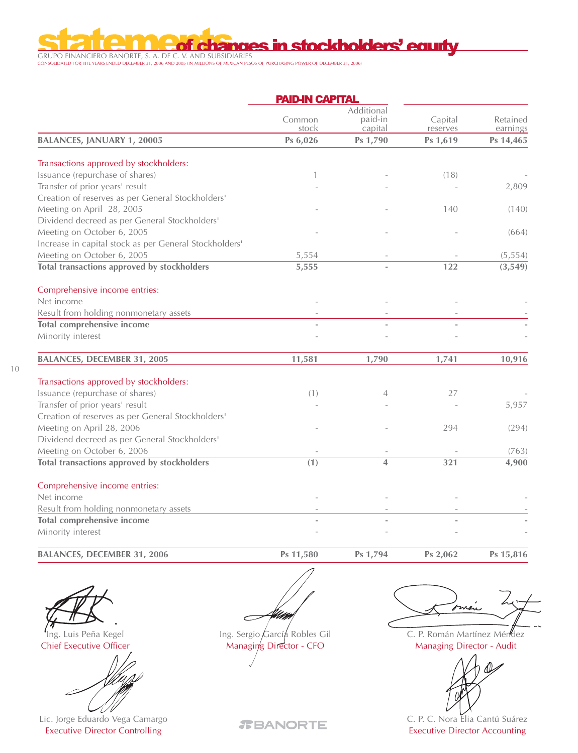# statements of changes in stockholders' equity

GRUPO FINANCIERO BANORTE, S. A. DE C. V. AND SUBSIDIARIES

CONSOLIDATED FOR THE YEARS ENDED DECEMBER 31, 2006 AND 2005 (IN MILLIONS OF MEXICAN PESOS OF PURCHASING POWER OF DECEMBER 31, 2006)

| | PAID-IN CAPITAL | | | |
|---|---|---|---|---|
| | Common stock | Additional paid-in capital | Capital reserves | Retained earnings |
| **BALANCES, JANUARY 1, 20005** | **Ps 6,026** | **Ps 1,790** | **Ps 1,619** | **Ps 14,465** |
| Transactions approved by stockholders: | | | | |
| Issuance (repurchase of shares) | 1 | - | (18) | - |
| Transfer of prior years' result | - | - | - | 2,809 |
| Creation of reserves as per General Stockholders' Meeting on April 28, 2005 | - | - | 140 | (140) |
| Dividend decreed as per General Stockholders' Meeting on October 6, 2005 | - | - | - | (664) |
| Increase in capital stock as per General Stockholders' Meeting on October 6, 2005 | 5,554 | - | - | (5,554) |
| **Total transactions approved by stockholders** | **5,555** | **-** | **122** | **(3,549)** |
| Comprehensive income entries: | | | | |
| Net income | - | - | - | - |
| Result from holding nonmonetary assets | - | - | - | - |
| **Total comprehensive income** | **-** | **-** | **-** | **-** |
| Minority interest | - | - | - | - |
| **BALANCES, DECEMBER 31, 2005** | **11,581** | **1,790** | **1,741** | **10,916** |
| Transactions approved by stockholders: | | | | |
| Issuance (repurchase of shares) | (1) | 4 | 27 | - |
| Transfer of prior years' result | - | - | - | 5,957 |
| Creation of reserves as per General Stockholders' Meeting on April 28, 2006 | - | - | 294 | (294) |
| Dividend decreed as per General Stockholders' Meeting on October 6, 2006 | - | - | - | (763) |
| **Total transactions approved by stockholders** | **(1)** | **4** | **321** | **4,900** |
| Comprehensive income entries: | | | | |
| Net income | - | - | - | - |
| Result from holding nonmonetary assets | - | - | - | - |
| **Total comprehensive income** | **-** | **-** | **-** | **-** |
| Minority interest | - | - | - | - |
| **BALANCES, DECEMBER 31, 2006** | **Ps 11,580** | **Ps 1,794** | **Ps 2,062** | **Ps 15,816** |

Ing. Luis Peña Kegel
Chief Executive Officer

Ing. Sergio García Robles Gil
Managing Director - CFO

C. P. Román Martínez Méndez
Managing Director - Audit

Lic. Jorge Eduardo Vega Camargo
Executive Director Controlling

C. P. C. Nora Elia Cantú Suárez
Executive Director Accounting

BANORTE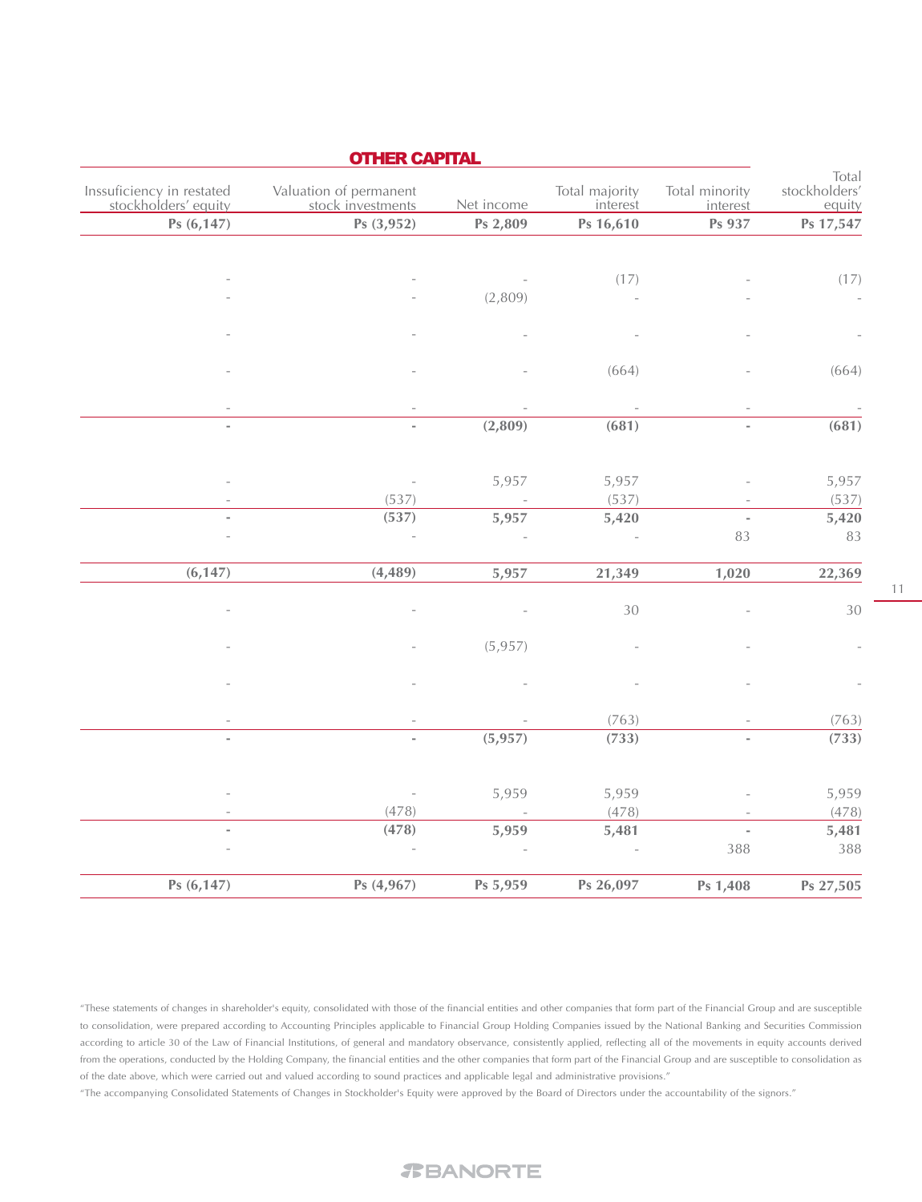| OTHER CAPITAL | | | | | |
|---|---|---|---|---|---|
| Issuficiency in restated stockholders' equity | Valuation of permanent stock investments | Net income | Total majority interest | Total minority interest | Total stockholders' equity |
| **Ps (6,147)** | **Ps (3,952)** | **Ps 2,809** | **Ps 16,610** | **Ps 937** | **Ps 17,547** |
| - | - | - | (17) | - | (17) |
| - | - | (2,809) | - | - | - |
| - | - | - | - | - | - |
| - | - | - | (664) | - | (664) |
| - | - | - | - | - | - |
| **-** | **-** | **(2,809)** | **(681)** | **-** | **(681)** |
| - | - | 5,957 | 5,957 | - | 5,957 |
| - | (537) | - | (537) | - | (537) |
| **-** | **(537)** | **5,957** | **5,420** | **-** | **5,420** |
| - | - | - | - | 83 | 83 |
| **(6,147)** | **(4,489)** | **5,957** | **21,349** | **1,020** | **22,369** |
| - | - | - | 30 | - | 30 |
| - | - | (5,957) | - | - | - |
| - | - | - | - | - | - |
| - | - | - | (763) | - | (763) |
| **-** | **-** | **(5,957)** | **(733)** | **-** | **(733)** |
| - | - | 5,959 | 5,959 | - | 5,959 |
| - | (478) | - | (478) | - | (478) |
| **-** | **(478)** | **5,959** | **5,481** | **-** | **5,481** |
| - | - | - | - | 388 | 388 |
| **Ps (6,147)** | **Ps (4,967)** | **Ps 5,959** | **Ps 26,097** | **Ps 1,408** | **Ps 27,505** |

"These statements of changes in shareholder's equity, consolidated with those of the financial entities and other companies that form part of the Financial Group and are susceptible to consolidation, were prepared according to Accounting Principles applicable to Financial Group Holding Companies issued by the National Banking and Securities Commission according to article 30 of the Law of Financial Institutions, of general and mandatory observance, consistently applied, reflecting all of the movements in equity accounts derived from the operations, conducted by the Holding Company, the financial entities and the other companies that form part of the Financial Group and are susceptible to consolidation as of the date above, which were carried out and valued according to sound practices and applicable legal and administrative provisions."

"The accompanying Consolidated Statements of Changes in Stockholder's Equity were approved by the Board of Directors under the accountability of the signors."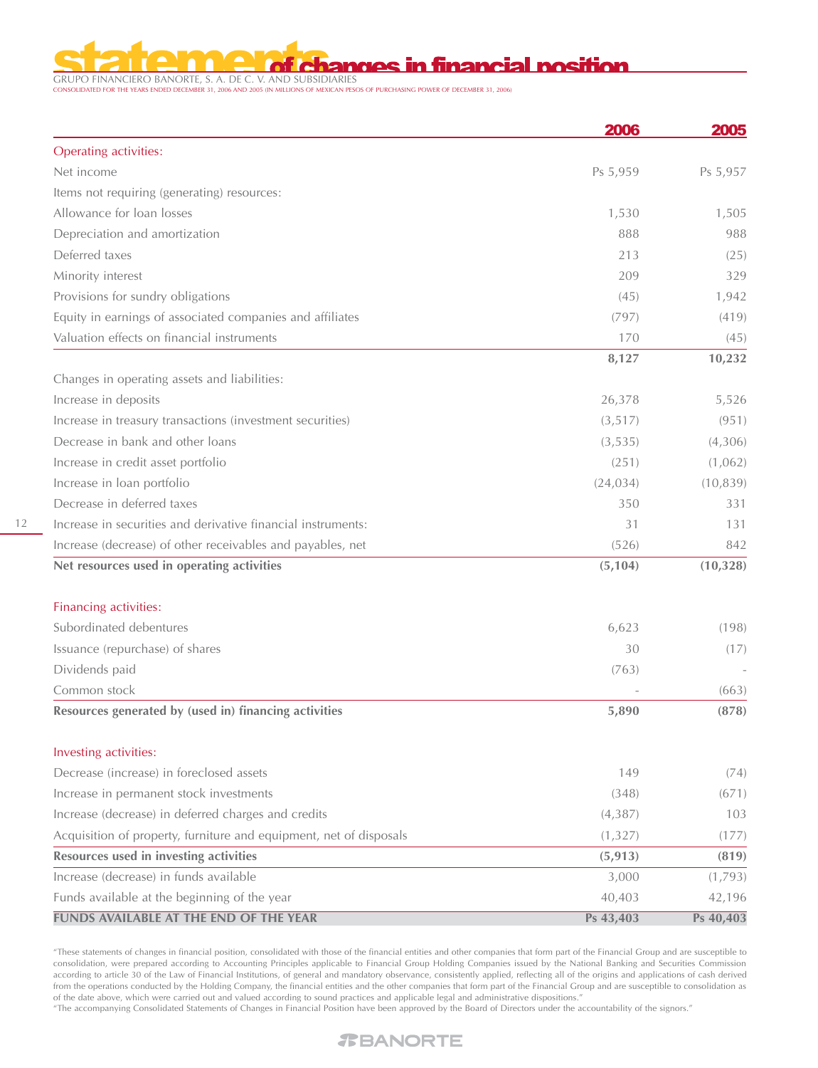# statements of changes in financial position

GRUPO FINANCIERO BANORTE, S. A. DE C. V. AND SUBSIDIARIES

CONSOLIDATED FOR THE YEARS ENDED DECEMBER 31, 2006 AND 2005 (IN MILLIONS OF MEXICAN PESOS OF PURCHASING POWER OF DECEMBER 31, 2006)

| | 2006 | 2005 |
|---|---|---|
| Operating activities: | | |
| Net income | Ps 5,959 | Ps 5,957 |
| Items not requiring (generating) resources: | | |
| Allowance for loan losses | 1,530 | 1,505 |
| Depreciation and amortization | 888 | 988 |
| Deferred taxes | 213 | (25) |
| Minority interest | 209 | 329 |
| Provisions for sundry obligations | (45) | 1,942 |
| Equity in earnings of associated companies and affiliates | (797) | (419) |
| Valuation effects on financial instruments | 170 | (45) |
| | **8,127** | **10,232** |
| Changes in operating assets and liabilities: | | |
| Increase in deposits | 26,378 | 5,526 |
| Increase in treasury transactions (investment securities) | (3,517) | (951) |
| Decrease in bank and other loans | (3,535) | (4,306) |
| Increase in credit asset portfolio | (251) | (1,062) |
| Increase in loan portfolio | (24,034) | (10,839) |
| Decrease in deferred taxes | 350 | 331 |
| Increase in securities and derivative financial instruments: | 31 | 131 |
| Increase (decrease) of other receivables and payables, net | (526) | 842 |
| **Net resources used in operating activities** | **(5,104)** | **(10,328)** |
| Financing activities: | | |
| Subordinated debentures | 6,623 | (198) |
| Issuance (repurchase) of shares | 30 | (17) |
| Dividends paid | (763) | - |
| Common stock | - | (663) |
| **Resources generated by (used in) financing activities** | **5,890** | **(878)** |
| Investing activities: | | |
| Decrease (increase) in foreclosed assets | 149 | (74) |
| Increase in permanent stock investments | (348) | (671) |
| Increase (decrease) in deferred charges and credits | (4,387) | 103 |
| Acquisition of property, furniture and equipment, net of disposals | (1,327) | (177) |
| **Resources used in investing activities** | **(5,913)** | **(819)** |
| Increase (decrease) in funds available | 3,000 | (1,793) |
| Funds available at the beginning of the year | 40,403 | 42,196 |
| **FUNDS AVAILABLE AT THE END OF THE YEAR** | **Ps 43,403** | **Ps 40,403** |

"These statements of changes in financial position, consolidated with those of the financial entities and other companies that form part of the Financial Group and are susceptible to consolidation, were prepared according to Accounting Principles applicable to Financial Group Holding Companies issued by the National Banking and Securities Commission according to article 30 of the Law of Financial Institutions, of general and mandatory observance, consistently applied, reflecting all of the origins and applications of cash derived from the operations conducted by the Holding Company, the financial entities and the other companies that form part of the Financial Group and are susceptible to consolidation as of the date above, which were carried out and valued according to sound practices and applicable legal and administrative dispositions."

"The accompanying Consolidated Statements of Changes in Financial Position have been approved by the Board of Directors under the accountability of the signors."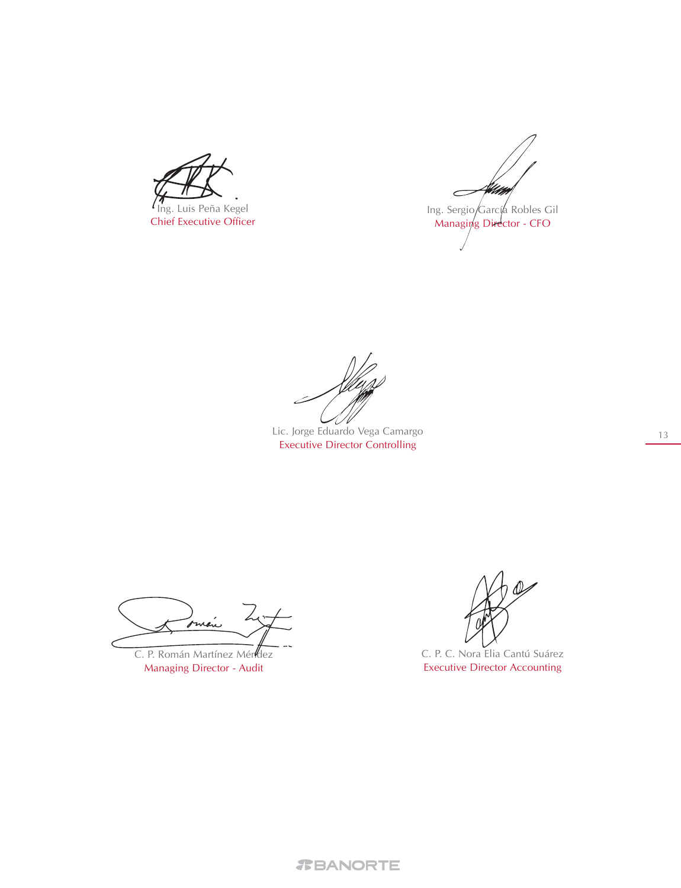Ing. Luis Peña Kegel
Chief Executive Officer

Ing. Sergio García Robles Gil
Managing Director - CFO

Lic. Jorge Eduardo Vega Camargo
Executive Director Controlling

C. P. Román Martínez Méndez
Managing Director - Audit

C. P. C. Nora Elia Cantú Suárez
Executive Director Accounting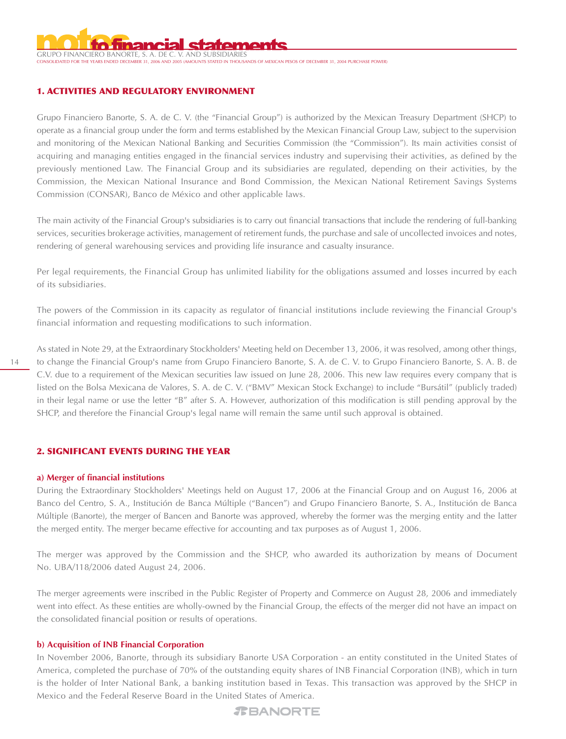## 1. ACTIVITIES AND REGULATORY ENVIRONMENT

Grupo Financiero Banorte, S. A. de C. V. (the "Financial Group") is authorized by the Mexican Treasury Department (SHCP) to operate as a financial group under the form and terms established by the Mexican Financial Group Law, subject to the supervision and monitoring of the Mexican National Banking and Securities Commission (the "Commission"). Its main activities consist of acquiring and managing entities engaged in the financial services industry and supervising their activities, as defined by the previously mentioned Law. The Financial Group and its subsidiaries are regulated, depending on their activities, by the Commission, the Mexican National Insurance and Bond Commission, the Mexican National Retirement Savings Systems Commission (CONSAR), Banco de México and other applicable laws.

The main activity of the Financial Group's subsidiaries is to carry out financial transactions that include the rendering of full-banking services, securities brokerage activities, management of retirement funds, the purchase and sale of uncollected invoices and notes, rendering of general warehousing services and providing life insurance and casualty insurance.

Per legal requirements, the Financial Group has unlimited liability for the obligations assumed and losses incurred by each of its subsidiaries.

The powers of the Commission in its capacity as regulator of financial institutions include reviewing the Financial Group's financial information and requesting modifications to such information.

As stated in Note 29, at the Extraordinary Stockholders' Meeting held on December 13, 2006, it was resolved, among other things, to change the Financial Group's name from Grupo Financiero Banorte, S. A. de C. V. to Grupo Financiero Banorte, S. A. B. de C.V. due to a requirement of the Mexican securities law issued on June 28, 2006. This new law requires every company that is listed on the Bolsa Mexicana de Valores, S. A. de C. V. ("BMV" Mexican Stock Exchange) to include "Bursátil" (publicly traded) in their legal name or use the letter "B" after S. A. However, authorization of this modification is still pending approval by the SHCP, and therefore the Financial Group's legal name will remain the same until such approval is obtained.

## 2. SIGNIFICANT EVENTS DURING THE YEAR

### a) Merger of financial institutions

During the Extraordinary Stockholders' Meetings held on August 17, 2006 at the Financial Group and on August 16, 2006 at Banco del Centro, S. A., Institución de Banca Múltiple ("Bancen") and Grupo Financiero Banorte, S. A., Institución de Banca Múltiple (Banorte), the merger of Bancen and Banorte was approved, whereby the former was the merging entity and the latter the merged entity. The merger became effective for accounting and tax purposes as of August 1, 2006.

The merger was approved by the Commission and the SHCP, who awarded its authorization by means of Document No. UBA/118/2006 dated August 24, 2006.

The merger agreements were inscribed in the Public Register of Property and Commerce on August 28, 2006 and immediately went into effect. As these entities are wholly-owned by the Financial Group, the effects of the merger did not have an impact on the consolidated financial position or results of operations.

### b) Acquisition of INB Financial Corporation

In November 2006, Banorte, through its subsidiary Banorte USA Corporation - an entity constituted in the United States of America, completed the purchase of 70% of the outstanding equity shares of INB Financial Corporation (INB), which in turn is the holder of Inter National Bank, a banking institution based in Texas. This transaction was approved by the SHCP in Mexico and the Federal Reserve Board in the United States of America.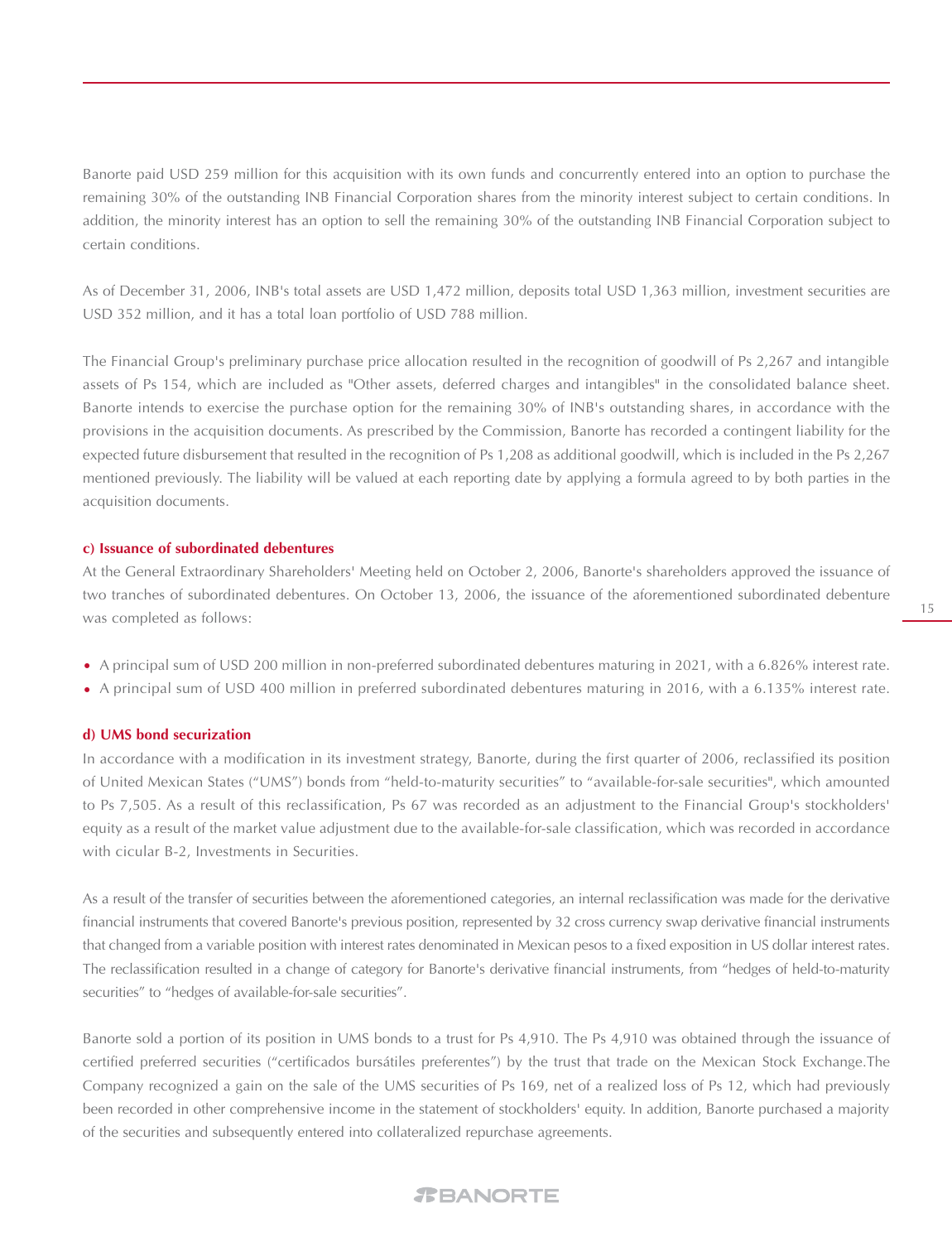Banorte paid USD 259 million for this acquisition with its own funds and concurrently entered into an option to purchase the remaining 30% of the outstanding INB Financial Corporation shares from the minority interest subject to certain conditions. In addition, the minority interest has an option to sell the remaining 30% of the outstanding INB Financial Corporation subject to certain conditions.

As of December 31, 2006, INB's total assets are USD 1,472 million, deposits total USD 1,363 million, investment securities are USD 352 million, and it has a total loan portfolio of USD 788 million.

The Financial Group's preliminary purchase price allocation resulted in the recognition of goodwill of Ps 2,267 and intangible assets of Ps 154, which are included as "Other assets, deferred charges and intangibles" in the consolidated balance sheet. Banorte intends to exercise the purchase option for the remaining 30% of INB's outstanding shares, in accordance with the provisions in the acquisition documents. As prescribed by the Commission, Banorte has recorded a contingent liability for the expected future disbursement that resulted in the recognition of Ps 1,208 as additional goodwill, which is included in the Ps 2,267 mentioned previously. The liability will be valued at each reporting date by applying a formula agreed to by both parties in the acquisition documents.

**c) Issuance of subordinated debentures**

At the General Extraordinary Shareholders' Meeting held on October 2, 2006, Banorte's shareholders approved the issuance of two tranches of subordinated debentures. On October 13, 2006, the issuance of the aforementioned subordinated debenture was completed as follows:

- A principal sum of USD 200 million in non-preferred subordinated debentures maturing in 2021, with a 6.826% interest rate.
- A principal sum of USD 400 million in preferred subordinated debentures maturing in 2016, with a 6.135% interest rate.

**d) UMS bond securization**

In accordance with a modification in its investment strategy, Banorte, during the first quarter of 2006, reclassified its position of United Mexican States ("UMS") bonds from "held-to-maturity securities" to "available-for-sale securities", which amounted to Ps 7,505. As a result of this reclassification, Ps 67 was recorded as an adjustment to the Financial Group's stockholders' equity as a result of the market value adjustment due to the available-for-sale classification, which was recorded in accordance with cicular B-2, Investments in Securities.

As a result of the transfer of securities between the aforementioned categories, an internal reclassification was made for the derivative financial instruments that covered Banorte's previous position, represented by 32 cross currency swap derivative financial instruments that changed from a variable position with interest rates denominated in Mexican pesos to a fixed exposition in US dollar interest rates. The reclassification resulted in a change of category for Banorte's derivative financial instruments, from "hedges of held-to-maturity securities" to "hedges of available-for-sale securities".

Banorte sold a portion of its position in UMS bonds to a trust for Ps 4,910. The Ps 4,910 was obtained through the issuance of certified preferred securities ("certificados bursátiles preferentes") by the trust that trade on the Mexican Stock Exchange.The Company recognized a gain on the sale of the UMS securities of Ps 169, net of a realized loss of Ps 12, which had previously been recorded in other comprehensive income in the statement of stockholders' equity. In addition, Banorte purchased a majority of the securities and subsequently entered into collateralized repurchase agreements.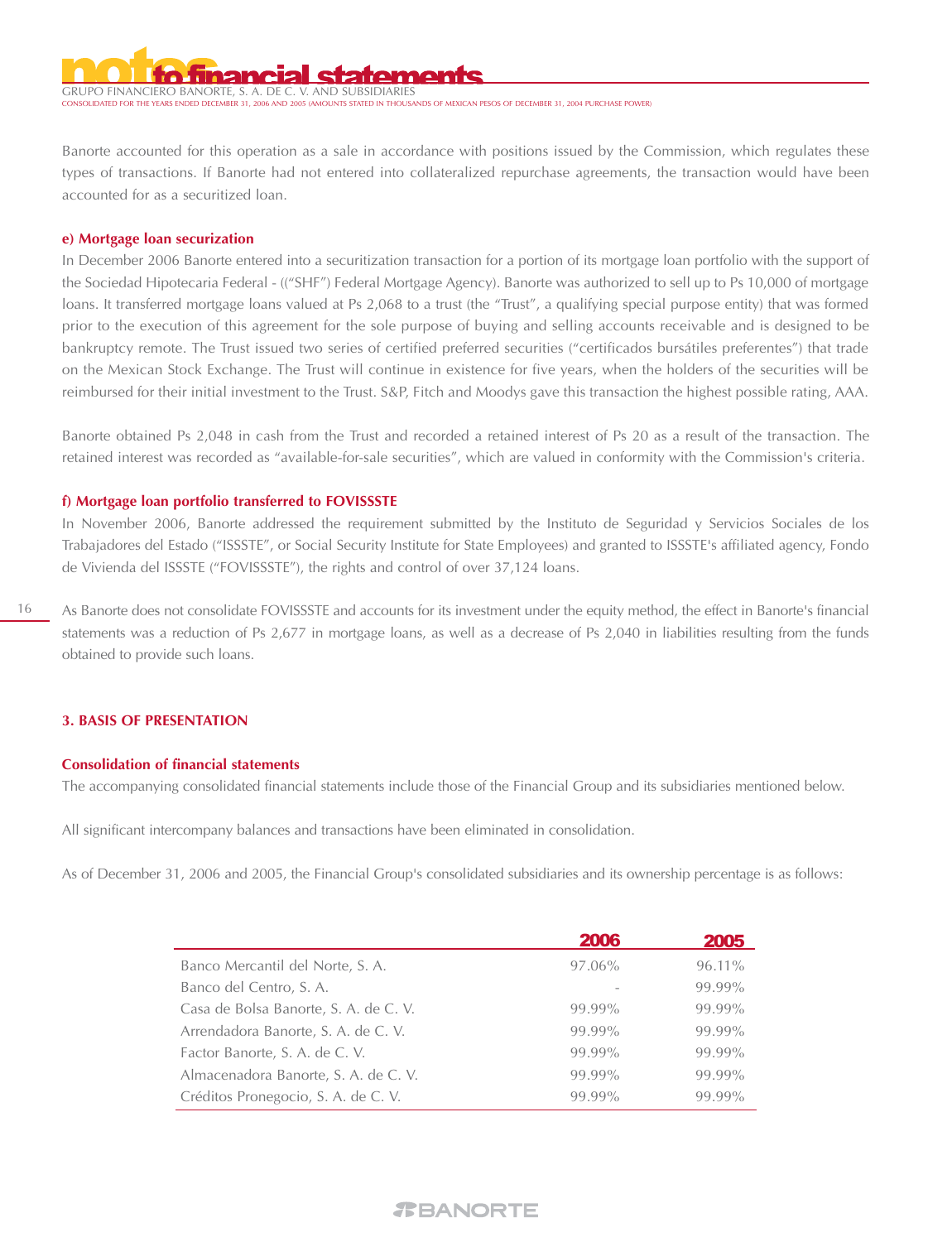Banorte accounted for this operation as a sale in accordance with positions issued by the Commission, which regulates these types of transactions. If Banorte had not entered into collateralized repurchase agreements, the transaction would have been accounted for as a securitized loan.

#### e) Mortgage loan securization

In December 2006 Banorte entered into a securitization transaction for a portion of its mortgage loan portfolio with the support of the Sociedad Hipotecaria Federal - ((“SHF”) Federal Mortgage Agency). Banorte was authorized to sell up to Ps 10,000 of mortgage loans. It transferred mortgage loans valued at Ps 2,068 to a trust (the “Trust”, a qualifying special purpose entity) that was formed prior to the execution of this agreement for the sole purpose of buying and selling accounts receivable and is designed to be bankruptcy remote. The Trust issued two series of certified preferred securities (“certificados bursátiles preferentes”) that trade on the Mexican Stock Exchange. The Trust will continue in existence for five years, when the holders of the securities will be reimbursed for their initial investment to the Trust. S&P, Fitch and Moodys gave this transaction the highest possible rating, AAA.

Banorte obtained Ps 2,048 in cash from the Trust and recorded a retained interest of Ps 20 as a result of the transaction. The retained interest was recorded as “available-for-sale securities”, which are valued in conformity with the Commission's criteria.

#### f) Mortgage loan portfolio transferred to FOVISSSTE

In November 2006, Banorte addressed the requirement submitted by the Instituto de Seguridad y Servicios Sociales de los Trabajadores del Estado (“ISSSTE”, or Social Security Institute for State Employees) and granted to ISSSTE's affiliated agency, Fondo de Vivienda del ISSSTE (“FOVISSSTE”), the rights and control of over 37,124 loans.

As Banorte does not consolidate FOVISSSTE and accounts for its investment under the equity method, the effect in Banorte's financial statements was a reduction of Ps 2,677 in mortgage loans, as well as a decrease of Ps 2,040 in liabilities resulting from the funds obtained to provide such loans.

## 3. BASIS OF PRESENTATION

#### Consolidation of financial statements

The accompanying consolidated financial statements include those of the Financial Group and its subsidiaries mentioned below.

All significant intercompany balances and transactions have been eliminated in consolidation.

As of December 31, 2006 and 2005, the Financial Group's consolidated subsidiaries and its ownership percentage is as follows:

| | 2006 | 2005 |
|---|---|---|
| Banco Mercantil del Norte, S. A. | 97.06% | 96.11% |
| Banco del Centro, S. A. | - | 99.99% |
| Casa de Bolsa Banorte, S. A. de C. V. | 99.99% | 99.99% |
| Arrendadora Banorte, S. A. de C. V. | 99.99% | 99.99% |
| Factor Banorte, S. A. de C. V. | 99.99% | 99.99% |
| Almacenadora Banorte, S. A. de C. V. | 99.99% | 99.99% |
| Créditos Pronegocio, S. A. de C. V. | 99.99% | 99.99% |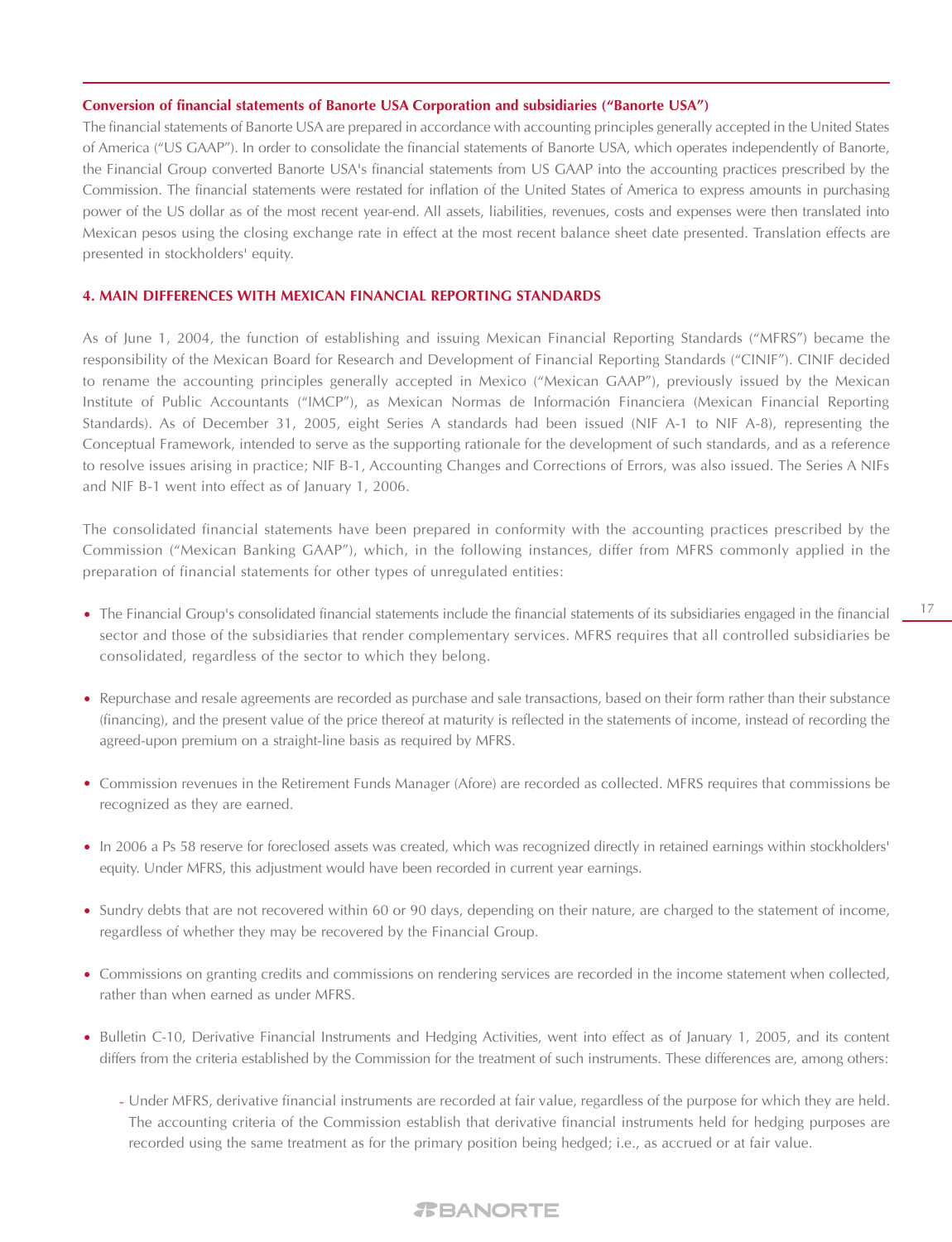### Conversion of financial statements of Banorte USA Corporation and subsidiaries ("Banorte USA")

The financial statements of Banorte USA are prepared in accordance with accounting principles generally accepted in the United States of America ("US GAAP"). In order to consolidate the financial statements of Banorte USA, which operates independently of Banorte, the Financial Group converted Banorte USA's financial statements from US GAAP into the accounting practices prescribed by the Commission. The financial statements were restated for inflation of the United States of America to express amounts in purchasing power of the US dollar as of the most recent year-end. All assets, liabilities, revenues, costs and expenses were then translated into Mexican pesos using the closing exchange rate in effect at the most recent balance sheet date presented. Translation effects are presented in stockholders' equity.

## 4. MAIN DIFFERENCES WITH MEXICAN FINANCIAL REPORTING STANDARDS

As of June 1, 2004, the function of establishing and issuing Mexican Financial Reporting Standards ("MFRS") became the responsibility of the Mexican Board for Research and Development of Financial Reporting Standards ("CINIF"). CINIF decided to rename the accounting principles generally accepted in Mexico ("Mexican GAAP"), previously issued by the Mexican Institute of Public Accountants ("IMCP"), as Mexican Normas de Información Financiera (Mexican Financial Reporting Standards). As of December 31, 2005, eight Series A standards had been issued (NIF A-1 to NIF A-8), representing the Conceptual Framework, intended to serve as the supporting rationale for the development of such standards, and as a reference to resolve issues arising in practice; NIF B-1, Accounting Changes and Corrections of Errors, was also issued. The Series A NIFs and NIF B-1 went into effect as of January 1, 2006.

The consolidated financial statements have been prepared in conformity with the accounting practices prescribed by the Commission ("Mexican Banking GAAP"), which, in the following instances, differ from MFRS commonly applied in the preparation of financial statements for other types of unregulated entities:

- The Financial Group's consolidated financial statements include the financial statements of its subsidiaries engaged in the financial sector and those of the subsidiaries that render complementary services. MFRS requires that all controlled subsidiaries be consolidated, regardless of the sector to which they belong.

- Repurchase and resale agreements are recorded as purchase and sale transactions, based on their form rather than their substance (financing), and the present value of the price thereof at maturity is reflected in the statements of income, instead of recording the agreed-upon premium on a straight-line basis as required by MFRS.

- Commission revenues in the Retirement Funds Manager (Afore) are recorded as collected. MFRS requires that commissions be recognized as they are earned.

- In 2006 a Ps 58 reserve for foreclosed assets was created, which was recognized directly in retained earnings within stockholders' equity. Under MFRS, this adjustment would have been recorded in current year earnings.

- Sundry debts that are not recovered within 60 or 90 days, depending on their nature, are charged to the statement of income, regardless of whether they may be recovered by the Financial Group.

- Commissions on granting credits and commissions on rendering services are recorded in the income statement when collected, rather than when earned as under MFRS.

- Bulletin C-10, Derivative Financial Instruments and Hedging Activities, went into effect as of January 1, 2005, and its content differs from the criteria established by the Commission for the treatment of such instruments. These differences are, among others:

  - Under MFRS, derivative financial instruments are recorded at fair value, regardless of the purpose for which they are held. The accounting criteria of the Commission establish that derivative financial instruments held for hedging purposes are recorded using the same treatment as for the primary position being hedged; i.e., as accrued or at fair value.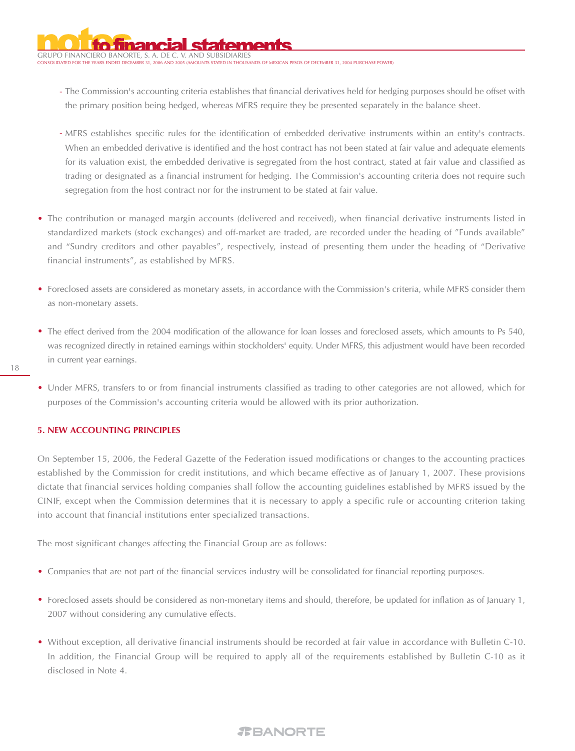- The Commission's accounting criteria establishes that financial derivatives held for hedging purposes should be offset with the primary position being hedged, whereas MFRS require they be presented separately in the balance sheet.

- MFRS establishes specific rules for the identification of embedded derivative instruments within an entity's contracts. When an embedded derivative is identified and the host contract has not been stated at fair value and adequate elements for its valuation exist, the embedded derivative is segregated from the host contract, stated at fair value and classified as trading or designated as a financial instrument for hedging. The Commission's accounting criteria does not require such segregation from the host contract nor for the instrument to be stated at fair value.

- The contribution or managed margin accounts (delivered and received), when financial derivative instruments listed in standardized markets (stock exchanges) and off-market are traded, are recorded under the heading of "Funds available" and "Sundry creditors and other payables", respectively, instead of presenting them under the heading of "Derivative financial instruments", as established by MFRS.

- Foreclosed assets are considered as monetary assets, in accordance with the Commission's criteria, while MFRS consider them as non-monetary assets.

- The effect derived from the 2004 modification of the allowance for loan losses and foreclosed assets, which amounts to Ps 540, was recognized directly in retained earnings within stockholders' equity. Under MFRS, this adjustment would have been recorded in current year earnings.

- Under MFRS, transfers to or from financial instruments classified as trading to other categories are not allowed, which for purposes of the Commission's accounting criteria would be allowed with its prior authorization.

## 5. NEW ACCOUNTING PRINCIPLES

On September 15, 2006, the Federal Gazette of the Federation issued modifications or changes to the accounting practices established by the Commission for credit institutions, and which became effective as of January 1, 2007. These provisions dictate that financial services holding companies shall follow the accounting guidelines established by MFRS issued by the CINIF, except when the Commission determines that it is necessary to apply a specific rule or accounting criterion taking into account that financial institutions enter specialized transactions.

The most significant changes affecting the Financial Group are as follows:

- Companies that are not part of the financial services industry will be consolidated for financial reporting purposes.

- Foreclosed assets should be considered as non-monetary items and should, therefore, be updated for inflation as of January 1, 2007 without considering any cumulative effects.

- Without exception, all derivative financial instruments should be recorded at fair value in accordance with Bulletin C-10. In addition, the Financial Group will be required to apply all of the requirements established by Bulletin C-10 as it disclosed in Note 4.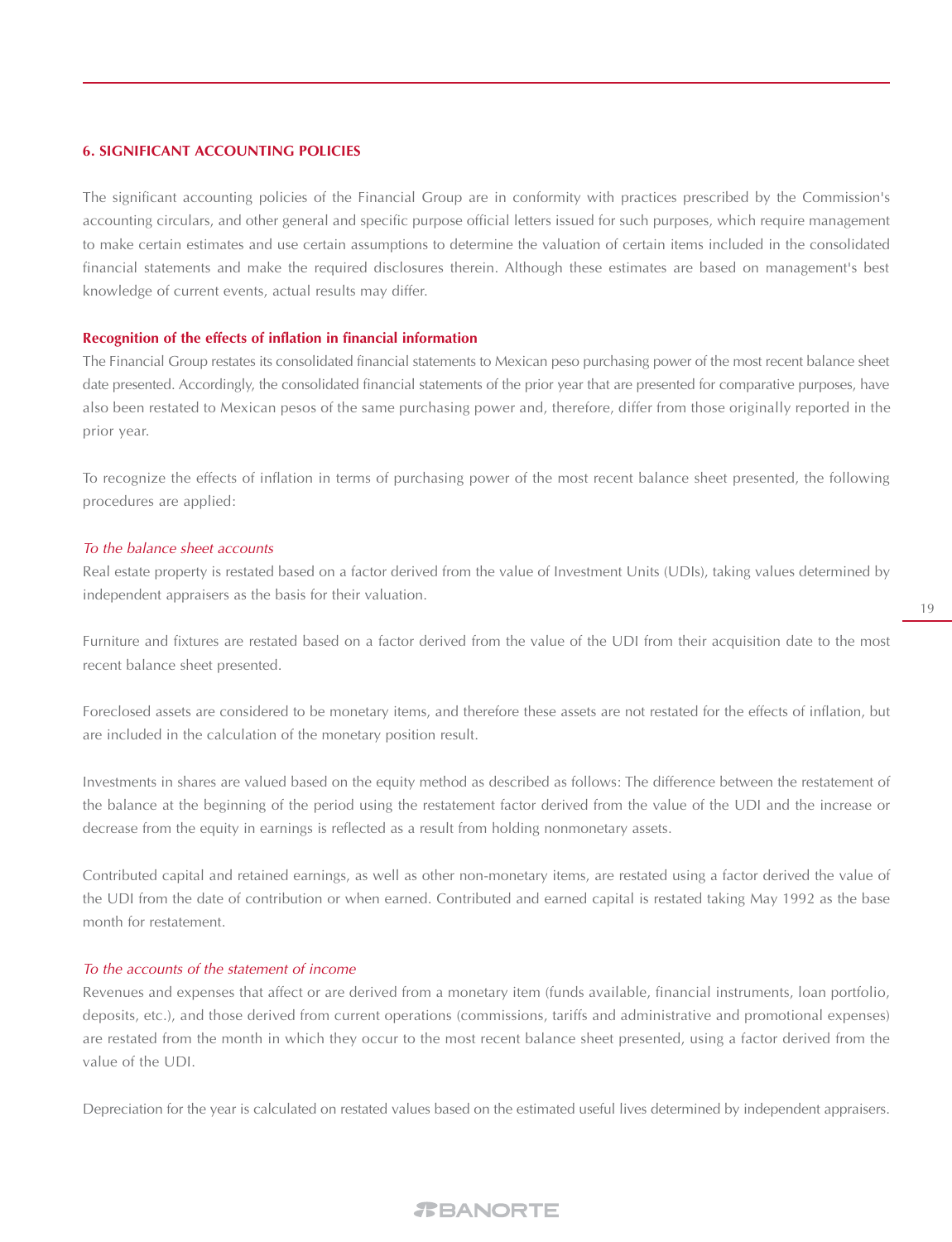## 6. SIGNIFICANT ACCOUNTING POLICIES

The significant accounting policies of the Financial Group are in conformity with practices prescribed by the Commission's accounting circulars, and other general and specific purpose official letters issued for such purposes, which require management to make certain estimates and use certain assumptions to determine the valuation of certain items included in the consolidated financial statements and make the required disclosures therein. Although these estimates are based on management's best knowledge of current events, actual results may differ.

### Recognition of the effects of inflation in financial information

The Financial Group restates its consolidated financial statements to Mexican peso purchasing power of the most recent balance sheet date presented. Accordingly, the consolidated financial statements of the prior year that are presented for comparative purposes, have also been restated to Mexican pesos of the same purchasing power and, therefore, differ from those originally reported in the prior year.

To recognize the effects of inflation in terms of purchasing power of the most recent balance sheet presented, the following procedures are applied:

*To the balance sheet accounts*

Real estate property is restated based on a factor derived from the value of Investment Units (UDIs), taking values determined by independent appraisers as the basis for their valuation.

Furniture and fixtures are restated based on a factor derived from the value of the UDI from their acquisition date to the most recent balance sheet presented.

Foreclosed assets are considered to be monetary items, and therefore these assets are not restated for the effects of inflation, but are included in the calculation of the monetary position result.

Investments in shares are valued based on the equity method as described as follows: The difference between the restatement of the balance at the beginning of the period using the restatement factor derived from the value of the UDI and the increase or decrease from the equity in earnings is reflected as a result from holding nonmonetary assets.

Contributed capital and retained earnings, as well as other non-monetary items, are restated using a factor derived the value of the UDI from the date of contribution or when earned. Contributed and earned capital is restated taking May 1992 as the base month for restatement.

*To the accounts of the statement of income*

Revenues and expenses that affect or are derived from a monetary item (funds available, financial instruments, loan portfolio, deposits, etc.), and those derived from current operations (commissions, tariffs and administrative and promotional expenses) are restated from the month in which they occur to the most recent balance sheet presented, using a factor derived from the value of the UDI.

Depreciation for the year is calculated on restated values based on the estimated useful lives determined by independent appraisers.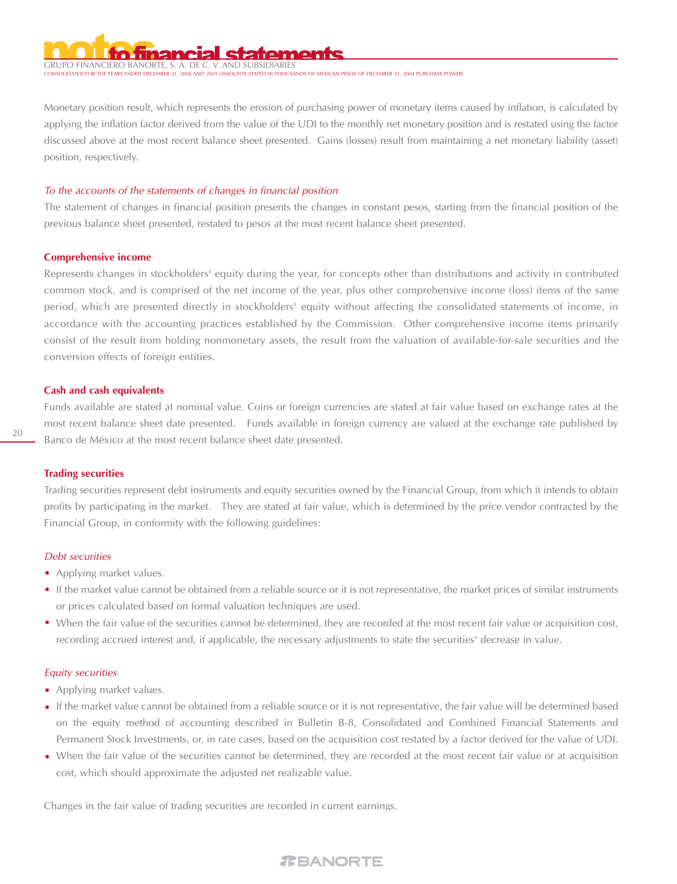Monetary position result, which represents the erosion of purchasing power of monetary items caused by inflation, is calculated by applying the inflation factor derived from the value of the UDI to the monthly net monetary position and is restated using the factor discussed above at the most recent balance sheet presented. Gains (losses) result from maintaining a net monetary liability (asset) position, respectively.

*To the accounts of the statements of changes in financial position*

The statement of changes in financial position presents the changes in constant pesos, starting from the financial position of the previous balance sheet presented, restated to pesos at the most recent balance sheet presented.

**Comprehensive income**

Represents changes in stockholders' equity during the year, for concepts other than distributions and activity in contributed common stock, and is comprised of the net income of the year, plus other comprehensive income (loss) items of the same period, which are presented directly in stockholders' equity without affecting the consolidated statements of income, in accordance with the accounting practices established by the Commission. Other comprehensive income items primarily consist of the result from holding nonmonetary assets, the result from the valuation of available-for-sale securities and the conversion effects of foreign entities.

**Cash and cash equivalents**

Funds available are stated at nominal value. Coins or foreign currencies are stated at fair value based on exchange rates at the most recent balance sheet date presented. Funds available in foreign currency are valued at the exchange rate published by Banco de México at the most recent balance sheet date presented.

**Trading securities**

Trading securities represent debt instruments and equity securities owned by the Financial Group, from which it intends to obtain profits by participating in the market. They are stated at fair value, which is determined by the price vendor contracted by the Financial Group, in conformity with the following guidelines:

*Debt securities*

- Applying market values.
- If the market value cannot be obtained from a reliable source or it is not representative, the market prices of similar instruments or prices calculated based on formal valuation techniques are used.
- When the fair value of the securities cannot be determined, they are recorded at the most recent fair value or acquisition cost, recording accrued interest and, if applicable, the necessary adjustments to state the securities' decrease in value.

*Equity securities*

- Applying market values.
- If the market value cannot be obtained from a reliable source or it is not representative, the fair value will be determined based on the equity method of accounting described in Bulletin B-8, Consolidated and Combined Financial Statements and Permanent Stock Investments, or, in rare cases, based on the acquisition cost restated by a factor derived for the value of UDI.
- When the fair value of the securities cannot be determined, they are recorded at the most recent fair value or at acquisition cost, which should approximate the adjusted net realizable value.

Changes in the fair value of trading securities are recorded in current earnings.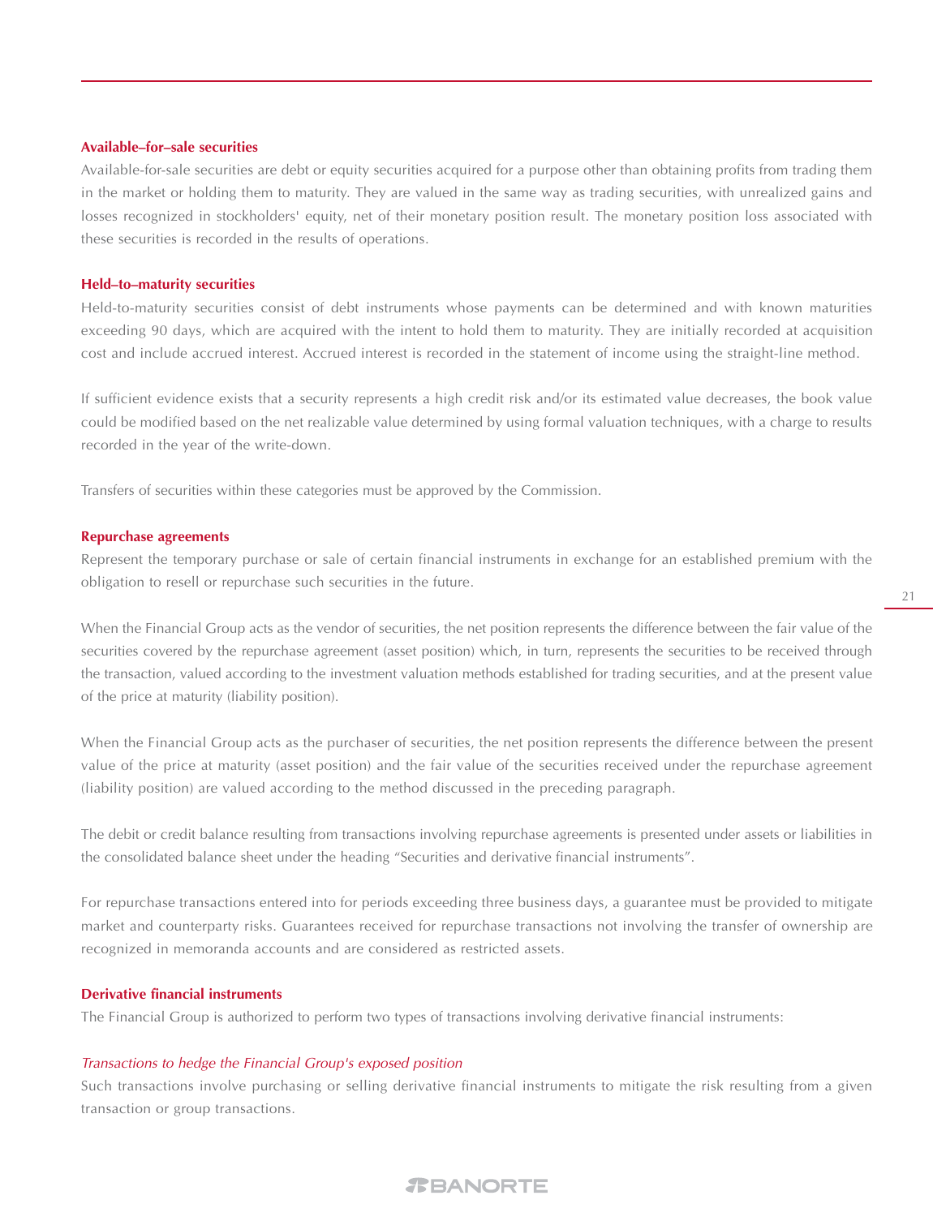### Available–for–sale securities

Available-for-sale securities are debt or equity securities acquired for a purpose other than obtaining profits from trading them in the market or holding them to maturity. They are valued in the same way as trading securities, with unrealized gains and losses recognized in stockholders' equity, net of their monetary position result. The monetary position loss associated with these securities is recorded in the results of operations.

### Held–to–maturity securities

Held-to-maturity securities consist of debt instruments whose payments can be determined and with known maturities exceeding 90 days, which are acquired with the intent to hold them to maturity. They are initially recorded at acquisition cost and include accrued interest. Accrued interest is recorded in the statement of income using the straight-line method.

If sufficient evidence exists that a security represents a high credit risk and/or its estimated value decreases, the book value could be modified based on the net realizable value determined by using formal valuation techniques, with a charge to results recorded in the year of the write-down.

Transfers of securities within these categories must be approved by the Commission.

### Repurchase agreements

Represent the temporary purchase or sale of certain financial instruments in exchange for an established premium with the obligation to resell or repurchase such securities in the future.

When the Financial Group acts as the vendor of securities, the net position represents the difference between the fair value of the securities covered by the repurchase agreement (asset position) which, in turn, represents the securities to be received through the transaction, valued according to the investment valuation methods established for trading securities, and at the present value of the price at maturity (liability position).

When the Financial Group acts as the purchaser of securities, the net position represents the difference between the present value of the price at maturity (asset position) and the fair value of the securities received under the repurchase agreement (liability position) are valued according to the method discussed in the preceding paragraph.

The debit or credit balance resulting from transactions involving repurchase agreements is presented under assets or liabilities in the consolidated balance sheet under the heading “Securities and derivative financial instruments”.

For repurchase transactions entered into for periods exceeding three business days, a guarantee must be provided to mitigate market and counterparty risks. Guarantees received for repurchase transactions not involving the transfer of ownership are recognized in memoranda accounts and are considered as restricted assets.

### Derivative financial instruments

The Financial Group is authorized to perform two types of transactions involving derivative financial instruments:

*Transactions to hedge the Financial Group's exposed position*

Such transactions involve purchasing or selling derivative financial instruments to mitigate the risk resulting from a given transaction or group transactions.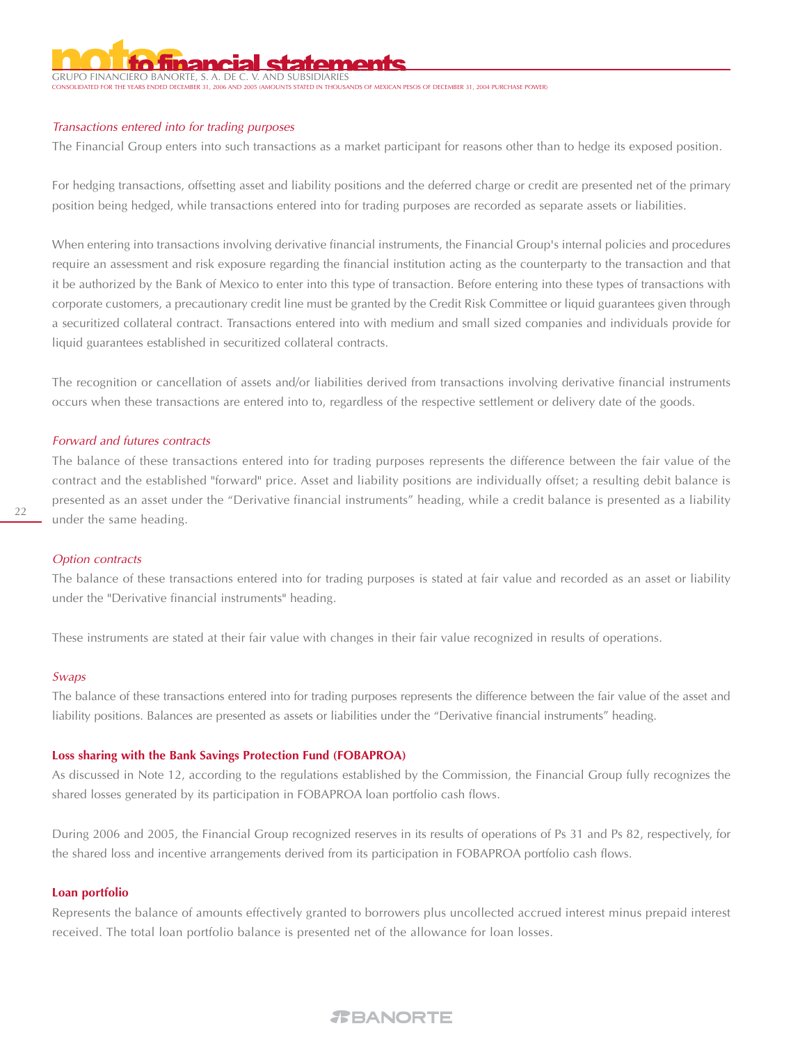*Transactions entered into for trading purposes*

The Financial Group enters into such transactions as a market participant for reasons other than to hedge its exposed position.

For hedging transactions, offsetting asset and liability positions and the deferred charge or credit are presented net of the primary position being hedged, while transactions entered into for trading purposes are recorded as separate assets or liabilities.

When entering into transactions involving derivative financial instruments, the Financial Group's internal policies and procedures require an assessment and risk exposure regarding the financial institution acting as the counterparty to the transaction and that it be authorized by the Bank of Mexico to enter into this type of transaction. Before entering into these types of transactions with corporate customers, a precautionary credit line must be granted by the Credit Risk Committee or liquid guarantees given through a securitized collateral contract. Transactions entered into with medium and small sized companies and individuals provide for liquid guarantees established in securitized collateral contracts.

The recognition or cancellation of assets and/or liabilities derived from transactions involving derivative financial instruments occurs when these transactions are entered into to, regardless of the respective settlement or delivery date of the goods.

*Forward and futures contracts*

The balance of these transactions entered into for trading purposes represents the difference between the fair value of the contract and the established "forward" price. Asset and liability positions are individually offset; a resulting debit balance is presented as an asset under the “Derivative financial instruments” heading, while a credit balance is presented as a liability under the same heading.

*Option contracts*

The balance of these transactions entered into for trading purposes is stated at fair value and recorded as an asset or liability under the "Derivative financial instruments" heading.

These instruments are stated at their fair value with changes in their fair value recognized in results of operations.

*Swaps*

The balance of these transactions entered into for trading purposes represents the difference between the fair value of the asset and liability positions. Balances are presented as assets or liabilities under the “Derivative financial instruments” heading.

**Loss sharing with the Bank Savings Protection Fund (FOBAPROA)**

As discussed in Note 12, according to the regulations established by the Commission, the Financial Group fully recognizes the shared losses generated by its participation in FOBAPROA loan portfolio cash flows.

During 2006 and 2005, the Financial Group recognized reserves in its results of operations of Ps 31 and Ps 82, respectively, for the shared loss and incentive arrangements derived from its participation in FOBAPROA portfolio cash flows.

**Loan portfolio**

Represents the balance of amounts effectively granted to borrowers plus uncollected accrued interest minus prepaid interest received. The total loan portfolio balance is presented net of the allowance for loan losses.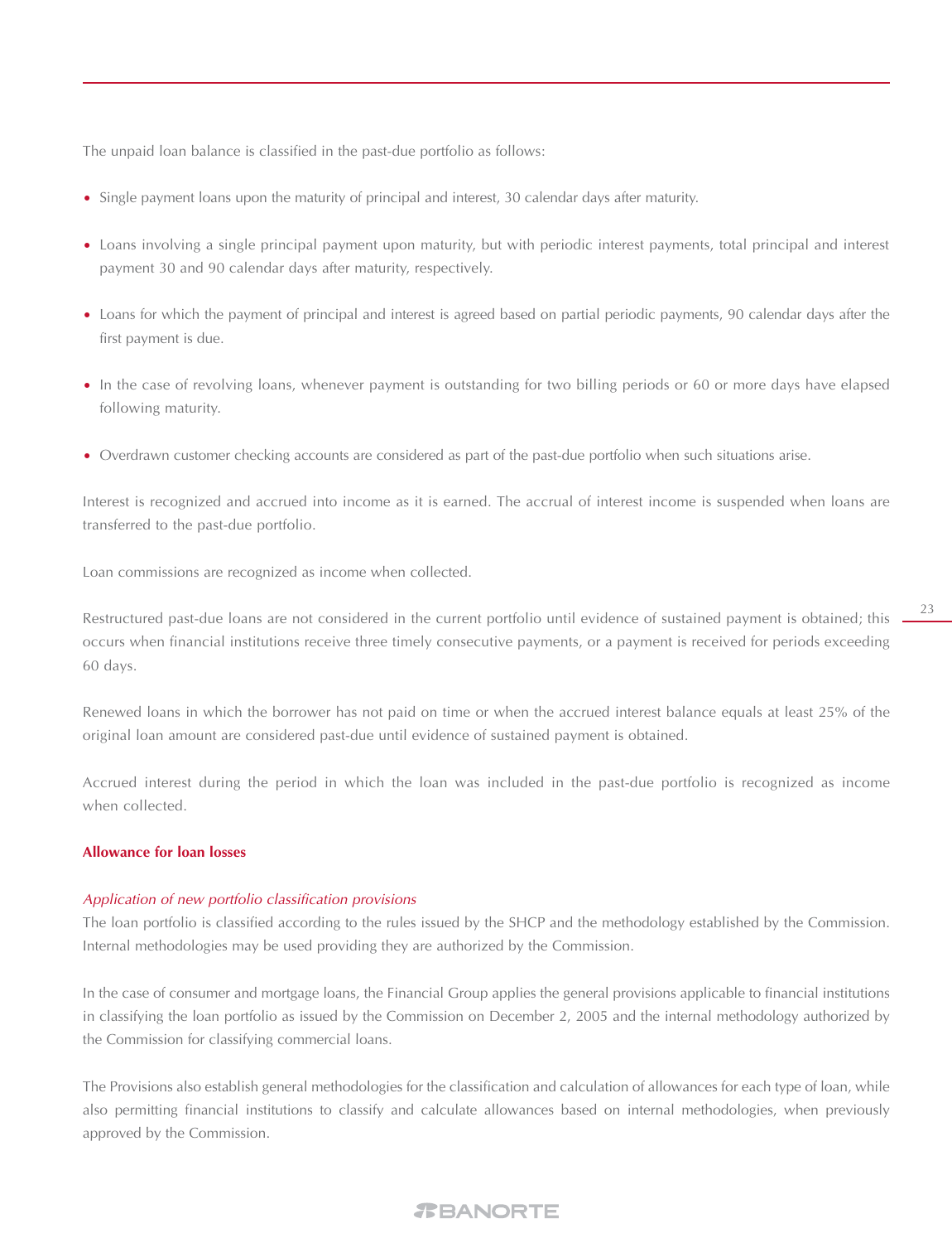The unpaid loan balance is classified in the past-due portfolio as follows:

- Single payment loans upon the maturity of principal and interest, 30 calendar days after maturity.
- Loans involving a single principal payment upon maturity, but with periodic interest payments, total principal and interest payment 30 and 90 calendar days after maturity, respectively.
- Loans for which the payment of principal and interest is agreed based on partial periodic payments, 90 calendar days after the first payment is due.
- In the case of revolving loans, whenever payment is outstanding for two billing periods or 60 or more days have elapsed following maturity.
- Overdrawn customer checking accounts are considered as part of the past-due portfolio when such situations arise.

Interest is recognized and accrued into income as it is earned. The accrual of interest income is suspended when loans are transferred to the past-due portfolio.

Loan commissions are recognized as income when collected.

Restructured past-due loans are not considered in the current portfolio until evidence of sustained payment is obtained; this occurs when financial institutions receive three timely consecutive payments, or a payment is received for periods exceeding 60 days.

Renewed loans in which the borrower has not paid on time or when the accrued interest balance equals at least 25% of the original loan amount are considered past-due until evidence of sustained payment is obtained.

Accrued interest during the period in which the loan was included in the past-due portfolio is recognized as income when collected.

**Allowance for loan losses**

*Application of new portfolio classification provisions*

The loan portfolio is classified according to the rules issued by the SHCP and the methodology established by the Commission. Internal methodologies may be used providing they are authorized by the Commission.

In the case of consumer and mortgage loans, the Financial Group applies the general provisions applicable to financial institutions in classifying the loan portfolio as issued by the Commission on December 2, 2005 and the internal methodology authorized by the Commission for classifying commercial loans.

The Provisions also establish general methodologies for the classification and calculation of allowances for each type of loan, while also permitting financial institutions to classify and calculate allowances based on internal methodologies, when previously approved by the Commission.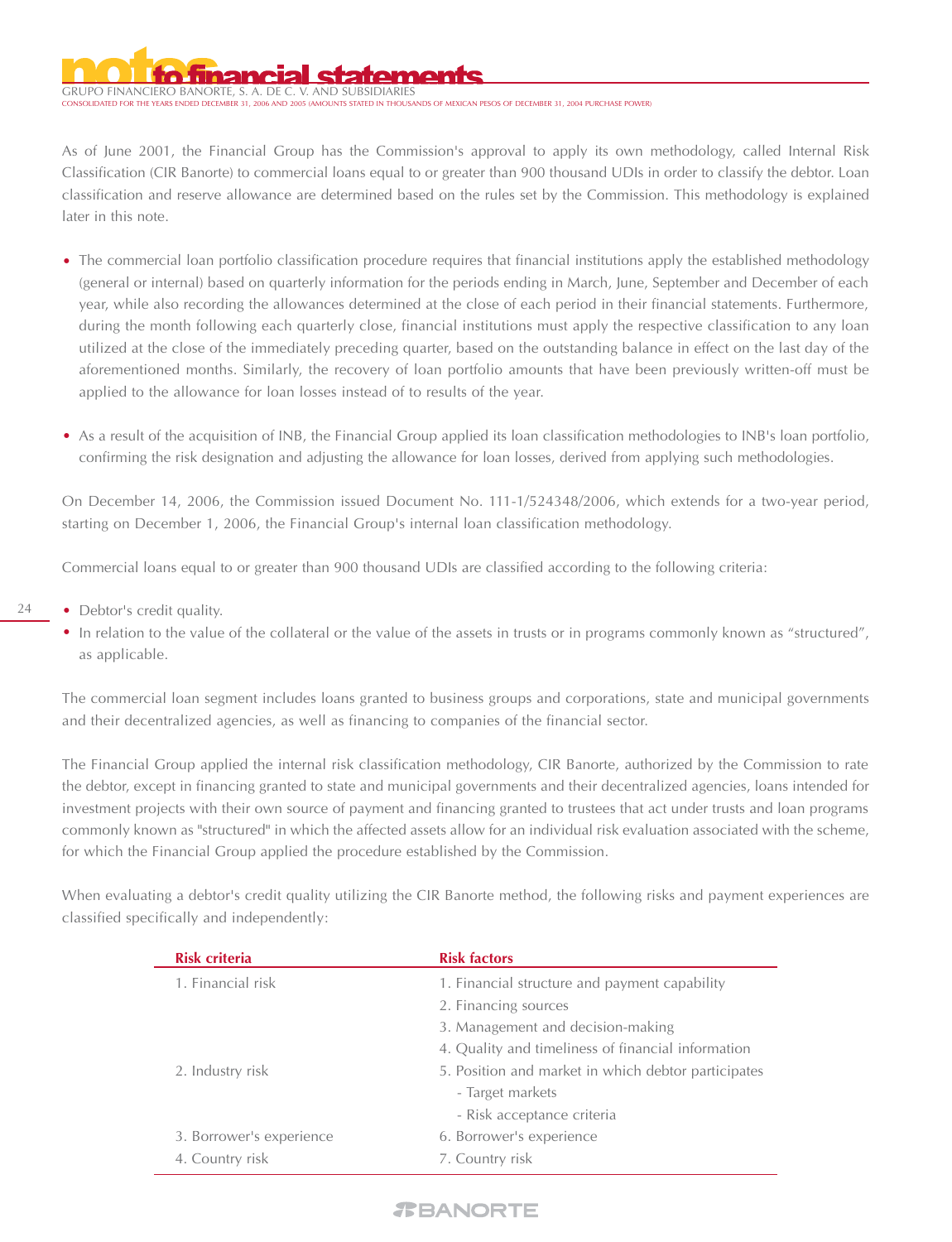As of June 2001, the Financial Group has the Commission's approval to apply its own methodology, called Internal Risk Classification (CIR Banorte) to commercial loans equal to or greater than 900 thousand UDIs in order to classify the debtor. Loan classification and reserve allowance are determined based on the rules set by the Commission. This methodology is explained later in this note.

- The commercial loan portfolio classification procedure requires that financial institutions apply the established methodology (general or internal) based on quarterly information for the periods ending in March, June, September and December of each year, while also recording the allowances determined at the close of each period in their financial statements. Furthermore, during the month following each quarterly close, financial institutions must apply the respective classification to any loan utilized at the close of the immediately preceding quarter, based on the outstanding balance in effect on the last day of the aforementioned months. Similarly, the recovery of loan portfolio amounts that have been previously written-off must be applied to the allowance for loan losses instead of to results of the year.

- As a result of the acquisition of INB, the Financial Group applied its loan classification methodologies to INB's loan portfolio, confirming the risk designation and adjusting the allowance for loan losses, derived from applying such methodologies.

On December 14, 2006, the Commission issued Document No. 111-1/524348/2006, which extends for a two-year period, starting on December 1, 2006, the Financial Group's internal loan classification methodology.

Commercial loans equal to or greater than 900 thousand UDIs are classified according to the following criteria:

- Debtor's credit quality.
- In relation to the value of the collateral or the value of the assets in trusts or in programs commonly known as "structured", as applicable.

The commercial loan segment includes loans granted to business groups and corporations, state and municipal governments and their decentralized agencies, as well as financing to companies of the financial sector.

The Financial Group applied the internal risk classification methodology, CIR Banorte, authorized by the Commission to rate the debtor, except in financing granted to state and municipal governments and their decentralized agencies, loans intended for investment projects with their own source of payment and financing granted to trustees that act under trusts and loan programs commonly known as "structured" in which the affected assets allow for an individual risk evaluation associated with the scheme, for which the Financial Group applied the procedure established by the Commission.

When evaluating a debtor's credit quality utilizing the CIR Banorte method, the following risks and payment experiences are classified specifically and independently:

| Risk criteria | Risk factors |
|---|---|
| 1. Financial risk | 1. Financial structure and payment capability |
| | 2. Financing sources |
| | 3. Management and decision-making |
| | 4. Quality and timeliness of financial information |
| 2. Industry risk | 5. Position and market in which debtor participates |
| | - Target markets |
| | - Risk acceptance criteria |
| 3. Borrower's experience | 6. Borrower's experience |
| 4. Country risk | 7. Country risk |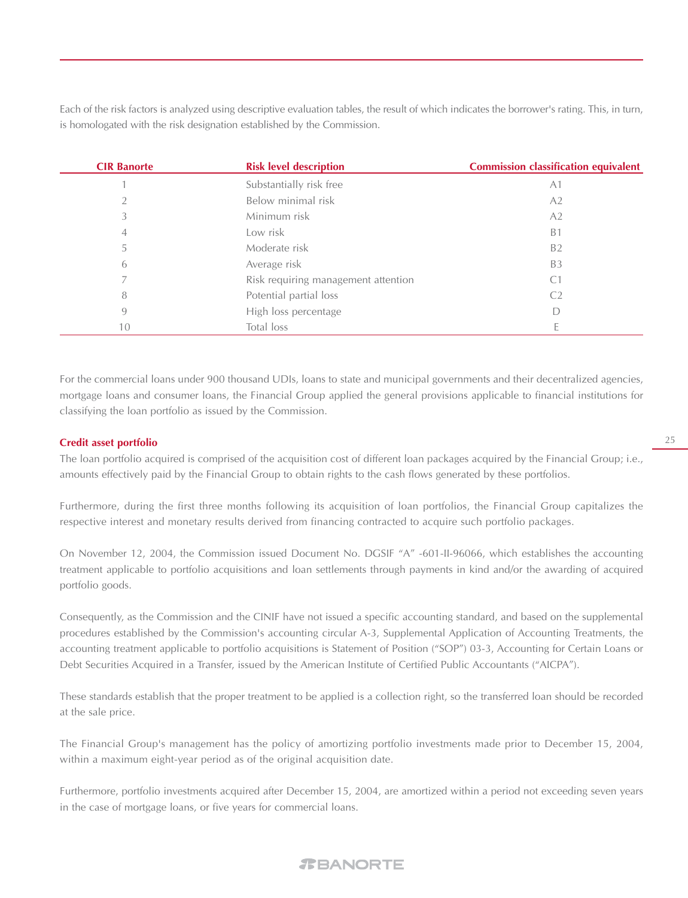Each of the risk factors is analyzed using descriptive evaluation tables, the result of which indicates the borrower's rating. This, in turn, is homologated with the risk designation established by the Commission.

| CIR Banorte | Risk level description | Commission classification equivalent |
|---|---|---|
| 1 | Substantially risk free | A1 |
| 2 | Below minimal risk | A2 |
| 3 | Minimum risk | A2 |
| 4 | Low risk | B1 |
| 5 | Moderate risk | B2 |
| 6 | Average risk | B3 |
| 7 | Risk requiring management attention | C1 |
| 8 | Potential partial loss | C2 |
| 9 | High loss percentage | D |
| 10 | Total loss | E |

For the commercial loans under 900 thousand UDIs, loans to state and municipal governments and their decentralized agencies, mortgage loans and consumer loans, the Financial Group applied the general provisions applicable to financial institutions for classifying the loan portfolio as issued by the Commission.

**Credit asset portfolio**

The loan portfolio acquired is comprised of the acquisition cost of different loan packages acquired by the Financial Group; i.e., amounts effectively paid by the Financial Group to obtain rights to the cash flows generated by these portfolios.

Furthermore, during the first three months following its acquisition of loan portfolios, the Financial Group capitalizes the respective interest and monetary results derived from financing contracted to acquire such portfolio packages.

On November 12, 2004, the Commission issued Document No. DGSIF "A" -601-II-96066, which establishes the accounting treatment applicable to portfolio acquisitions and loan settlements through payments in kind and/or the awarding of acquired portfolio goods.

Consequently, as the Commission and the CINIF have not issued a specific accounting standard, and based on the supplemental procedures established by the Commission's accounting circular A-3, Supplemental Application of Accounting Treatments, the accounting treatment applicable to portfolio acquisitions is Statement of Position ("SOP") 03-3, Accounting for Certain Loans or Debt Securities Acquired in a Transfer, issued by the American Institute of Certified Public Accountants ("AICPA").

These standards establish that the proper treatment to be applied is a collection right, so the transferred loan should be recorded at the sale price.

The Financial Group's management has the policy of amortizing portfolio investments made prior to December 15, 2004, within a maximum eight-year period as of the original acquisition date.

Furthermore, portfolio investments acquired after December 15, 2004, are amortized within a period not exceeding seven years in the case of mortgage loans, or five years for commercial loans.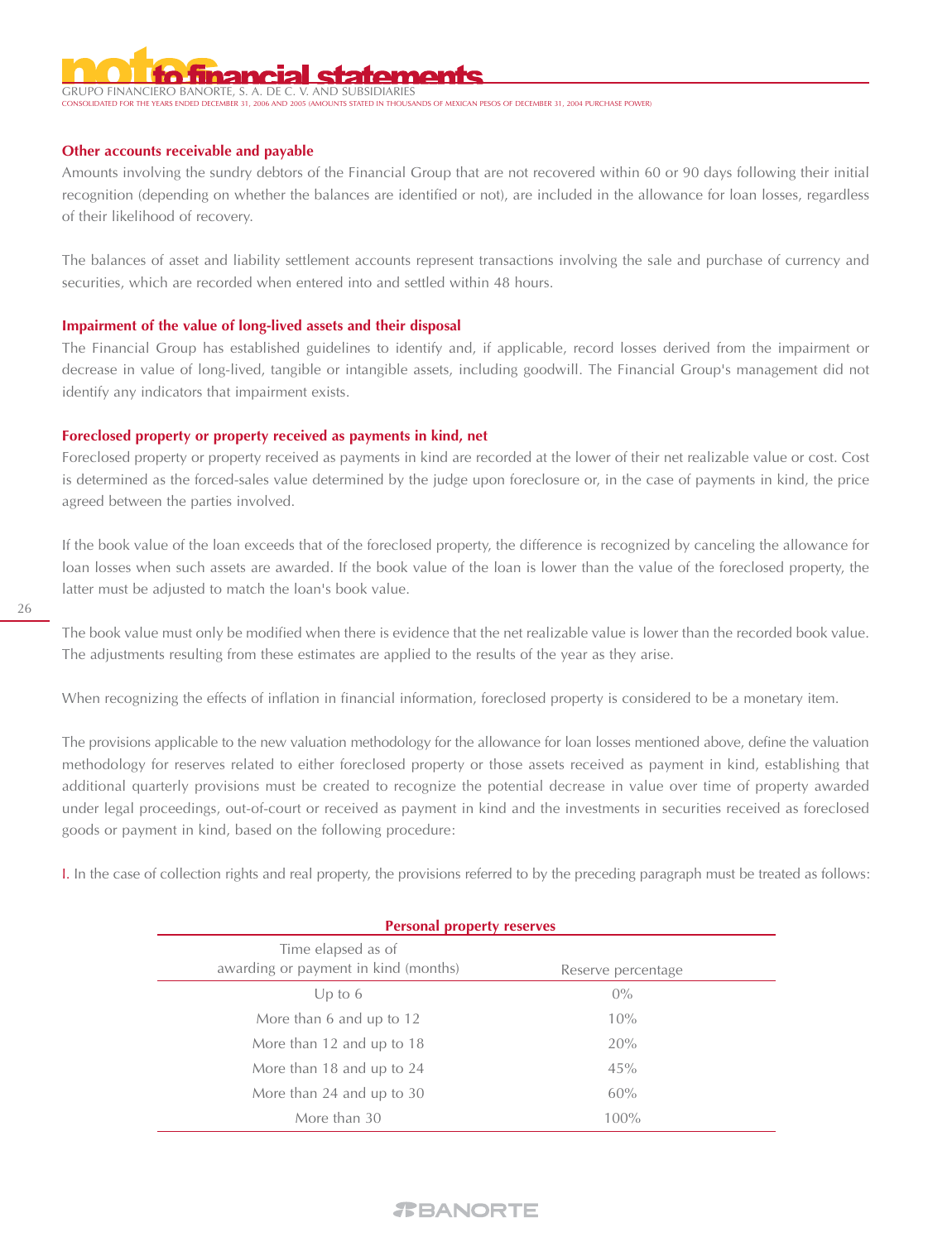### Other accounts receivable and payable

Amounts involving the sundry debtors of the Financial Group that are not recovered within 60 or 90 days following their initial recognition (depending on whether the balances are identified or not), are included in the allowance for loan losses, regardless of their likelihood of recovery.

The balances of asset and liability settlement accounts represent transactions involving the sale and purchase of currency and securities, which are recorded when entered into and settled within 48 hours.

### Impairment of the value of long-lived assets and their disposal

The Financial Group has established guidelines to identify and, if applicable, record losses derived from the impairment or decrease in value of long-lived, tangible or intangible assets, including goodwill. The Financial Group's management did not identify any indicators that impairment exists.

### Foreclosed property or property received as payments in kind, net

Foreclosed property or property received as payments in kind are recorded at the lower of their net realizable value or cost. Cost is determined as the forced-sales value determined by the judge upon foreclosure or, in the case of payments in kind, the price agreed between the parties involved.

If the book value of the loan exceeds that of the foreclosed property, the difference is recognized by canceling the allowance for loan losses when such assets are awarded. If the book value of the loan is lower than the value of the foreclosed property, the latter must be adjusted to match the loan's book value.

The book value must only be modified when there is evidence that the net realizable value is lower than the recorded book value. The adjustments resulting from these estimates are applied to the results of the year as they arise.

When recognizing the effects of inflation in financial information, foreclosed property is considered to be a monetary item.

The provisions applicable to the new valuation methodology for the allowance for loan losses mentioned above, define the valuation methodology for reserves related to either foreclosed property or those assets received as payment in kind, establishing that additional quarterly provisions must be created to recognize the potential decrease in value over time of property awarded under legal proceedings, out-of-court or received as payment in kind and the investments in securities received as foreclosed goods or payment in kind, based on the following procedure:

I. In the case of collection rights and real property, the provisions referred to by the preceding paragraph must be treated as follows:

**Personal property reserves**

| Time elapsed as of awarding or payment in kind (months) | Reserve percentage |
|---|---|
| Up to 6 | 0% |
| More than 6 and up to 12 | 10% |
| More than 12 and up to 18 | 20% |
| More than 18 and up to 24 | 45% |
| More than 24 and up to 30 | 60% |
| More than 30 | 100% |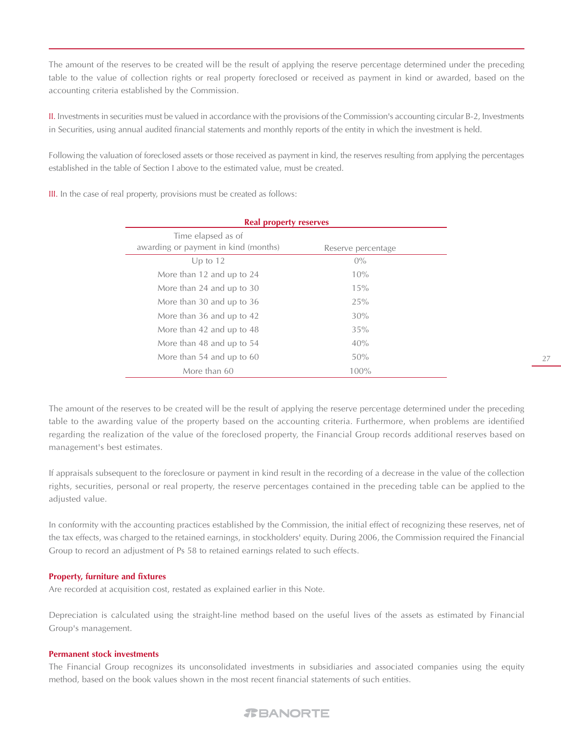The amount of the reserves to be created will be the result of applying the reserve percentage determined under the preceding table to the value of collection rights or real property foreclosed or received as payment in kind or awarded, based on the accounting criteria established by the Commission.

II. Investments in securities must be valued in accordance with the provisions of the Commission's accounting circular B-2, Investments in Securities, using annual audited financial statements and monthly reports of the entity in which the investment is held.

Following the valuation of foreclosed assets or those received as payment in kind, the reserves resulting from applying the percentages established in the table of Section I above to the estimated value, must be created.

III. In the case of real property, provisions must be created as follows:

**Real property reserves**

| Time elapsed as of awarding or payment in kind (months) | Reserve percentage |
|---|---|
| Up to 12 | 0% |
| More than 12 and up to 24 | 10% |
| More than 24 and up to 30 | 15% |
| More than 30 and up to 36 | 25% |
| More than 36 and up to 42 | 30% |
| More than 42 and up to 48 | 35% |
| More than 48 and up to 54 | 40% |
| More than 54 and up to 60 | 50% |
| More than 60 | 100% |

The amount of the reserves to be created will be the result of applying the reserve percentage determined under the preceding table to the awarding value of the property based on the accounting criteria. Furthermore, when problems are identified regarding the realization of the value of the foreclosed property, the Financial Group records additional reserves based on management's best estimates.

If appraisals subsequent to the foreclosure or payment in kind result in the recording of a decrease in the value of the collection rights, securities, personal or real property, the reserve percentages contained in the preceding table can be applied to the adjusted value.

In conformity with the accounting practices established by the Commission, the initial effect of recognizing these reserves, net of the tax effects, was charged to the retained earnings, in stockholders' equity. During 2006, the Commission required the Financial Group to record an adjustment of Ps 58 to retained earnings related to such effects.

### Property, furniture and fixtures

Are recorded at acquisition cost, restated as explained earlier in this Note.

Depreciation is calculated using the straight-line method based on the useful lives of the assets as estimated by Financial Group's management.

### Permanent stock investments

The Financial Group recognizes its unconsolidated investments in subsidiaries and associated companies using the equity method, based on the book values shown in the most recent financial statements of such entities.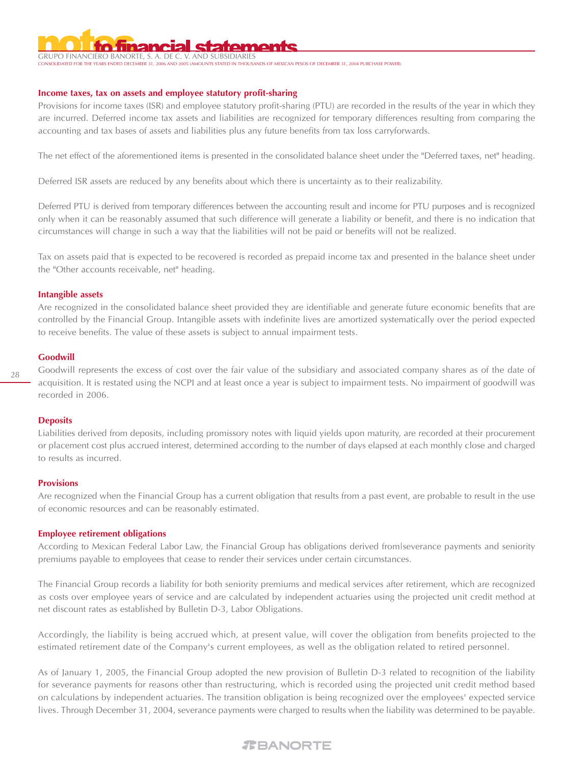### Income taxes, tax on assets and employee statutory profit-sharing

Provisions for income taxes (ISR) and employee statutory profit-sharing (PTU) are recorded in the results of the year in which they are incurred. Deferred income tax assets and liabilities are recognized for temporary differences resulting from comparing the accounting and tax bases of assets and liabilities plus any future benefits from tax loss carryforwards.

The net effect of the aforementioned items is presented in the consolidated balance sheet under the "Deferred taxes, net" heading.

Deferred ISR assets are reduced by any benefits about which there is uncertainty as to their realizability.

Deferred PTU is derived from temporary differences between the accounting result and income for PTU purposes and is recognized only when it can be reasonably assumed that such difference will generate a liability or benefit, and there is no indication that circumstances will change in such a way that the liabilities will not be paid or benefits will not be realized.

Tax on assets paid that is expected to be recovered is recorded as prepaid income tax and presented in the balance sheet under the "Other accounts receivable, net" heading.

### Intangible assets

Are recognized in the consolidated balance sheet provided they are identifiable and generate future economic benefits that are controlled by the Financial Group. Intangible assets with indefinite lives are amortized systematically over the period expected to receive benefits. The value of these assets is subject to annual impairment tests.

### Goodwill

Goodwill represents the excess of cost over the fair value of the subsidiary and associated company shares as of the date of acquisition. It is restated using the NCPI and at least once a year is subject to impairment tests. No impairment of goodwill was recorded in 2006.

### Deposits

Liabilities derived from deposits, including promissory notes with liquid yields upon maturity, are recorded at their procurement or placement cost plus accrued interest, determined according to the number of days elapsed at each monthly close and charged to results as incurred.

### Provisions

Are recognized when the Financial Group has a current obligation that results from a past event, are probable to result in the use of economic resources and can be reasonably estimated.

### Employee retirement obligations

According to Mexican Federal Labor Law, the Financial Group has obligations derived from severance payments and seniority premiums payable to employees that cease to render their services under certain circumstances.

The Financial Group records a liability for both seniority premiums and medical services after retirement, which are recognized as costs over employee years of service and are calculated by independent actuaries using the projected unit credit method at net discount rates as established by Bulletin D-3, Labor Obligations.

Accordingly, the liability is being accrued which, at present value, will cover the obligation from benefits projected to the estimated retirement date of the Company's current employees, as well as the obligation related to retired personnel.

As of January 1, 2005, the Financial Group adopted the new provision of Bulletin D-3 related to recognition of the liability for severance payments for reasons other than restructuring, which is recorded using the projected unit credit method based on calculations by independent actuaries. The transition obligation is being recognized over the employees' expected service lives. Through December 31, 2004, severance payments were charged to results when the liability was determined to be payable.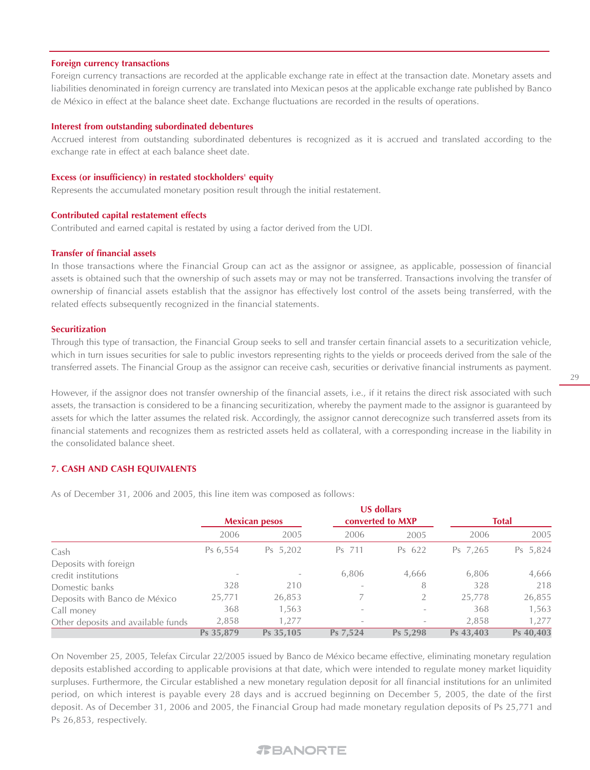### Foreign currency transactions

Foreign currency transactions are recorded at the applicable exchange rate in effect at the transaction date. Monetary assets and liabilities denominated in foreign currency are translated into Mexican pesos at the applicable exchange rate published by Banco de México in effect at the balance sheet date. Exchange fluctuations are recorded in the results of operations.

### Interest from outstanding subordinated debentures

Accrued interest from outstanding subordinated debentures is recognized as it is accrued and translated according to the exchange rate in effect at each balance sheet date.

### Excess (or insufficiency) in restated stockholders' equity

Represents the accumulated monetary position result through the initial restatement.

### Contributed capital restatement effects

Contributed and earned capital is restated by using a factor derived from the UDI.

### Transfer of financial assets

In those transactions where the Financial Group can act as the assignor or assignee, as applicable, possession of financial assets is obtained such that the ownership of such assets may or may not be transferred. Transactions involving the transfer of ownership of financial assets establish that the assignor has effectively lost control of the assets being transferred, with the related effects subsequently recognized in the financial statements.

### Securitization

Through this type of transaction, the Financial Group seeks to sell and transfer certain financial assets to a securitization vehicle, which in turn issues securities for sale to public investors representing rights to the yields or proceeds derived from the sale of the transferred assets. The Financial Group as the assignor can receive cash, securities or derivative financial instruments as payment.

However, if the assignor does not transfer ownership of the financial assets, i.e., if it retains the direct risk associated with such assets, the transaction is considered to be a financing securitization, whereby the payment made to the assignor is guaranteed by assets for which the latter assumes the related risk. Accordingly, the assignor cannot derecognize such transferred assets from its financial statements and recognizes them as restricted assets held as collateral, with a corresponding increase in the liability in the consolidated balance sheet.

## 7. CASH AND CASH EQUIVALENTS

As of December 31, 2006 and 2005, this line item was composed as follows:

| | Mexican pesos | | US dollars converted to MXP | | Total | |
|---|---|---|---|---|---|---|
| | 2006 | 2005 | 2006 | 2005 | 2006 | 2005 |
| Cash | Ps 6,554 | Ps 5,202 | Ps 711 | Ps 622 | Ps 7,265 | Ps 5,824 |
| Deposits with foreign credit institutions | - | - | 6,806 | 4,666 | 6,806 | 4,666 |
| Domestic banks | 328 | 210 | - | 8 | 328 | 218 |
| Deposits with Banco de México | 25,771 | 26,853 | 7 | 2 | 25,778 | 26,855 |
| Call money | 368 | 1,563 | - | - | 368 | 1,563 |
| Other deposits and available funds | 2,858 | 1,277 | - | - | 2,858 | 1,277 |
| | **Ps 35,879** | **Ps 35,105** | **Ps 7,524** | **Ps 5,298** | **Ps 43,403** | **Ps 40,403** |

On November 25, 2005, Telefax Circular 22/2005 issued by Banco de México became effective, eliminating monetary regulation deposits established according to applicable provisions at that date, which were intended to regulate money market liquidity surpluses. Furthermore, the Circular established a new monetary regulation deposit for all financial institutions for an unlimited period, on which interest is payable every 28 days and is accrued beginning on December 5, 2005, the date of the first deposit. As of December 31, 2006 and 2005, the Financial Group had made monetary regulation deposits of Ps 25,771 and Ps 26,853, respectively.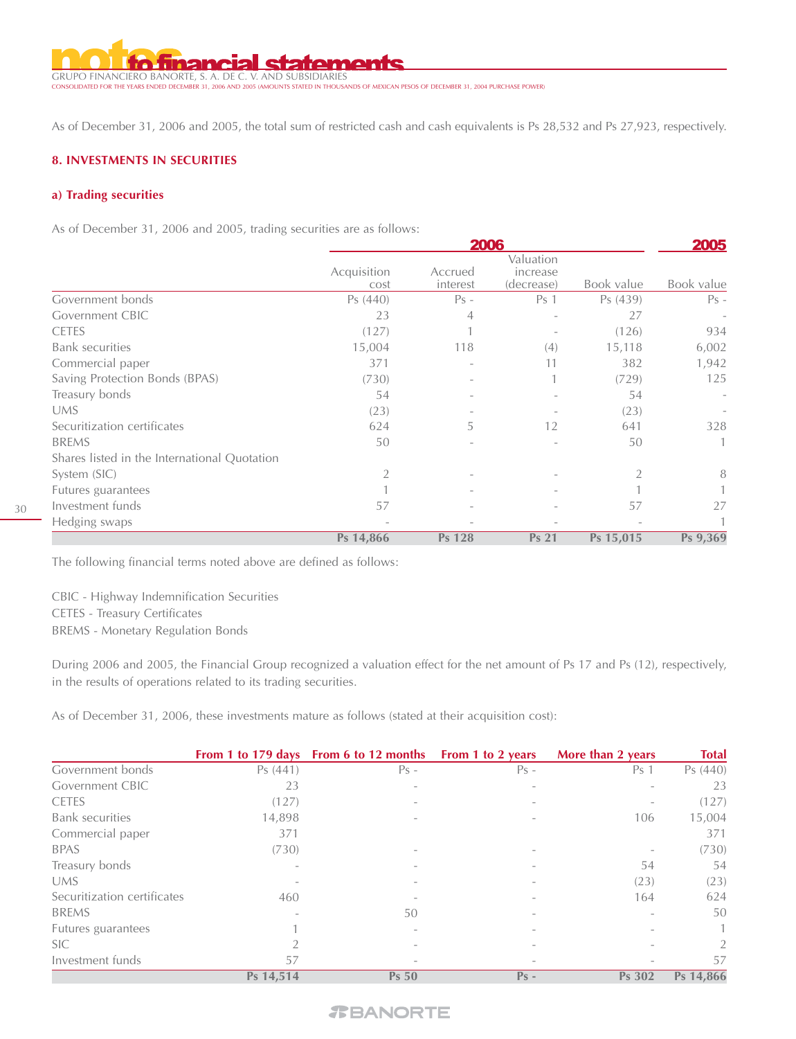As of December 31, 2006 and 2005, the total sum of restricted cash and cash equivalents is Ps 28,532 and Ps 27,923, respectively.

## 8. INVESTMENTS IN SECURITIES

### a) Trading securities

As of December 31, 2006 and 2005, trading securities are as follows:

| | 2006 | | | | 2005 |
|---|---|---|---|---|---|
| | Acquisition cost | Accrued interest | Valuation increase (decrease) | Book value | Book value |
| Government bonds | Ps (440) | Ps - | Ps 1 | Ps (439) | Ps - |
| Government CBIC | 23 | 4 | - | 27 | - |
| CETES | (127) | 1 | - | (126) | 934 |
| Bank securities | 15,004 | 118 | (4) | 15,118 | 6,002 |
| Commercial paper | 371 | - | 11 | 382 | 1,942 |
| Saving Protection Bonds (BPAS) | (730) | - | 1 | (729) | 125 |
| Treasury bonds | 54 | - | - | 54 | - |
| UMS | (23) | - | - | (23) | - |
| Securitization certificates | 624 | 5 | 12 | 641 | 328 |
| BREMS | 50 | - | - | 50 | 1 |
| Shares listed in the International Quotation System (SIC) | 2 | - | - | 2 | 8 |
| Futures guarantees | 1 | - | - | 1 | 1 |
| Investment funds | 57 | - | - | 57 | 27 |
| Hedging swaps | - | - | - | - | 1 |
| | **Ps 14,866** | **Ps 128** | **Ps 21** | **Ps 15,015** | **Ps 9,369** |

The following financial terms noted above are defined as follows:

CBIC - Highway Indemnification Securities
CETES - Treasury Certificates
BREMS - Monetary Regulation Bonds

During 2006 and 2005, the Financial Group recognized a valuation effect for the net amount of Ps 17 and Ps (12), respectively, in the results of operations related to its trading securities.

As of December 31, 2006, these investments mature as follows (stated at their acquisition cost):

| | From 1 to 179 days | From 6 to 12 months | From 1 to 2 years | More than 2 years | Total |
|---|---|---|---|---|---|
| Government bonds | Ps (441) | Ps - | Ps - | Ps 1 | Ps (440) |
| Government CBIC | 23 | - | - | - | 23 |
| CETES | (127) | - | - | - | (127) |
| Bank securities | 14,898 | - | - | 106 | 15,004 |
| Commercial paper | 371 | | | | 371 |
| BPAS | (730) | - | - | - | (730) |
| Treasury bonds | - | - | - | 54 | 54 |
| UMS | - | - | - | (23) | (23) |
| Securitization certificates | 460 | - | - | 164 | 624 |
| BREMS | - | 50 | - | - | 50 |
| Futures guarantees | 1 | - | - | - | 1 |
| SIC | 2 | - | - | - | 2 |
| Investment funds | 57 | - | - | - | 57 |
| | **Ps 14,514** | **Ps 50** | **Ps -** | **Ps 302** | **Ps 14,866** |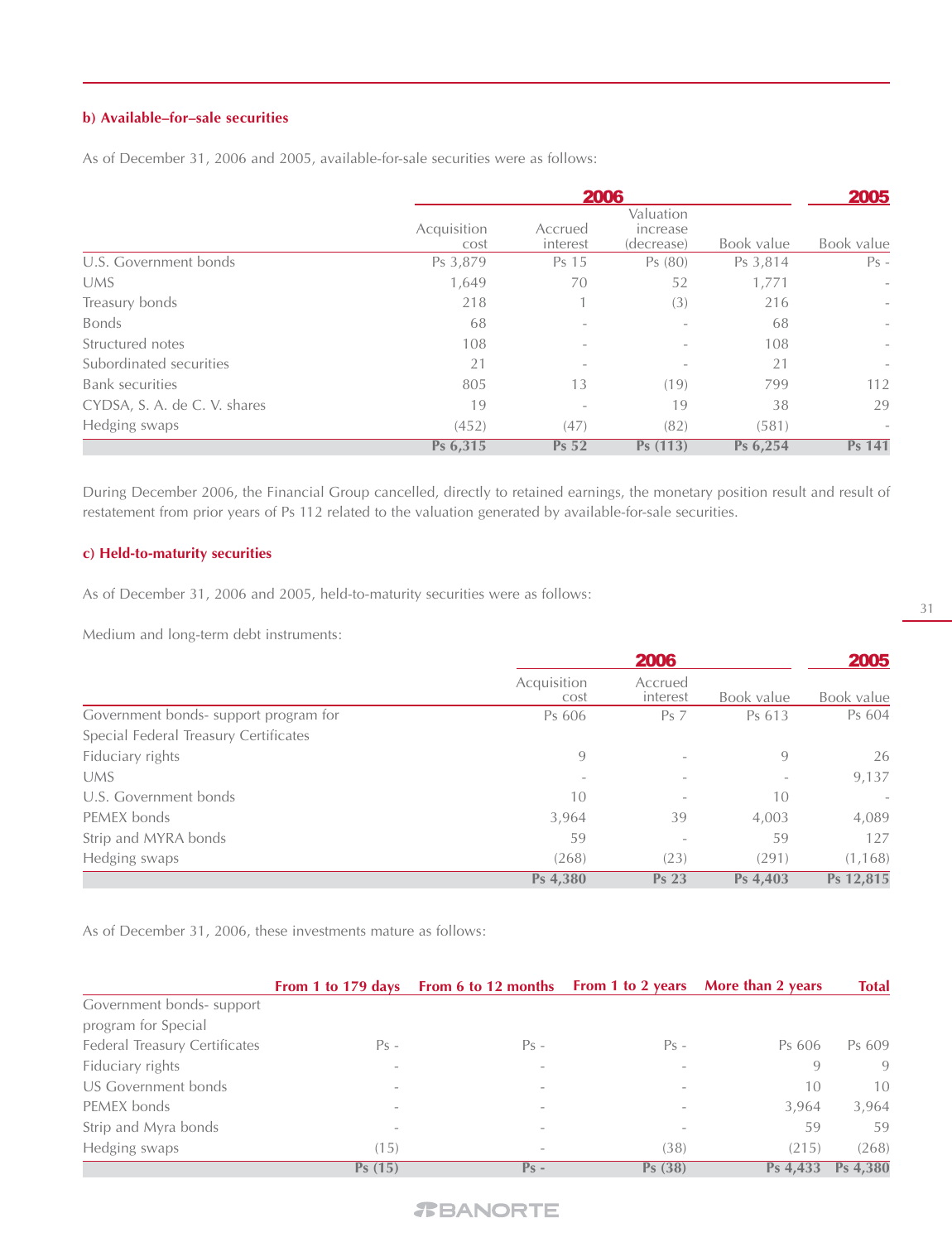**b) Available–for–sale securities**

As of December 31, 2006 and 2005, available-for-sale securities were as follows:

| | 2006 | | | | 2005 |
|---|---|---|---|---|---|
| | Acquisition cost | Accrued interest | Valuation increase (decrease) | Book value | Book value |
| U.S. Government bonds | Ps 3,879 | Ps 15 | Ps (80) | Ps 3,814 | Ps - |
| UMS | 1,649 | 70 | 52 | 1,771 | - |
| Treasury bonds | 218 | 1 | (3) | 216 | - |
| Bonds | 68 | - | - | 68 | - |
| Structured notes | 108 | - | - | 108 | - |
| Subordinated securities | 21 | - | - | 21 | - |
| Bank securities | 805 | 13 | (19) | 799 | 112 |
| CYDSA, S. A. de C. V. shares | 19 | - | 19 | 38 | 29 |
| Hedging swaps | (452) | (47) | (82) | (581) | - |
| | **Ps 6,315** | **Ps 52** | **Ps (113)** | **Ps 6,254** | **Ps 141** |

During December 2006, the Financial Group cancelled, directly to retained earnings, the monetary position result and result of restatement from prior years of Ps 112 related to the valuation generated by available-for-sale securities.

**c) Held-to-maturity securities**

As of December 31, 2006 and 2005, held-to-maturity securities were as follows:

Medium and long-term debt instruments:

| | 2006 | | | 2005 |
|---|---|---|---|---|
| | Acquisition cost | Accrued interest | Book value | Book value |
| Government bonds- support program for Special Federal Treasury Certificates | Ps 606 | Ps 7 | Ps 613 | Ps 604 |
| Fiduciary rights | 9 | - | 9 | 26 |
| UMS | - | - | - | 9,137 |
| U.S. Government bonds | 10 | - | 10 | - |
| PEMEX bonds | 3,964 | 39 | 4,003 | 4,089 |
| Strip and MYRA bonds | 59 | - | 59 | 127 |
| Hedging swaps | (268) | (23) | (291) | (1,168) |
| | **Ps 4,380** | **Ps 23** | **Ps 4,403** | **Ps 12,815** |

As of December 31, 2006, these investments mature as follows:

| | From 1 to 179 days | From 6 to 12 months | From 1 to 2 years | More than 2 years | Total |
|---|---|---|---|---|---|
| Government bonds- support program for Special Federal Treasury Certificates | Ps - | Ps - | Ps - | Ps 606 | Ps 609 |
| Fiduciary rights | - | - | - | 9 | 9 |
| US Government bonds | - | - | - | 10 | 10 |
| PEMEX bonds | - | - | - | 3,964 | 3,964 |
| Strip and Myra bonds | - | - | - | 59 | 59 |
| Hedging swaps | (15) | - | (38) | (215) | (268) |
| | **Ps (15)** | **Ps -** | **Ps (38)** | **Ps 4,433** | **Ps 4,380** |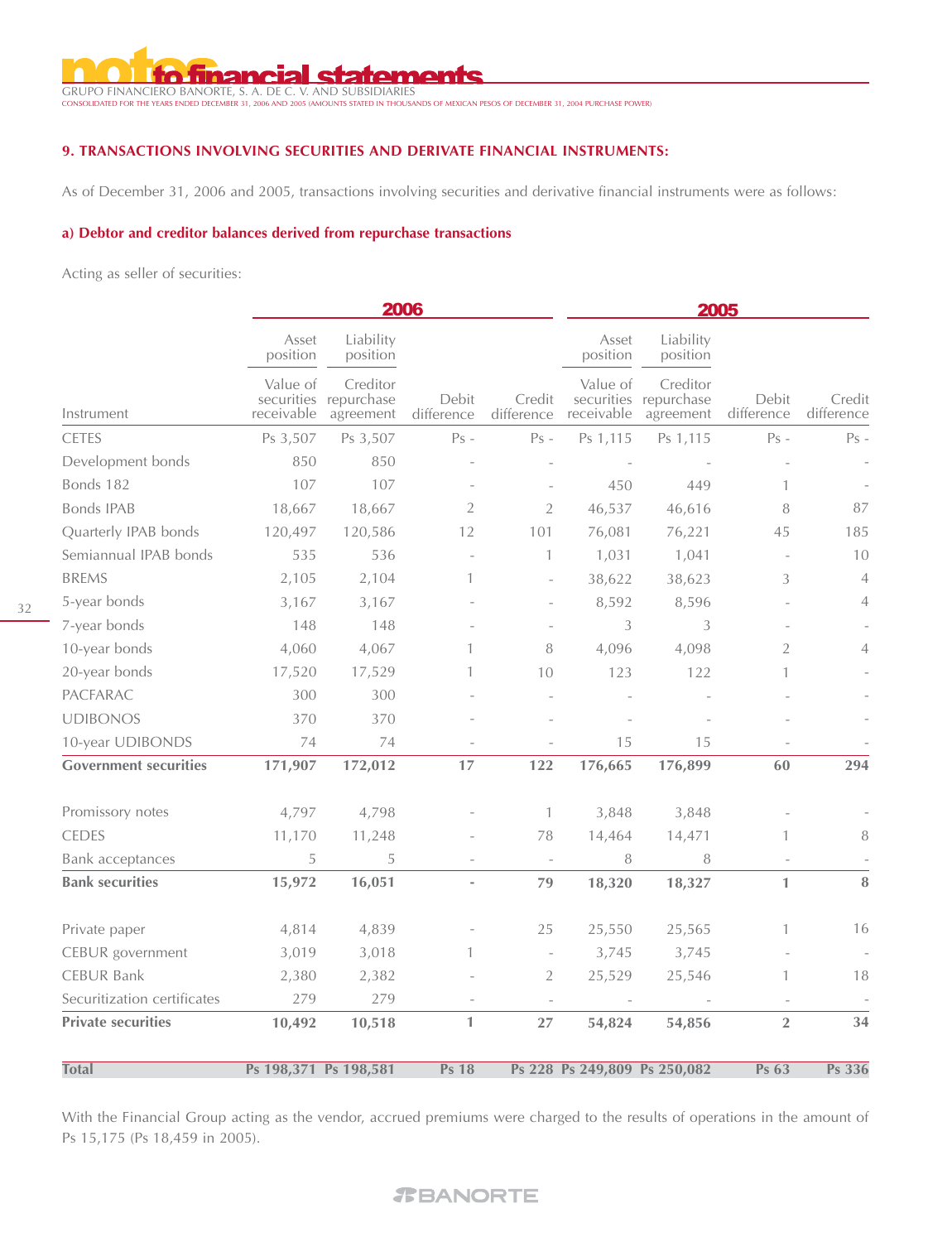## 9. TRANSACTIONS INVOLVING SECURITIES AND DERIVATE FINANCIAL INSTRUMENTS:

As of December 31, 2006 and 2005, transactions involving securities and derivative financial instruments were as follows:

### a) Debtor and creditor balances derived from repurchase transactions

Acting as seller of securities:

| | 2006 | | | | 2005 | | | |
|---|---|---|---|---|---|---|---|---|
| | Asset position | Liability position | | | Asset position | Liability position | | |
| Instrument | Value of securities receivable | Creditor repurchase agreement | Debit difference | Credit difference | Value of securities receivable | Creditor repurchase agreement | Debit difference | Credit difference |
| CETES | Ps 3,507 | Ps 3,507 | Ps - | Ps - | Ps 1,115 | Ps 1,115 | Ps - | Ps - |
| Development bonds | 850 | 850 | - | - | - | - | - | - |
| Bonds 182 | 107 | 107 | - | - | 450 | 449 | 1 | - |
| Bonds IPAB | 18,667 | 18,667 | 2 | 2 | 46,537 | 46,616 | 8 | 87 |
| Quarterly IPAB bonds | 120,497 | 120,586 | 12 | 101 | 76,081 | 76,221 | 45 | 185 |
| Semiannual IPAB bonds | 535 | 536 | - | 1 | 1,031 | 1,041 | - | 10 |
| BREMS | 2,105 | 2,104 | 1 | - | 38,622 | 38,623 | 3 | 4 |
| 5-year bonds | 3,167 | 3,167 | - | - | 8,592 | 8,596 | - | 4 |
| 7-year bonds | 148 | 148 | - | - | 3 | 3 | - | - |
| 10-year bonds | 4,060 | 4,067 | 1 | 8 | 4,096 | 4,098 | 2 | 4 |
| 20-year bonds | 17,520 | 17,529 | 1 | 10 | 123 | 122 | 1 | - |
| PACFARAC | 300 | 300 | - | - | - | - | - | - |
| UDIBONOS | 370 | 370 | - | - | - | - | - | - |
| 10-year UDIBONDS | 74 | 74 | - | - | 15 | 15 | - | - |
| **Government securities** | **171,907** | **172,012** | **17** | **122** | **176,665** | **176,899** | **60** | **294** |
| Promissory notes | 4,797 | 4,798 | - | 1 | 3,848 | 3,848 | - | - |
| CEDES | 11,170 | 11,248 | - | 78 | 14,464 | 14,471 | 1 | 8 |
| Bank acceptances | 5 | 5 | - | - | 8 | 8 | - | - |
| **Bank securities** | **15,972** | **16,051** | **-** | **79** | **18,320** | **18,327** | **1** | **8** |
| Private paper | 4,814 | 4,839 | - | 25 | 25,550 | 25,565 | 1 | 16 |
| CEBUR government | 3,019 | 3,018 | 1 | - | 3,745 | 3,745 | - | - |
| CEBUR Bank | 2,380 | 2,382 | - | 2 | 25,529 | 25,546 | 1 | 18 |
| Securitization certificates | 279 | 279 | - | - | - | - | - | - |
| **Private securities** | **10,492** | **10,518** | **1** | **27** | **54,824** | **54,856** | **2** | **34** |
| **Total** | **Ps 198,371** | **Ps 198,581** | **Ps 18** | **Ps 228** | **Ps 249,809** | **Ps 250,082** | **Ps 63** | **Ps 336** |

With the Financial Group acting as the vendor, accrued premiums were charged to the results of operations in the amount of Ps 15,175 (Ps 18,459 in 2005).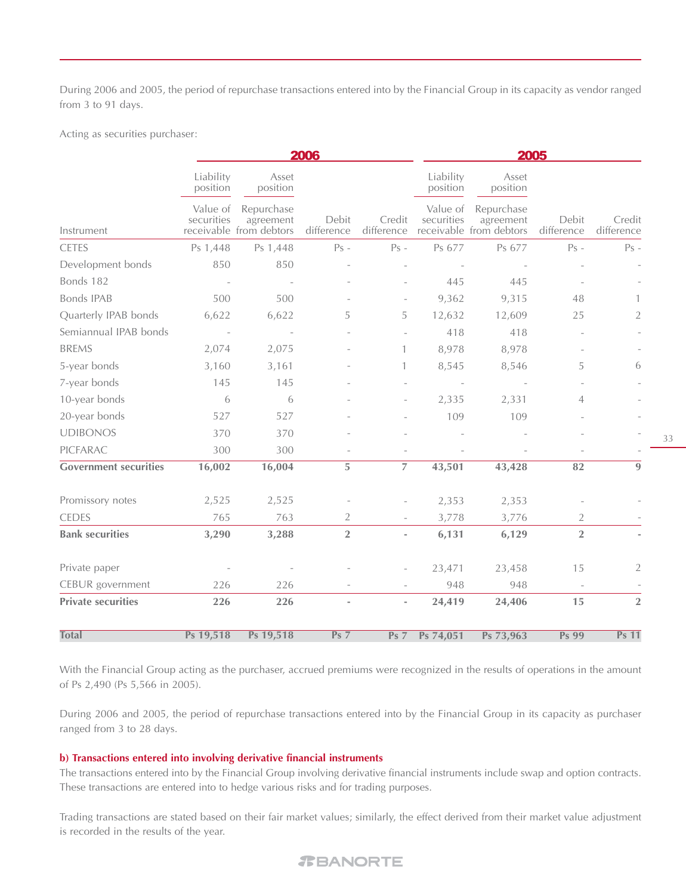During 2006 and 2005, the period of repurchase transactions entered into by the Financial Group in its capacity as vendor ranged from 3 to 91 days.

Acting as securities purchaser:

| | 2006 | | | | 2005 | | | |
|---|---|---|---|---|---|---|---|---|
| | Liability position | Asset position | | | Liability position | Asset position | | |
| Instrument | Value of securities receivable | Repurchase agreement from debtors | Debit difference | Credit difference | Value of securities receivable | Repurchase agreement from debtors | Debit difference | Credit difference |
| CETES | Ps 1,448 | Ps 1,448 | Ps - | Ps - | Ps 677 | Ps 677 | Ps - | Ps - |
| Development bonds | 850 | 850 | - | - | - | - | - | - |
| Bonds 182 | - | - | - | - | 445 | 445 | - | - |
| Bonds IPAB | 500 | 500 | - | - | 9,362 | 9,315 | 48 | 1 |
| Quarterly IPAB bonds | 6,622 | 6,622 | 5 | 5 | 12,632 | 12,609 | 25 | 2 |
| Semiannual IPAB bonds | - | - | - | - | 418 | 418 | - | - |
| BREMS | 2,074 | 2,075 | - | 1 | 8,978 | 8,978 | - | - |
| 5-year bonds | 3,160 | 3,161 | - | 1 | 8,545 | 8,546 | 5 | 6 |
| 7-year bonds | 145 | 145 | - | - | - | - | - | - |
| 10-year bonds | 6 | 6 | - | - | 2,335 | 2,331 | 4 | - |
| 20-year bonds | 527 | 527 | - | - | 109 | 109 | - | - |
| UDIBONOS | 370 | 370 | - | - | - | - | - | - |
| PICFARAC | 300 | 300 | - | - | - | - | - | - |
| **Government securities** | **16,002** | **16,004** | **5** | **7** | **43,501** | **43,428** | **82** | **9** |
| Promissory notes | 2,525 | 2,525 | - | - | 2,353 | 2,353 | - | - |
| CEDES | 765 | 763 | 2 | - | 3,778 | 3,776 | 2 | - |
| **Bank securities** | **3,290** | **3,288** | **2** | **-** | **6,131** | **6,129** | **2** | **-** |
| Private paper | - | - | - | - | 23,471 | 23,458 | 15 | 2 |
| CEBUR government | 226 | 226 | - | - | 948 | 948 | - | - |
| **Private securities** | **226** | **226** | **-** | **-** | **24,419** | **24,406** | **15** | **2** |
| **Total** | **Ps 19,518** | **Ps 19,518** | **Ps 7** | **Ps 7** | **Ps 74,051** | **Ps 73,963** | **Ps 99** | **Ps 11** |

With the Financial Group acting as the purchaser, accrued premiums were recognized in the results of operations in the amount of Ps 2,490 (Ps 5,566 in 2005).

During 2006 and 2005, the period of repurchase transactions entered into by the Financial Group in its capacity as purchaser ranged from 3 to 28 days.

**b) Transactions entered into involving derivative financial instruments**

The transactions entered into by the Financial Group involving derivative financial instruments include swap and option contracts. These transactions are entered into to hedge various risks and for trading purposes.

Trading transactions are stated based on their fair market values; similarly, the effect derived from their market value adjustment is recorded in the results of the year.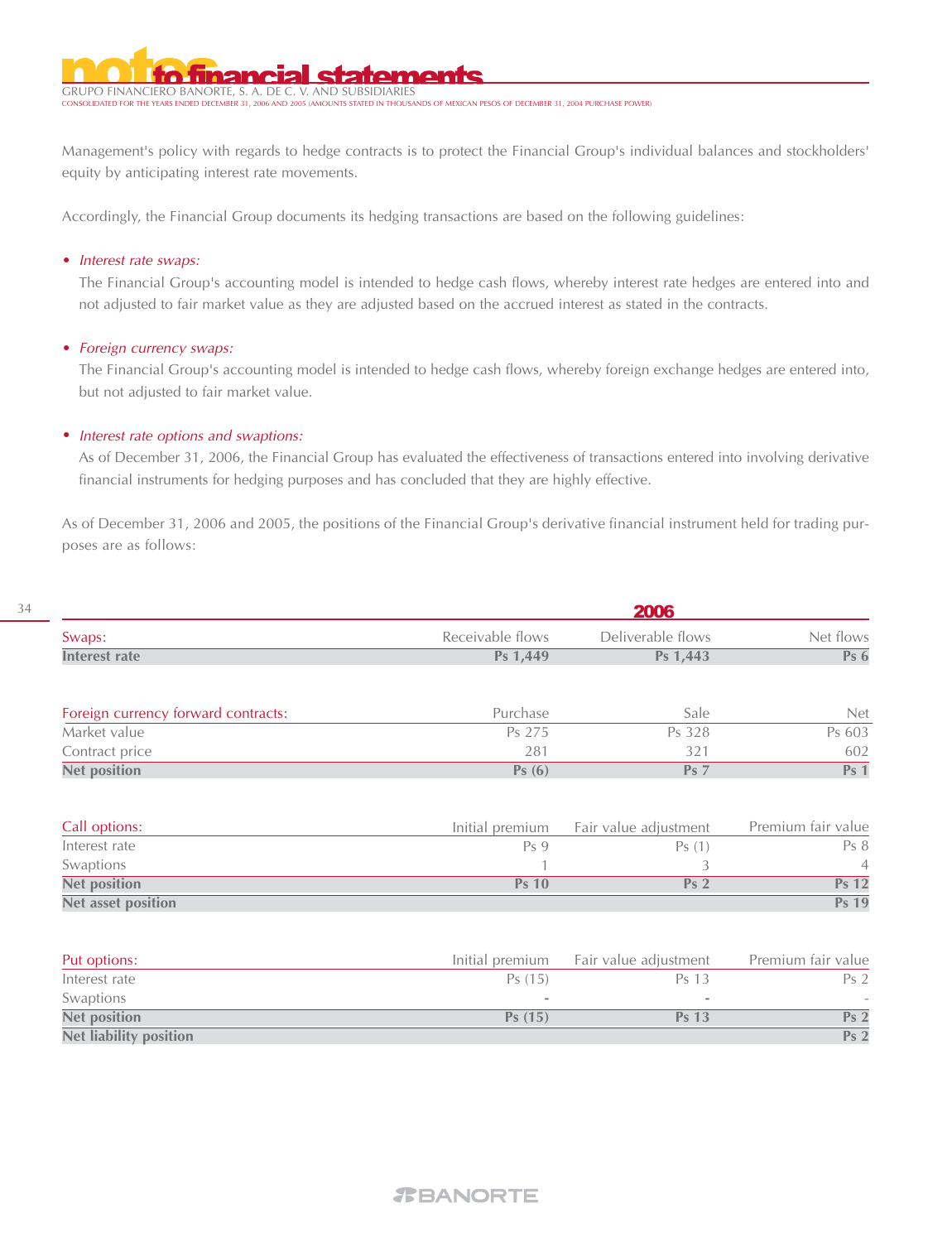Management's policy with regards to hedge contracts is to protect the Financial Group's individual balances and stockholders' equity by anticipating interest rate movements.

Accordingly, the Financial Group documents its hedging transactions are based on the following guidelines:

- *Interest rate swaps:*
  The Financial Group's accounting model is intended to hedge cash flows, whereby interest rate hedges are entered into and not adjusted to fair market value as they are adjusted based on the accrued interest as stated in the contracts.

- *Foreign currency swaps:*
  The Financial Group's accounting model is intended to hedge cash flows, whereby foreign exchange hedges are entered into, but not adjusted to fair market value.

- *Interest rate options and swaptions:*
  As of December 31, 2006, the Financial Group has evaluated the effectiveness of transactions entered into involving derivative financial instruments for hedging purposes and has concluded that they are highly effective.

As of December 31, 2006 and 2005, the positions of the Financial Group's derivative financial instrument held for trading purposes are as follows:

**2006**

| Swaps: | Receivable flows | Deliverable flows | Net flows |
|---|---|---|---|
| **Interest rate** | **Ps 1,449** | **Ps 1,443** | **Ps 6** |

| Foreign currency forward contracts: | Purchase | Sale | Net |
|---|---|---|---|
| Market value | Ps 275 | Ps 328 | Ps 603 |
| Contract price | 281 | 321 | 602 |
| **Net position** | **Ps (6)** | **Ps 7** | **Ps 1** |

| Call options: | Initial premium | Fair value adjustment | Premium fair value |
|---|---|---|---|
| Interest rate | Ps 9 | Ps (1) | Ps 8 |
| Swaptions | 1 | 3 | 4 |
| **Net position** | **Ps 10** | **Ps 2** | **Ps 12** |
| **Net asset position** | | | **Ps 19** |

| Put options: | Initial premium | Fair value adjustment | Premium fair value |
|---|---|---|---|
| Interest rate | Ps (15) | Ps 13 | Ps 2 |
| Swaptions | - | - | - |
| **Net position** | **Ps (15)** | **Ps 13** | **Ps 2** |
| **Net liability position** | | | **Ps 2** |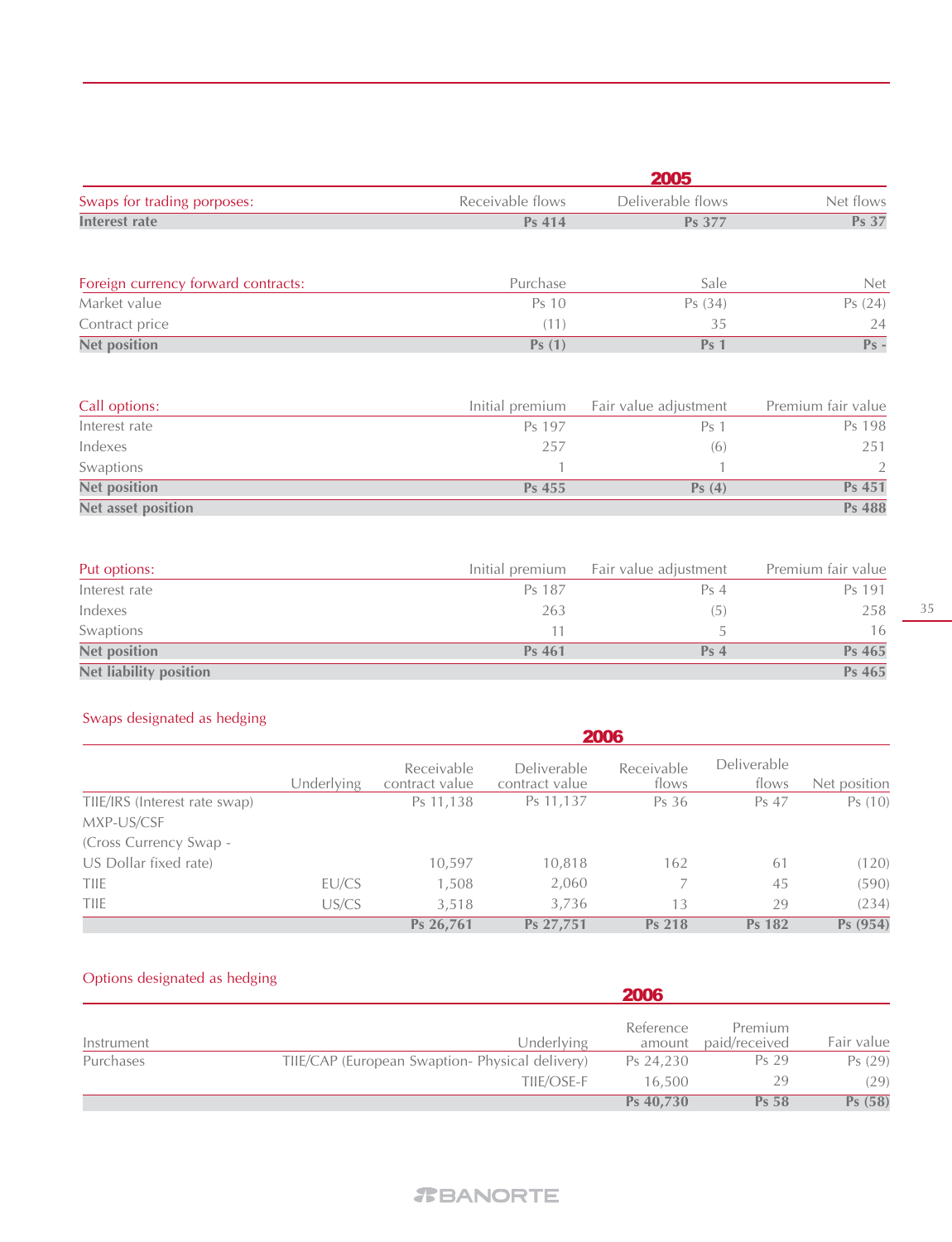| 2005 | | | |
|---|---|---|---|
| Swaps for trading porposes: | Receivable flows | Deliverable flows | Net flows |
| **Interest rate** | **Ps 414** | **Ps 377** | **Ps 37** |

| Foreign currency forward contracts: | Purchase | Sale | Net |
|---|---|---|---|
| Market value | Ps 10 | Ps (34) | Ps (24) |
| Contract price | (11) | 35 | 24 |
| **Net position** | **Ps (1)** | **Ps 1** | **Ps -** |

| Call options: | Initial premium | Fair value adjustment | Premium fair value |
|---|---|---|---|
| Interest rate | Ps 197 | Ps 1 | Ps 198 |
| Indexes | 257 | (6) | 251 |
| Swaptions | 1 | 1 | 2 |
| **Net position** | **Ps 455** | **Ps (4)** | **Ps 451** |
| **Net asset position** | | | **Ps 488** |

| Put options: | Initial premium | Fair value adjustment | Premium fair value |
|---|---|---|---|
| Interest rate | Ps 187 | Ps 4 | Ps 191 |
| Indexes | 263 | (5) | 258 |
| Swaptions | 11 | 5 | 16 |
| **Net position** | **Ps 461** | **Ps 4** | **Ps 465** |
| **Net liability position** | | | **Ps 465** |

Swaps designated as hedging

| 2006 | | | | | | |
|---|---|---|---|---|---|---|
| | Underlying | Receivable contract value | Deliverable contract value | Receivable flows | Deliverable flows | Net position |
| TIIE/IRS (Interest rate swap) | | Ps 11,138 | Ps 11,137 | Ps 36 | Ps 47 | Ps (10) |
| MXP-US/CSF (Cross Currency Swap - US Dollar fixed rate) | | 10,597 | 10,818 | 162 | 61 | (120) |
| TIIE | EU/CS | 1,508 | 2,060 | 7 | 45 | (590) |
| TIIE | US/CS | 3,518 | 3,736 | 13 | 29 | (234) |
| | | **Ps 26,761** | **Ps 27,751** | **Ps 218** | **Ps 182** | **Ps (954)** |

Options designated as hedging

| 2006 | | | | |
|---|---|---|---|---|
| Instrument | Underlying | Reference amount | Premium paid/received | Fair value |
| Purchases | TIIE/CAP (European Swaption- Physical delivery) | Ps 24,230 | Ps 29 | Ps (29) |
| | TIIE/OSE-F | 16,500 | 29 | (29) |
| | | **Ps 40,730** | **Ps 58** | **Ps (58)** |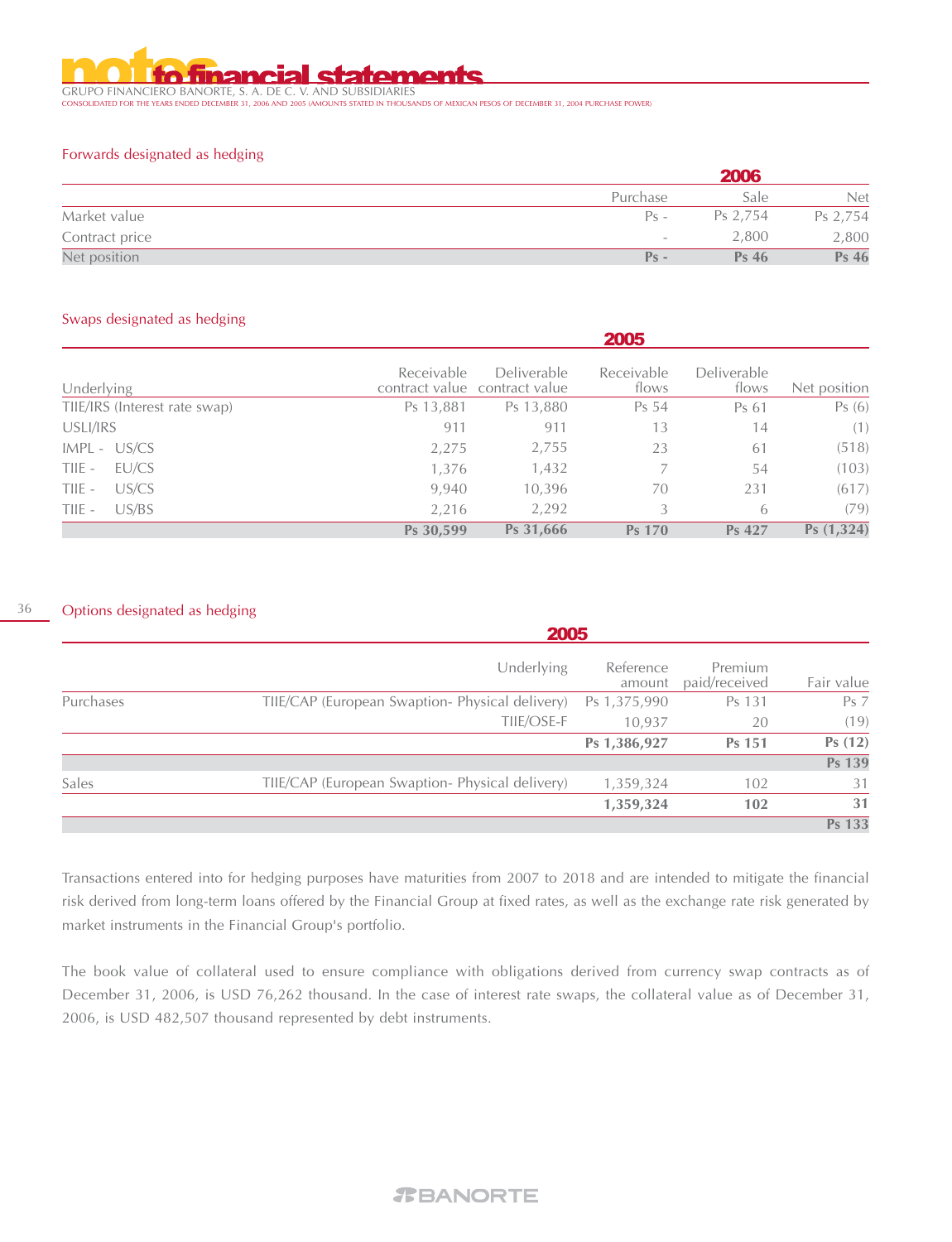### Forwards designated as hedging

| | 2006 | | |
|---|---|---|---|
| | Purchase | Sale | Net |
| Market value | Ps - | Ps 2,754 | Ps 2,754 |
| Contract price | - | 2,800 | 2,800 |
| **Net position** | **Ps -** | **Ps 46** | **Ps 46** |

### Swaps designated as hedging

| | 2005 | | | | |
|---|---|---|---|---|---|
| Underlying | Receivable contract value | Deliverable contract value | Receivable flows | Deliverable flows | Net position |
| TIIE/IRS (Interest rate swap) | Ps 13,881 | Ps 13,880 | Ps 54 | Ps 61 | Ps (6) |
| USLI/IRS | 911 | 911 | 13 | 14 | (1) |
| IMPL - US/CS | 2,275 | 2,755 | 23 | 61 | (518) |
| TIIE - EU/CS | 1,376 | 1,432 | 7 | 54 | (103) |
| TIIE - US/CS | 9,940 | 10,396 | 70 | 231 | (617) |
| TIIE - US/BS | 2,216 | 2,292 | 3 | 6 | (79) |
| | **Ps 30,599** | **Ps 31,666** | **Ps 170** | **Ps 427** | **Ps (1,324)** |

### Options designated as hedging

| | 2005 | | | |
|---|---|---|---|---|
| | Underlying | Reference amount | Premium paid/received | Fair value |
| Purchases | TIIE/CAP (European Swaption- Physical delivery) | Ps 1,375,990 | Ps 131 | Ps 7 |
| | TIIE/OSE-F | 10,937 | 20 | (19) |
| | | **Ps 1,386,927** | **Ps 151** | **Ps (12)** |
| | | | | **Ps 139** |
| Sales | TIIE/CAP (European Swaption- Physical delivery) | 1,359,324 | 102 | 31 |
| | | **1,359,324** | **102** | **31** |
| | | | | **Ps 133** |

Transactions entered into for hedging purposes have maturities from 2007 to 2018 and are intended to mitigate the financial risk derived from long-term loans offered by the Financial Group at fixed rates, as well as the exchange rate risk generated by market instruments in the Financial Group's portfolio.

The book value of collateral used to ensure compliance with obligations derived from currency swap contracts as of December 31, 2006, is USD 76,262 thousand. In the case of interest rate swaps, the collateral value as of December 31, 2006, is USD 482,507 thousand represented by debt instruments.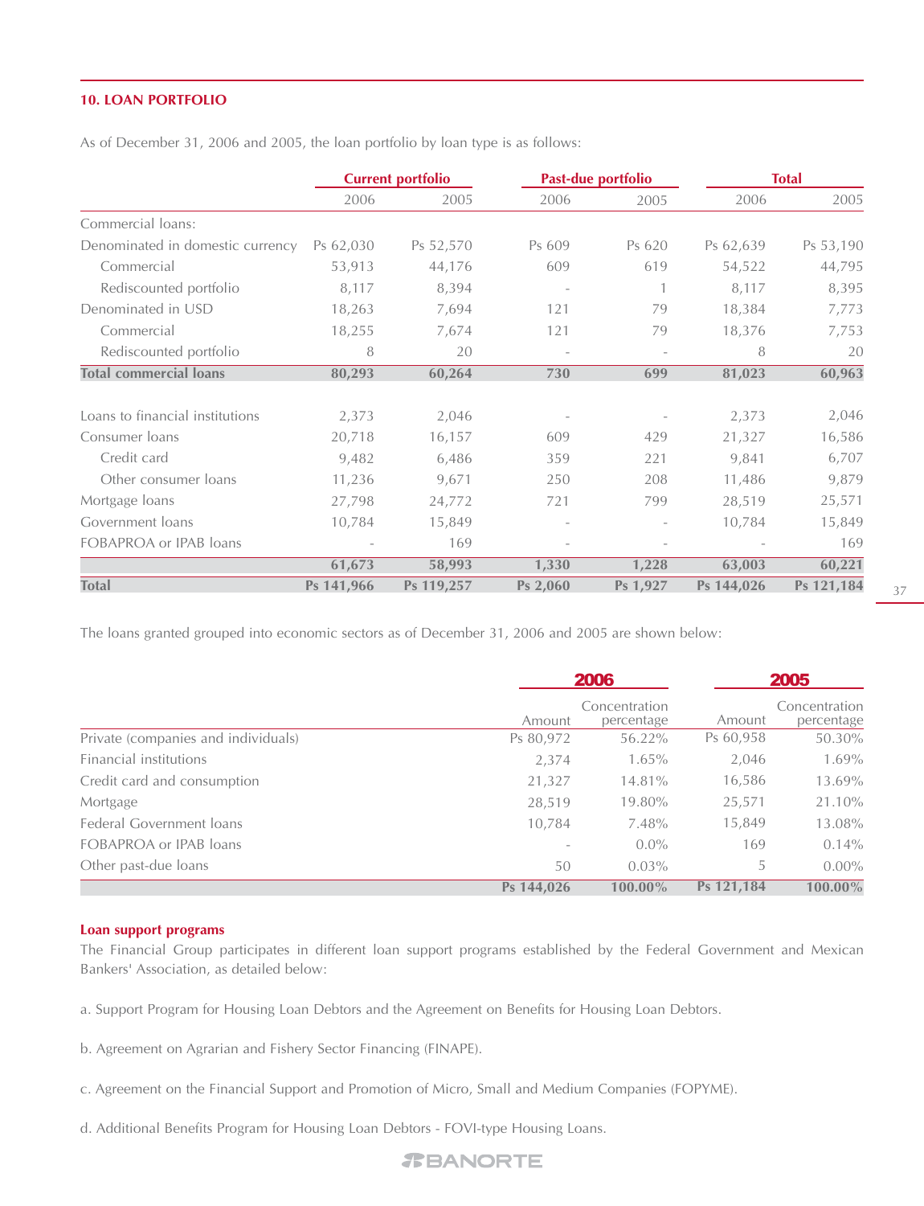## 10. LOAN PORTFOLIO

As of December 31, 2006 and 2005, the loan portfolio by loan type is as follows:

| | Current portfolio | | Past-due portfolio | | Total | |
|---|---|---|---|---|---|---|
| | 2006 | 2005 | 2006 | 2005 | 2006 | 2005 |
| Commercial loans: | | | | | | |
| Denominated in domestic currency | Ps 62,030 | Ps 52,570 | Ps 609 | Ps 620 | Ps 62,639 | Ps 53,190 |
| Commercial | 53,913 | 44,176 | 609 | 619 | 54,522 | 44,795 |
| Rediscounted portfolio | 8,117 | 8,394 | - | 1 | 8,117 | 8,395 |
| Denominated in USD | 18,263 | 7,694 | 121 | 79 | 18,384 | 7,773 |
| Commercial | 18,255 | 7,674 | 121 | 79 | 18,376 | 7,753 |
| Rediscounted portfolio | 8 | 20 | - | - | 8 | 20 |
| **Total commercial loans** | **80,293** | **60,264** | **730** | **699** | **81,023** | **60,963** |
| | | | | | | |
| Loans to financial institutions | 2,373 | 2,046 | - | - | 2,373 | 2,046 |
| Consumer loans | 20,718 | 16,157 | 609 | 429 | 21,327 | 16,586 |
| Credit card | 9,482 | 6,486 | 359 | 221 | 9,841 | 6,707 |
| Other consumer loans | 11,236 | 9,671 | 250 | 208 | 11,486 | 9,879 |
| Mortgage loans | 27,798 | 24,772 | 721 | 799 | 28,519 | 25,571 |
| Government loans | 10,784 | 15,849 | - | - | 10,784 | 15,849 |
| FOBAPROA or IPAB loans | - | 169 | - | - | - | 169 |
| | **61,673** | **58,993** | **1,330** | **1,228** | **63,003** | **60,221** |
| **Total** | **Ps 141,966** | **Ps 119,257** | **Ps 2,060** | **Ps 1,927** | **Ps 144,026** | **Ps 121,184** |

The loans granted grouped into economic sectors as of December 31, 2006 and 2005 are shown below:

| | 2006 | | 2005 | |
|---|---|---|---|---|
| | Amount | Concentration percentage | Amount | Concentration percentage |
| Private (companies and individuals) | Ps 80,972 | 56.22% | Ps 60,958 | 50.30% |
| Financial institutions | 2,374 | 1.65% | 2,046 | 1.69% |
| Credit card and consumption | 21,327 | 14.81% | 16,586 | 13.69% |
| Mortgage | 28,519 | 19.80% | 25,571 | 21.10% |
| Federal Government loans | 10,784 | 7.48% | 15,849 | 13.08% |
| FOBAPROA or IPAB loans | - | 0.0% | 169 | 0.14% |
| Other past-due loans | 50 | 0.03% | 5 | 0.00% |
| | **Ps 144,026** | **100.00%** | **Ps 121,184** | **100.00%** |

### Loan support programs

The Financial Group participates in different loan support programs established by the Federal Government and Mexican Bankers' Association, as detailed below:

a. Support Program for Housing Loan Debtors and the Agreement on Benefits for Housing Loan Debtors.

b. Agreement on Agrarian and Fishery Sector Financing (FINAPE).

c. Agreement on the Financial Support and Promotion of Micro, Small and Medium Companies (FOPYME).

d. Additional Benefits Program for Housing Loan Debtors - FOVI-type Housing Loans.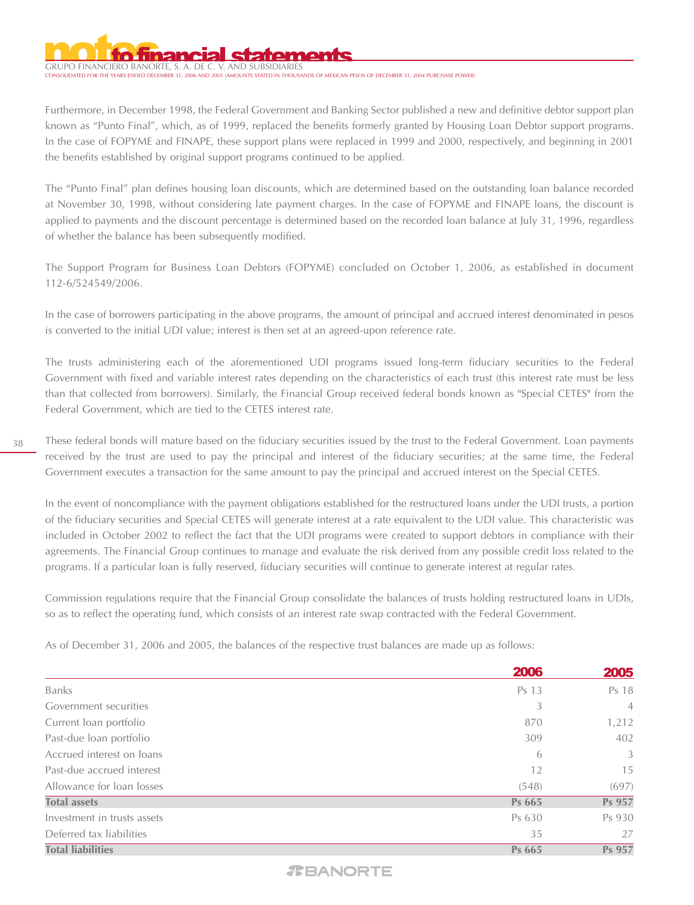Furthermore, in December 1998, the Federal Government and Banking Sector published a new and definitive debtor support plan known as "Punto Final", which, as of 1999, replaced the benefits formerly granted by Housing Loan Debtor support programs. In the case of FOPYME and FINAPE, these support plans were replaced in 1999 and 2000, respectively, and beginning in 2001 the benefits established by original support programs continued to be applied.

The "Punto Final" plan defines housing loan discounts, which are determined based on the outstanding loan balance recorded at November 30, 1998, without considering late payment charges. In the case of FOPYME and FINAPE loans, the discount is applied to payments and the discount percentage is determined based on the recorded loan balance at July 31, 1996, regardless of whether the balance has been subsequently modified.

The Support Program for Business Loan Debtors (FOPYME) concluded on October 1, 2006, as established in document 112-6/524549/2006.

In the case of borrowers participating in the above programs, the amount of principal and accrued interest denominated in pesos is converted to the initial UDI value; interest is then set at an agreed-upon reference rate.

The trusts administering each of the aforementioned UDI programs issued long-term fiduciary securities to the Federal Government with fixed and variable interest rates depending on the characteristics of each trust (this interest rate must be less than that collected from borrowers). Similarly, the Financial Group received federal bonds known as "Special CETES" from the Federal Government, which are tied to the CETES interest rate.

These federal bonds will mature based on the fiduciary securities issued by the trust to the Federal Government. Loan payments received by the trust are used to pay the principal and interest of the fiduciary securities; at the same time, the Federal Government executes a transaction for the same amount to pay the principal and accrued interest on the Special CETES.

In the event of noncompliance with the payment obligations established for the restructured loans under the UDI trusts, a portion of the fiduciary securities and Special CETES will generate interest at a rate equivalent to the UDI value. This characteristic was included in October 2002 to reflect the fact that the UDI programs were created to support debtors in compliance with their agreements. The Financial Group continues to manage and evaluate the risk derived from any possible credit loss related to the programs. If a particular loan is fully reserved, fiduciary securities will continue to generate interest at regular rates.

Commission regulations require that the Financial Group consolidate the balances of trusts holding restructured loans in UDIs, so as to reflect the operating fund, which consists of an interest rate swap contracted with the Federal Government.

As of December 31, 2006 and 2005, the balances of the respective trust balances are made up as follows:

| | 2006 | 2005 |
|---|---|---|
| Banks | Ps 13 | Ps 18 |
| Government securities | 3 | 4 |
| Current loan portfolio | 870 | 1,212 |
| Past-due loan portfolio | 309 | 402 |
| Accrued interest on loans | 6 | 3 |
| Past-due accrued interest | 12 | 15 |
| Allowance for loan losses | (548) | (697) |
| **Total assets** | **Ps 665** | **Ps 957** |
| Investment in trusts assets | Ps 630 | Ps 930 |
| Deferred tax liabilities | 35 | 27 |
| **Total liabilities** | **Ps 665** | **Ps 957** |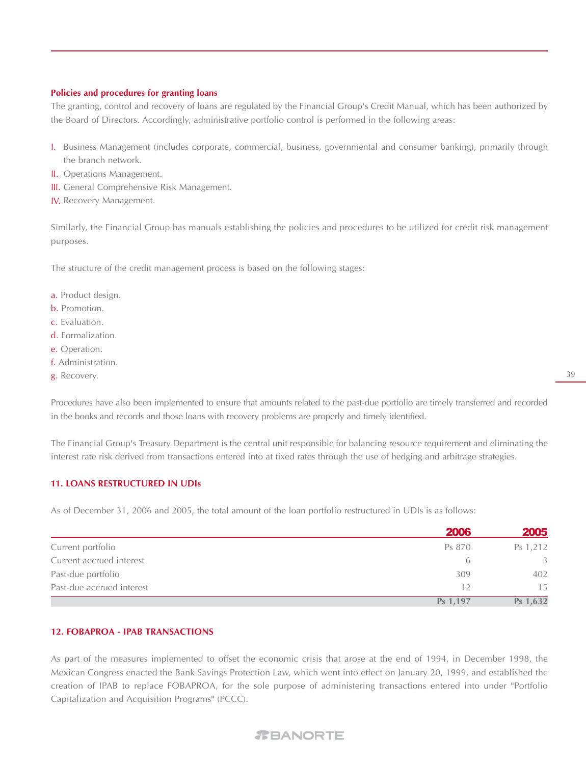### Policies and procedures for granting loans

The granting, control and recovery of loans are regulated by the Financial Group's Credit Manual, which has been authorized by the Board of Directors. Accordingly, administrative portfolio control is performed in the following areas:

I. Business Management (includes corporate, commercial, business, governmental and consumer banking), primarily through the branch network.
II. Operations Management.
III. General Comprehensive Risk Management.
IV. Recovery Management.

Similarly, the Financial Group has manuals establishing the policies and procedures to be utilized for credit risk management purposes.

The structure of the credit management process is based on the following stages:

a. Product design.
b. Promotion.
c. Evaluation.
d. Formalization.
e. Operation.
f. Administration.
g. Recovery.

Procedures have also been implemented to ensure that amounts related to the past-due portfolio are timely transferred and recorded in the books and records and those loans with recovery problems are properly and timely identified.

The Financial Group's Treasury Department is the central unit responsible for balancing resource requirement and eliminating the interest rate risk derived from transactions entered into at fixed rates through the use of hedging and arbitrage strategies.

## 11. LOANS RESTRUCTURED IN UDIs

As of December 31, 2006 and 2005, the total amount of the loan portfolio restructured in UDIs is as follows:

| | 2006 | 2005 |
|---|---|---|
| Current portfolio | Ps 870 | Ps 1,212 |
| Current accrued interest | 6 | 3 |
| Past-due portfolio | 309 | 402 |
| Past-due accrued interest | 12 | 15 |
| | **Ps 1,197** | **Ps 1,632** |

## 12. FOBAPROA - IPAB TRANSACTIONS

As part of the measures implemented to offset the economic crisis that arose at the end of 1994, in December 1998, the Mexican Congress enacted the Bank Savings Protection Law, which went into effect on January 20, 1999, and established the creation of IPAB to replace FOBAPROA, for the sole purpose of administering transactions entered into under "Portfolio Capitalization and Acquisition Programs" (PCCC).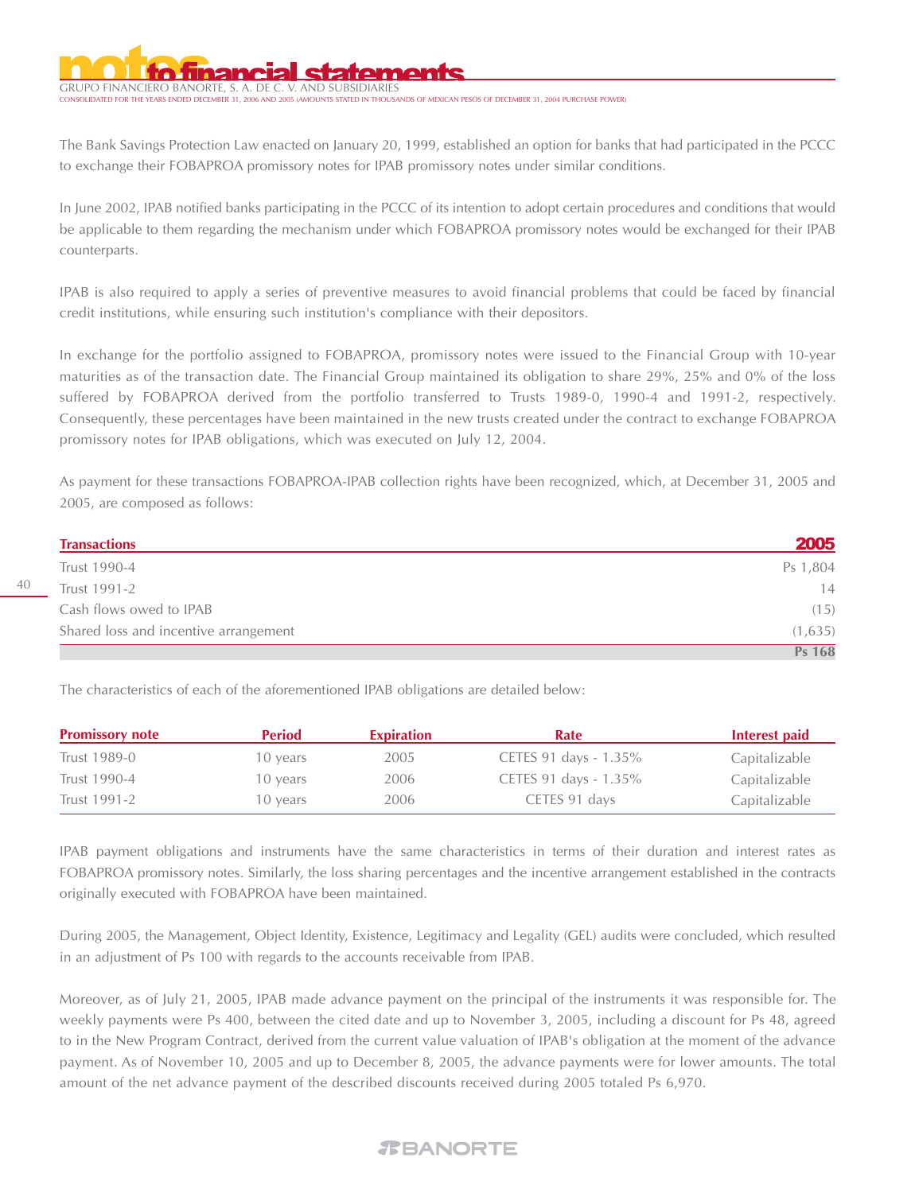The Bank Savings Protection Law enacted on January 20, 1999, established an option for banks that had participated in the PCCC to exchange their FOBAPROA promissory notes for IPAB promissory notes under similar conditions.

In June 2002, IPAB notified banks participating in the PCCC of its intention to adopt certain procedures and conditions that would be applicable to them regarding the mechanism under which FOBAPROA promissory notes would be exchanged for their IPAB counterparts.

IPAB is also required to apply a series of preventive measures to avoid financial problems that could be faced by financial credit institutions, while ensuring such institution's compliance with their depositors.

In exchange for the portfolio assigned to FOBAPROA, promissory notes were issued to the Financial Group with 10-year maturities as of the transaction date. The Financial Group maintained its obligation to share 29%, 25% and 0% of the loss suffered by FOBAPROA derived from the portfolio transferred to Trusts 1989-0, 1990-4 and 1991-2, respectively. Consequently, these percentages have been maintained in the new trusts created under the contract to exchange FOBAPROA promissory notes for IPAB obligations, which was executed on July 12, 2004.

As payment for these transactions FOBAPROA-IPAB collection rights have been recognized, which, at December 31, 2005 and 2005, are composed as follows:

| Transactions | 2005 |
|---|---|
| Trust 1990-4 | Ps 1,804 |
| Trust 1991-2 | 14 |
| Cash flows owed to IPAB | (15) |
| Shared loss and incentive arrangement | (1,635) |
| | **Ps 168** |

The characteristics of each of the aforementioned IPAB obligations are detailed below:

| Promissory note | Period | Expiration | Rate | Interest paid |
|---|---|---|---|---|
| Trust 1989-0 | 10 years | 2005 | CETES 91 days - 1.35% | Capitalizable |
| Trust 1990-4 | 10 years | 2006 | CETES 91 days - 1.35% | Capitalizable |
| Trust 1991-2 | 10 years | 2006 | CETES 91 days | Capitalizable |

IPAB payment obligations and instruments have the same characteristics in terms of their duration and interest rates as FOBAPROA promissory notes. Similarly, the loss sharing percentages and the incentive arrangement established in the contracts originally executed with FOBAPROA have been maintained.

During 2005, the Management, Object Identity, Existence, Legitimacy and Legality (GEL) audits were concluded, which resulted in an adjustment of Ps 100 with regards to the accounts receivable from IPAB.

Moreover, as of July 21, 2005, IPAB made advance payment on the principal of the instruments it was responsible for. The weekly payments were Ps 400, between the cited date and up to November 3, 2005, including a discount for Ps 48, agreed to in the New Program Contract, derived from the current value valuation of IPAB's obligation at the moment of the advance payment. As of November 10, 2005 and up to December 8, 2005, the advance payments were for lower amounts. The total amount of the net advance payment of the described discounts received during 2005 totaled Ps 6,970.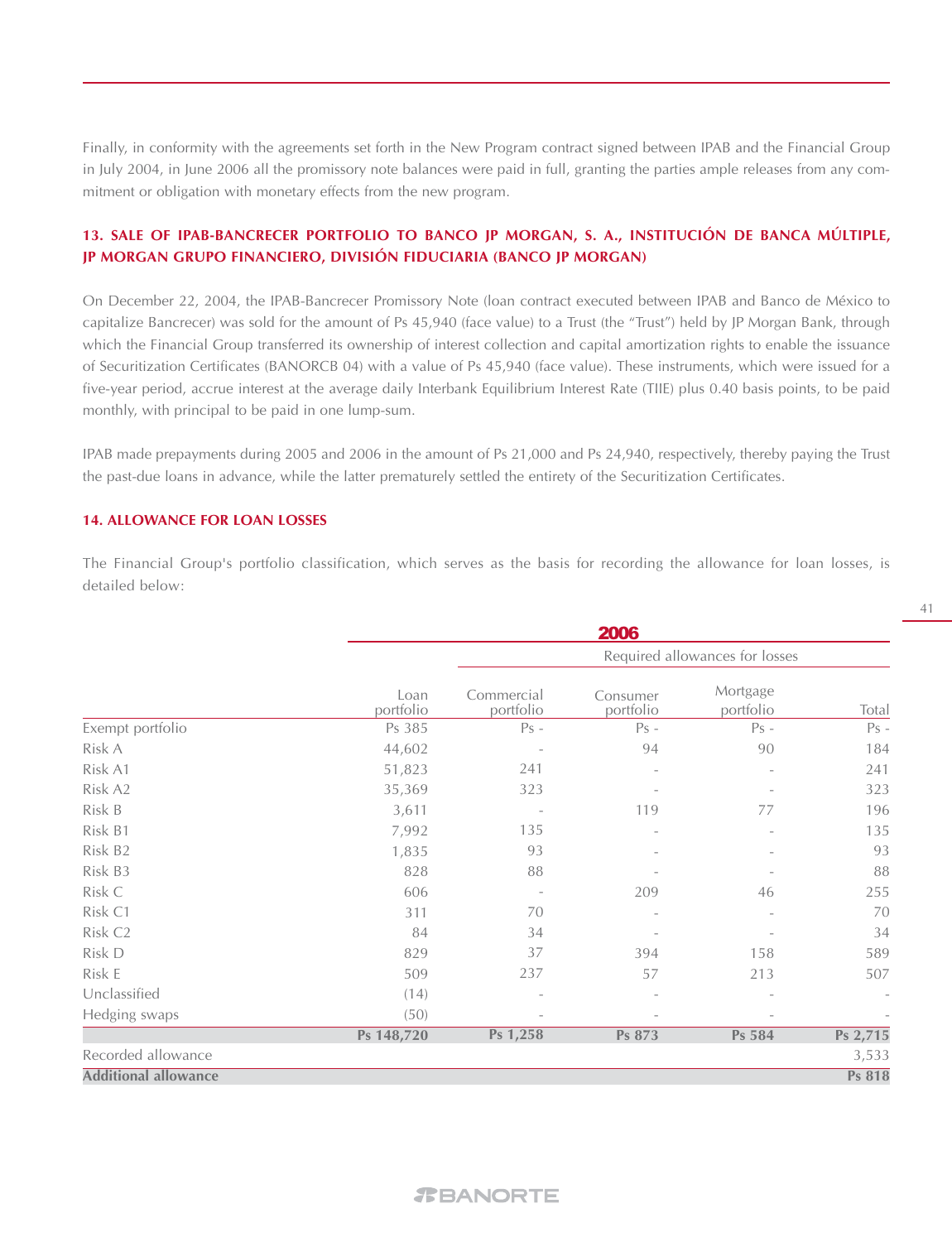Finally, in conformity with the agreements set forth in the New Program contract signed between IPAB and the Financial Group in July 2004, in June 2006 all the promissory note balances were paid in full, granting the parties ample releases from any commitment or obligation with monetary effects from the new program.

## 13. SALE OF IPAB-BANCRECER PORTFOLIO TO BANCO JP MORGAN, S. A., INSTITUCIÓN DE BANCA MÚLTIPLE, JP MORGAN GRUPO FINANCIERO, DIVISIÓN FIDUCIARIA (BANCO JP MORGAN)

On December 22, 2004, the IPAB-Bancrecer Promissory Note (loan contract executed between IPAB and Banco de México to capitalize Bancrecer) was sold for the amount of Ps 45,940 (face value) to a Trust (the "Trust") held by JP Morgan Bank, through which the Financial Group transferred its ownership of interest collection and capital amortization rights to enable the issuance of Securitization Certificates (BANORCB 04) with a value of Ps 45,940 (face value). These instruments, which were issued for a five-year period, accrue interest at the average daily Interbank Equilibrium Interest Rate (TIIE) plus 0.40 basis points, to be paid monthly, with principal to be paid in one lump-sum.

IPAB made prepayments during 2005 and 2006 in the amount of Ps 21,000 and Ps 24,940, respectively, thereby paying the Trust the past-due loans in advance, while the latter prematurely settled the entirety of the Securitization Certificates.

## 14. ALLOWANCE FOR LOAN LOSSES

The Financial Group's portfolio classification, which serves as the basis for recording the allowance for loan losses, is detailed below:

| | 2006 | | | | |
|---|---|---|---|---|---|
| | | Required allowances for losses | | | |
| | Loan portfolio | Commercial portfolio | Consumer portfolio | Mortgage portfolio | Total |
| Exempt portfolio | Ps 385 | Ps - | Ps - | Ps - | Ps - |
| Risk A | 44,602 | - | 94 | 90 | 184 |
| Risk A1 | 51,823 | 241 | - | - | 241 |
| Risk A2 | 35,369 | 323 | - | - | 323 |
| Risk B | 3,611 | - | 119 | 77 | 196 |
| Risk B1 | 7,992 | 135 | - | - | 135 |
| Risk B2 | 1,835 | 93 | - | - | 93 |
| Risk B3 | 828 | 88 | - | - | 88 |
| Risk C | 606 | - | 209 | 46 | 255 |
| Risk C1 | 311 | 70 | - | - | 70 |
| Risk C2 | 84 | 34 | - | - | 34 |
| Risk D | 829 | 37 | 394 | 158 | 589 |
| Risk E | 509 | 237 | 57 | 213 | 507 |
| Unclassified | (14) | - | - | - | - |
| Hedging swaps | (50) | - | - | - | - |
| | **Ps 148,720** | **Ps 1,258** | **Ps 873** | **Ps 584** | **Ps 2,715** |
| Recorded allowance | | | | | 3,533 |
| **Additional allowance** | | | | | **Ps 818** |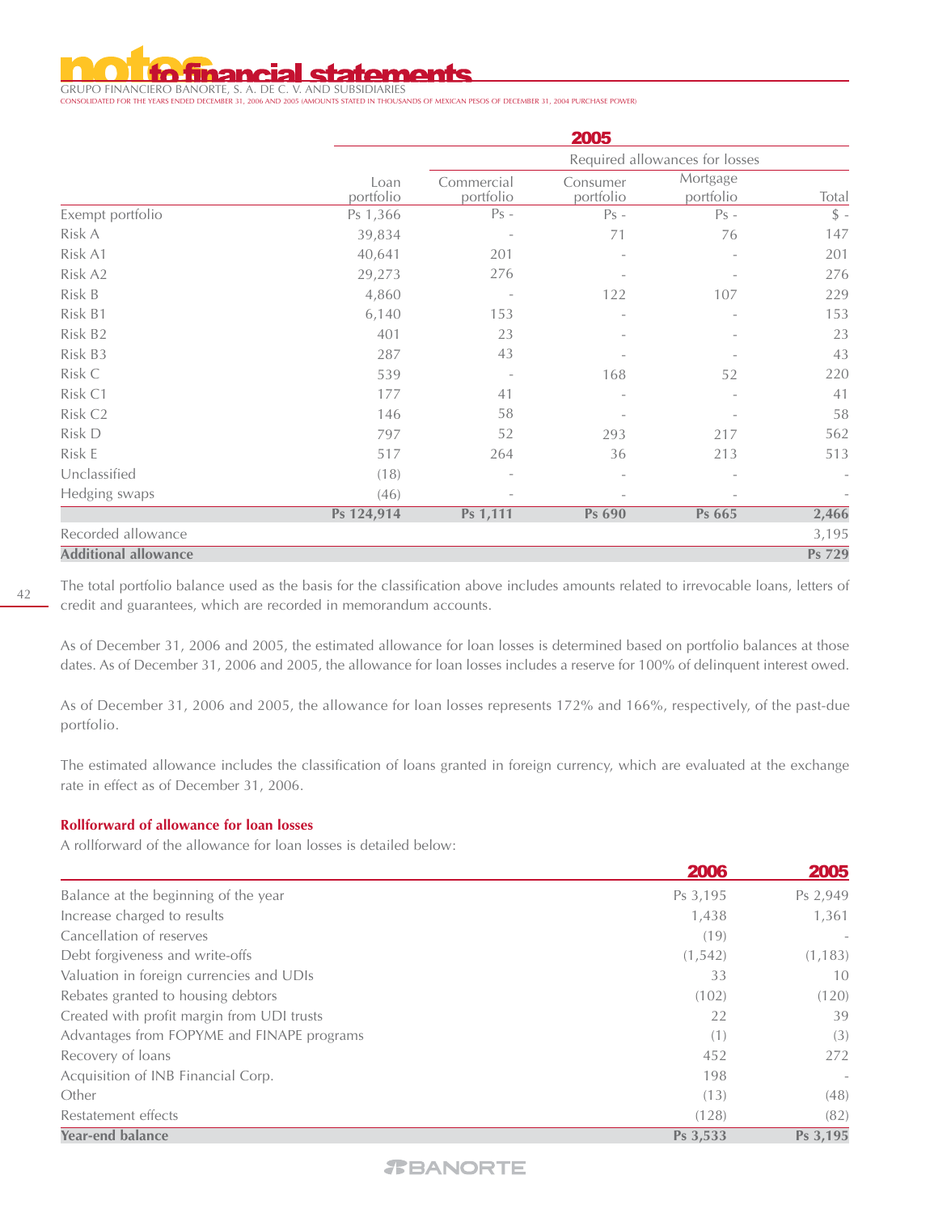| | 2005 | | | | |
|---|---|---|---|---|---|
| | | Required allowances for losses | | | |
| | Loan portfolio | Commercial portfolio | Consumer portfolio | Mortgage portfolio | Total |
| Exempt portfolio | Ps 1,366 | Ps - | Ps - | Ps - | $ - |
| Risk A | 39,834 | - | 71 | 76 | 147 |
| Risk A1 | 40,641 | 201 | - | - | 201 |
| Risk A2 | 29,273 | 276 | - | - | 276 |
| Risk B | 4,860 | - | 122 | 107 | 229 |
| Risk B1 | 6,140 | 153 | - | - | 153 |
| Risk B2 | 401 | 23 | - | - | 23 |
| Risk B3 | 287 | 43 | - | - | 43 |
| Risk C | 539 | - | 168 | 52 | 220 |
| Risk C1 | 177 | 41 | - | - | 41 |
| Risk C2 | 146 | 58 | - | - | 58 |
| Risk D | 797 | 52 | 293 | 217 | 562 |
| Risk E | 517 | 264 | 36 | 213 | 513 |
| Unclassified | (18) | - | - | - | - |
| Hedging swaps | (46) | - | - | - | - |
| | **Ps 124,914** | **Ps 1,111** | **Ps 690** | **Ps 665** | **2,466** |
| Recorded allowance | | | | | 3,195 |
| **Additional allowance** | | | | | **Ps 729** |

The total portfolio balance used as the basis for the classification above includes amounts related to irrevocable loans, letters of credit and guarantees, which are recorded in memorandum accounts.

As of December 31, 2006 and 2005, the estimated allowance for loan losses is determined based on portfolio balances at those dates. As of December 31, 2006 and 2005, the allowance for loan losses includes a reserve for 100% of delinquent interest owed.

As of December 31, 2006 and 2005, the allowance for loan losses represents 172% and 166%, respectively, of the past-due portfolio.

The estimated allowance includes the classification of loans granted in foreign currency, which are evaluated at the exchange rate in effect as of December 31, 2006.

### Rollforward of allowance for loan losses

A rollforward of the allowance for loan losses is detailed below:

| | 2006 | 2005 |
|---|---|---|
| Balance at the beginning of the year | Ps 3,195 | Ps 2,949 |
| Increase charged to results | 1,438 | 1,361 |
| Cancellation of reserves | (19) | - |
| Debt forgiveness and write-offs | (1,542) | (1,183) |
| Valuation in foreign currencies and UDIs | 33 | 10 |
| Rebates granted to housing debtors | (102) | (120) |
| Created with profit margin from UDI trusts | 22 | 39 |
| Advantages from FOPYME and FINAPE programs | (1) | (3) |
| Recovery of loans | 452 | 272 |
| Acquisition of INB Financial Corp. | 198 | - |
| Other | (13) | (48) |
| Restatement effects | (128) | (82) |
| **Year-end balance** | **Ps 3,533** | **Ps 3,195** |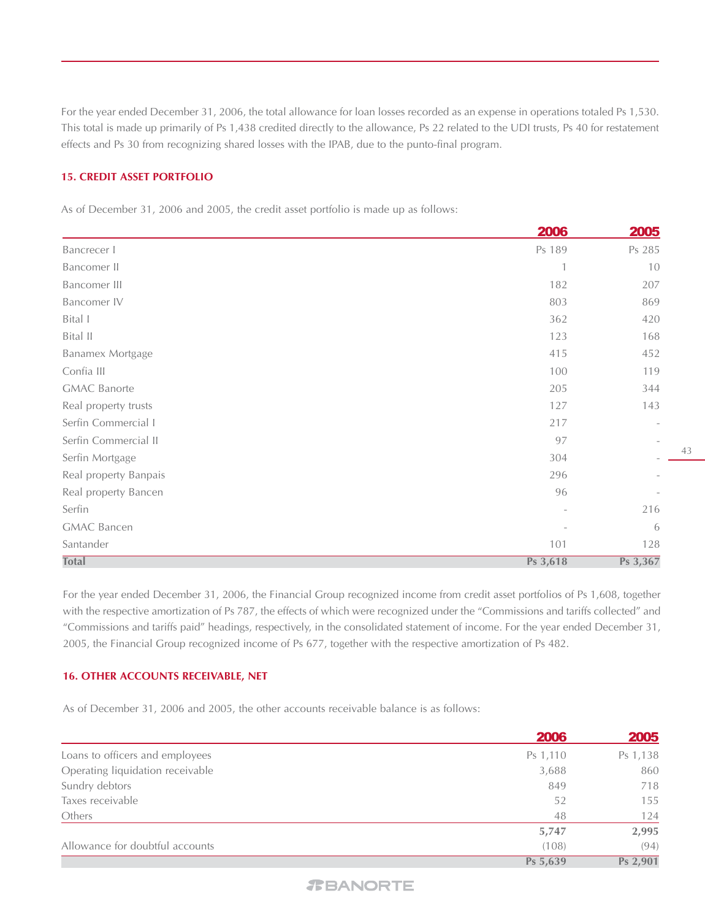For the year ended December 31, 2006, the total allowance for loan losses recorded as an expense in operations totaled Ps 1,530. This total is made up primarily of Ps 1,438 credited directly to the allowance, Ps 22 related to the UDI trusts, Ps 40 for restatement effects and Ps 30 from recognizing shared losses with the IPAB, due to the punto-final program.

## 15. CREDIT ASSET PORTFOLIO

As of December 31, 2006 and 2005, the credit asset portfolio is made up as follows:

| | 2006 | 2005 |
|---|---|---|
| Bancrecer I | Ps 189 | Ps 285 |
| Bancomer II | 1 | 10 |
| Bancomer III | 182 | 207 |
| Bancomer IV | 803 | 869 |
| Bital I | 362 | 420 |
| Bital II | 123 | 168 |
| Banamex Mortgage | 415 | 452 |
| Confia III | 100 | 119 |
| GMAC Banorte | 205 | 344 |
| Real property trusts | 127 | 143 |
| Serfin Commercial I | 217 | - |
| Serfin Commercial II | 97 | - |
| Serfin Mortgage | 304 | - |
| Real property Banpais | 296 | - |
| Real property Bancen | 96 | - |
| Serfin | - | 216 |
| GMAC Bancen | - | 6 |
| Santander | 101 | 128 |
| **Total** | **Ps 3,618** | **Ps 3,367** |

For the year ended December 31, 2006, the Financial Group recognized income from credit asset portfolios of Ps 1,608, together with the respective amortization of Ps 787, the effects of which were recognized under the "Commissions and tariffs collected" and "Commissions and tariffs paid" headings, respectively, in the consolidated statement of income. For the year ended December 31, 2005, the Financial Group recognized income of Ps 677, together with the respective amortization of Ps 482.

## 16. OTHER ACCOUNTS RECEIVABLE, NET

As of December 31, 2006 and 2005, the other accounts receivable balance is as follows:

| | 2006 | 2005 |
|---|---|---|
| Loans to officers and employees | Ps 1,110 | Ps 1,138 |
| Operating liquidation receivable | 3,688 | 860 |
| Sundry debtors | 849 | 718 |
| Taxes receivable | 52 | 155 |
| Others | 48 | 124 |
| | **5,747** | **2,995** |
| Allowance for doubtful accounts | (108) | (94) |
| | **Ps 5,639** | **Ps 2,901** |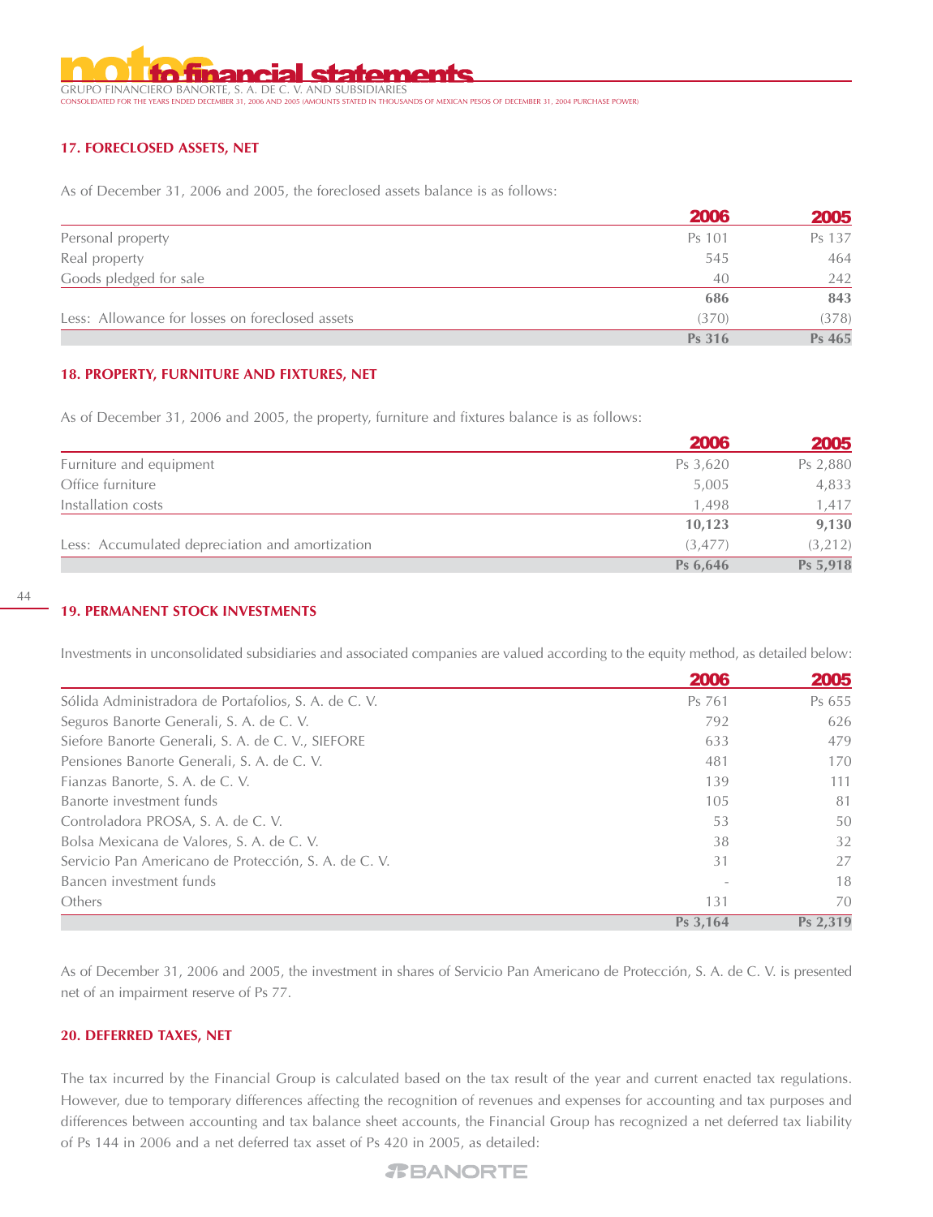## 17. FORECLOSED ASSETS, NET

As of December 31, 2006 and 2005, the foreclosed assets balance is as follows:

| | 2006 | 2005 |
|---|---|---|
| Personal property | Ps 101 | Ps 137 |
| Real property | 545 | 464 |
| Goods pledged for sale | 40 | 242 |
| | **686** | **843** |
| Less: Allowance for losses on foreclosed assets | (370) | (378) |
| | **Ps 316** | **Ps 465** |

## 18. PROPERTY, FURNITURE AND FIXTURES, NET

As of December 31, 2006 and 2005, the property, furniture and fixtures balance is as follows:

| | 2006 | 2005 |
|---|---|---|
| Furniture and equipment | Ps 3,620 | Ps 2,880 |
| Office furniture | 5,005 | 4,833 |
| Installation costs | 1,498 | 1,417 |
| | **10,123** | **9,130** |
| Less: Accumulated depreciation and amortization | (3,477) | (3,212) |
| | **Ps 6,646** | **Ps 5,918** |

## 19. PERMANENT STOCK INVESTMENTS

Investments in unconsolidated subsidiaries and associated companies are valued according to the equity method, as detailed below:

| | 2006 | 2005 |
|---|---|---|
| Sólida Administradora de Portafolios, S. A. de C. V. | Ps 761 | Ps 655 |
| Seguros Banorte Generali, S. A. de C. V. | 792 | 626 |
| Siefore Banorte Generali, S. A. de C. V., SIEFORE | 633 | 479 |
| Pensiones Banorte Generali, S. A. de C. V. | 481 | 170 |
| Fianzas Banorte, S. A. de C. V. | 139 | 111 |
| Banorte investment funds | 105 | 81 |
| Controladora PROSA, S. A. de C. V. | 53 | 50 |
| Bolsa Mexicana de Valores, S. A. de C. V. | 38 | 32 |
| Servicio Pan Americano de Protección, S. A. de C. V. | 31 | 27 |
| Bancen investment funds | - | 18 |
| Others | 131 | 70 |
| | **Ps 3,164** | **Ps 2,319** |

As of December 31, 2006 and 2005, the investment in shares of Servicio Pan Americano de Protección, S. A. de C. V. is presented net of an impairment reserve of Ps 77.

## 20. DEFERRED TAXES, NET

The tax incurred by the Financial Group is calculated based on the tax result of the year and current enacted tax regulations. However, due to temporary differences affecting the recognition of revenues and expenses for accounting and tax purposes and differences between accounting and tax balance sheet accounts, the Financial Group has recognized a net deferred tax liability of Ps 144 in 2006 and a net deferred tax asset of Ps 420 in 2005, as detailed: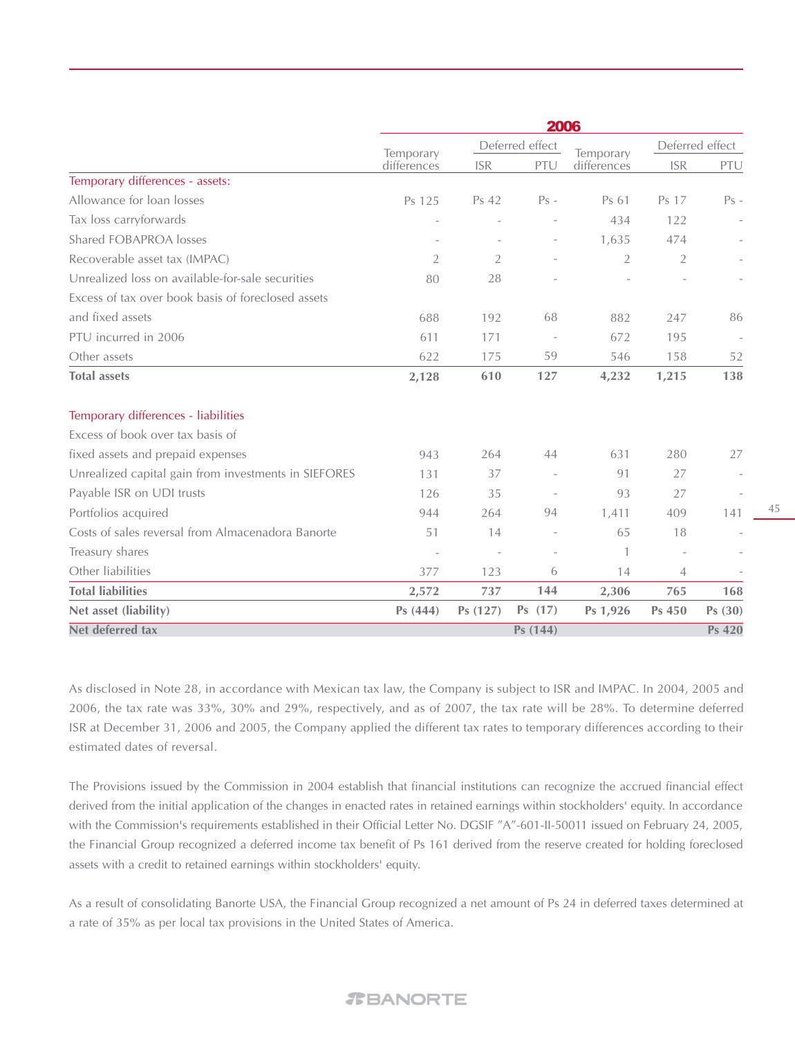| | 2006 | | | | | |
|---|---|---|---|---|---|---|
| | Temporary differences | Deferred effect | | Temporary differences | Deferred effect | |
| | | ISR | PTU | | ISR | PTU |
| Temporary differences - assets: | | | | | | |
| Allowance for loan losses | Ps 125 | Ps 42 | Ps - | Ps 61 | Ps 17 | Ps - |
| Tax loss carryforwards | - | - | - | 434 | 122 | - |
| Shared FOBAPROA losses | - | - | - | 1,635 | 474 | - |
| Recoverable asset tax (IMPAC) | 2 | 2 | - | 2 | 2 | - |
| Unrealized loss on available-for-sale securities | 80 | 28 | - | - | - | - |
| Excess of tax over book basis of foreclosed assets and fixed assets | 688 | 192 | 68 | 882 | 247 | 86 |
| PTU incurred in 2006 | 611 | 171 | - | 672 | 195 | - |
| Other assets | 622 | 175 | 59 | 546 | 158 | 52 |
| **Total assets** | **2,128** | **610** | **127** | **4,232** | **1,215** | **138** |
| Temporary differences - liabilities | | | | | | |
| Excess of book over tax basis of fixed assets and prepaid expenses | 943 | 264 | 44 | 631 | 280 | 27 |
| Unrealized capital gain from investments in SIEFORES | 131 | 37 | - | 91 | 27 | - |
| Payable ISR on UDI trusts | 126 | 35 | - | 93 | 27 | - |
| Portfolios acquired | 944 | 264 | 94 | 1,411 | 409 | 141 |
| Costs of sales reversal from Almacenadora Banorte | 51 | 14 | - | 65 | 18 | - |
| Treasury shares | - | - | - | 1 | - | - |
| Other liabilities | 377 | 123 | 6 | 14 | 4 | - |
| **Total liabilities** | **2,572** | **737** | **144** | **2,306** | **765** | **168** |
| **Net asset (liability)** | **Ps (444)** | **Ps (127)** | **Ps (17)** | **Ps 1,926** | **Ps 450** | **Ps (30)** |
| **Net deferred tax** | | | **Ps (144)** | | | **Ps 420** |

As disclosed in Note 28, in accordance with Mexican tax law, the Company is subject to ISR and IMPAC. In 2004, 2005 and 2006, the tax rate was 33%, 30% and 29%, respectively, and as of 2007, the tax rate will be 28%. To determine deferred ISR at December 31, 2006 and 2005, the Company applied the different tax rates to temporary differences according to their estimated dates of reversal.

The Provisions issued by the Commission in 2004 establish that financial institutions can recognize the accrued financial effect derived from the initial application of the changes in enacted rates in retained earnings within stockholders' equity. In accordance with the Commission's requirements established in their Official Letter No. DGSIF "A"-601-II-50011 issued on February 24, 2005, the Financial Group recognized a deferred income tax benefit of Ps 161 derived from the reserve created for holding foreclosed assets with a credit to retained earnings within stockholders' equity.

As a result of consolidating Banorte USA, the Financial Group recognized a net amount of Ps 24 in deferred taxes determined at a rate of 35% as per local tax provisions in the United States of America.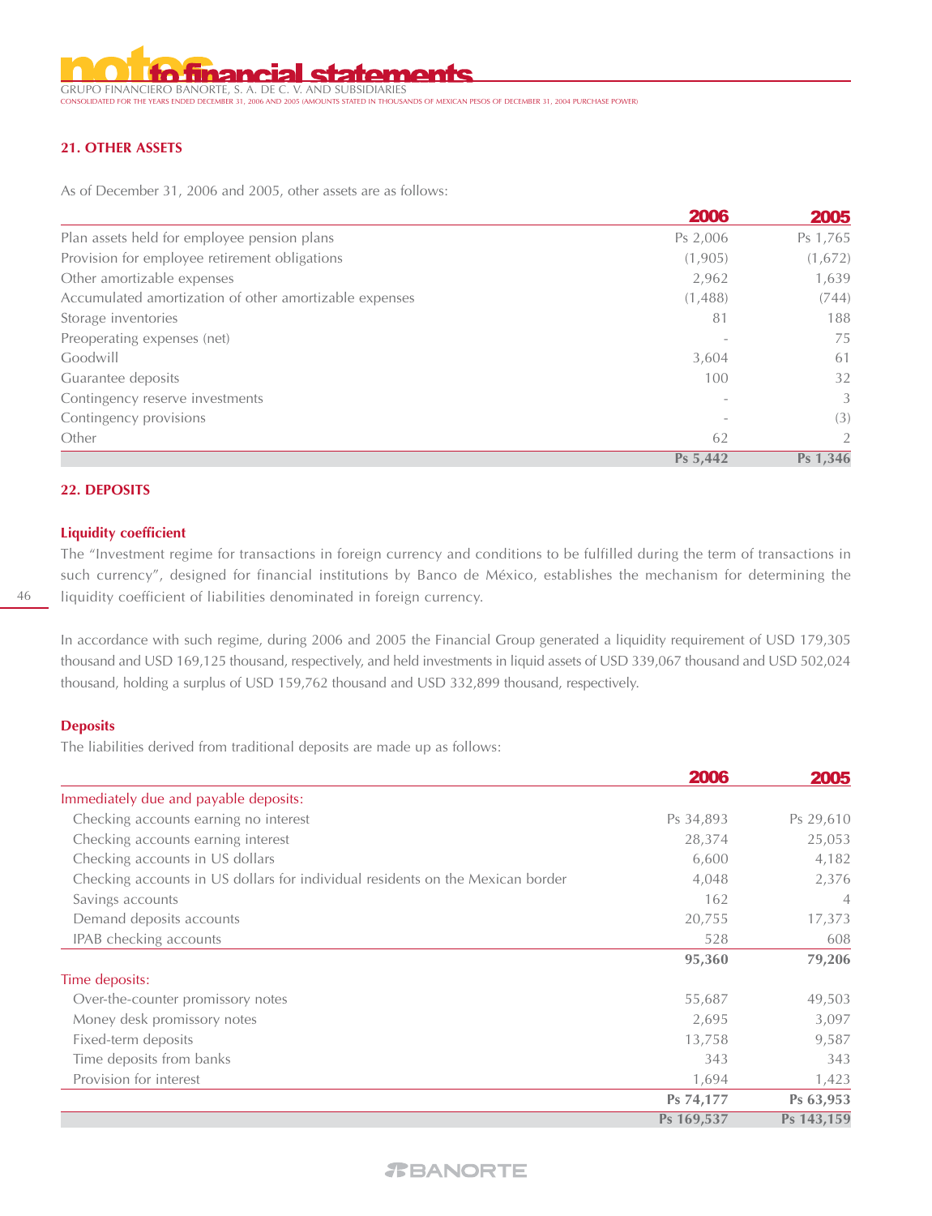## 21. OTHER ASSETS

As of December 31, 2006 and 2005, other assets are as follows:

| | 2006 | 2005 |
|---|---|---|
| Plan assets held for employee pension plans | Ps 2,006 | Ps 1,765 |
| Provision for employee retirement obligations | (1,905) | (1,672) |
| Other amortizable expenses | 2,962 | 1,639 |
| Accumulated amortization of other amortizable expenses | (1,488) | (744) |
| Storage inventories | 81 | 188 |
| Preoperating expenses (net) | - | 75 |
| Goodwill | 3,604 | 61 |
| Guarantee deposits | 100 | 32 |
| Contingency reserve investments | - | 3 |
| Contingency provisions | - | (3) |
| Other | 62 | 2 |
| | **Ps 5,442** | **Ps 1,346** |

## 22. DEPOSITS

### Liquidity coefficient

The "Investment regime for transactions in foreign currency and conditions to be fulfilled during the term of transactions in such currency", designed for financial institutions by Banco de México, establishes the mechanism for determining the liquidity coefficient of liabilities denominated in foreign currency.

In accordance with such regime, during 2006 and 2005 the Financial Group generated a liquidity requirement of USD 179,305 thousand and USD 169,125 thousand, respectively, and held investments in liquid assets of USD 339,067 thousand and USD 502,024 thousand, holding a surplus of USD 159,762 thousand and USD 332,899 thousand, respectively.

### Deposits

The liabilities derived from traditional deposits are made up as follows:

| | 2006 | 2005 |
|---|---|---|
| Immediately due and payable deposits: | | |
| Checking accounts earning no interest | Ps 34,893 | Ps 29,610 |
| Checking accounts earning interest | 28,374 | 25,053 |
| Checking accounts in US dollars | 6,600 | 4,182 |
| Checking accounts in US dollars for individual residents on the Mexican border | 4,048 | 2,376 |
| Savings accounts | 162 | 4 |
| Demand deposits accounts | 20,755 | 17,373 |
| IPAB checking accounts | 528 | 608 |
| | **95,360** | **79,206** |
| Time deposits: | | |
| Over-the-counter promissory notes | 55,687 | 49,503 |
| Money desk promissory notes | 2,695 | 3,097 |
| Fixed-term deposits | 13,758 | 9,587 |
| Time deposits from banks | 343 | 343 |
| Provision for interest | 1,694 | 1,423 |
| | **Ps 74,177** | **Ps 63,953** |
| | **Ps 169,537** | **Ps 143,159** |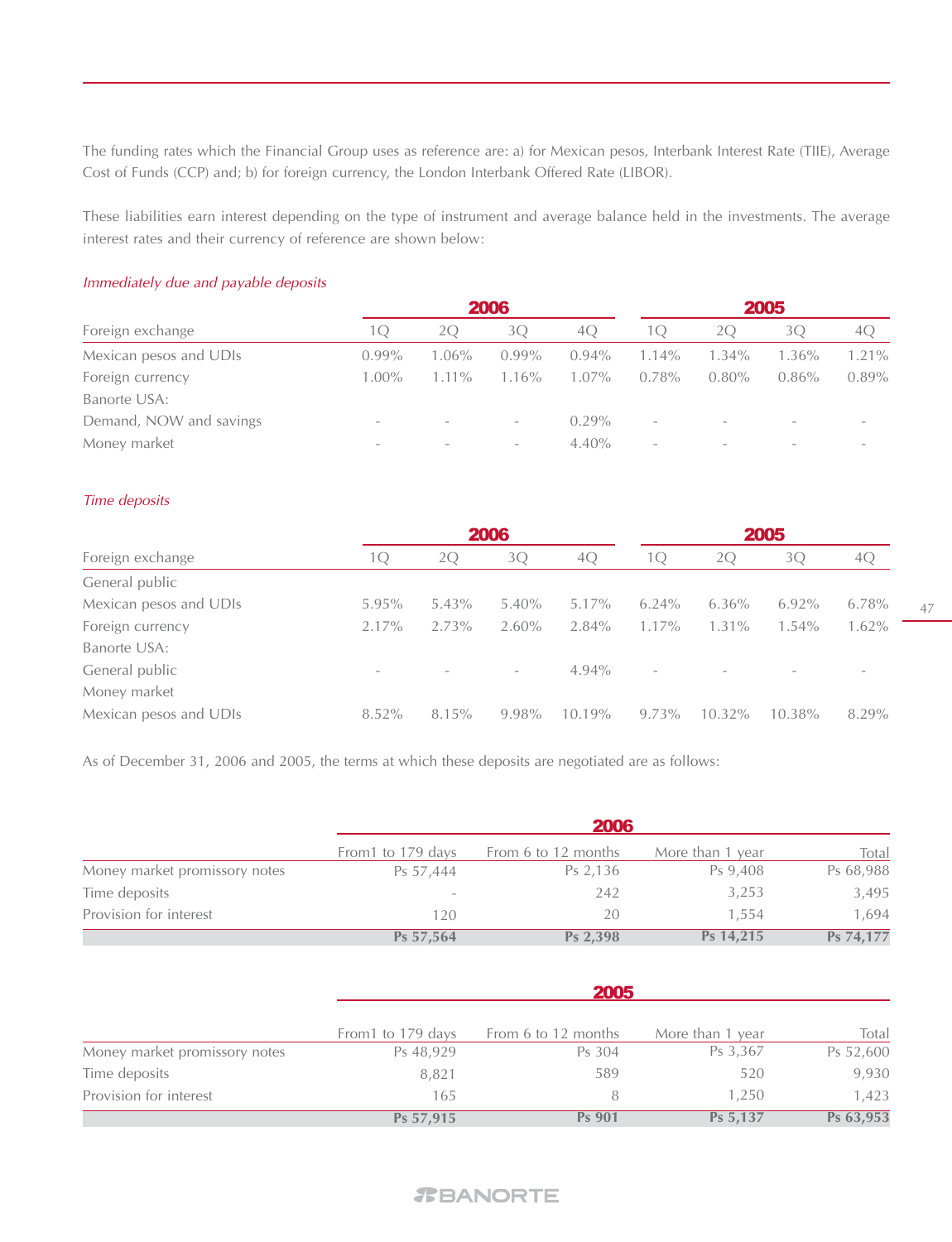The funding rates which the Financial Group uses as reference are: a) for Mexican pesos, Interbank Interest Rate (TIIE), Average Cost of Funds (CCP) and; b) for foreign currency, the London Interbank Offered Rate (LIBOR).

These liabilities earn interest depending on the type of instrument and average balance held in the investments. The average interest rates and their currency of reference are shown below:

*Immediately due and payable deposits*

| | 2006 | | | | 2005 | | | |
|---|---|---|---|---|---|---|---|---|
| Foreign exchange | 1Q | 2Q | 3Q | 4Q | 1Q | 2Q | 3Q | 4Q |
| Mexican pesos and UDIs | 0.99% | 1.06% | 0.99% | 0.94% | 1.14% | 1.34% | 1.36% | 1.21% |
| Foreign currency | 1.00% | 1.11% | 1.16% | 1.07% | 0.78% | 0.80% | 0.86% | 0.89% |
| Banorte USA: | | | | | | | | |
| Demand, NOW and savings | - | - | - | 0.29% | - | - | - | - |
| Money market | - | - | - | 4.40% | - | - | - | - |

*Time deposits*

| | 2006 | | | | 2005 | | | |
|---|---|---|---|---|---|---|---|---|
| Foreign exchange | 1Q | 2Q | 3Q | 4Q | 1Q | 2Q | 3Q | 4Q |
| General public | | | | | | | | |
| Mexican pesos and UDIs | 5.95% | 5.43% | 5.40% | 5.17% | 6.24% | 6.36% | 6.92% | 6.78% |
| Foreign currency | 2.17% | 2.73% | 2.60% | 2.84% | 1.17% | 1.31% | 1.54% | 1.62% |
| Banorte USA: | | | | | | | | |
| General public | - | - | - | 4.94% | - | - | - | - |
| Money market | | | | | | | | |
| Mexican pesos and UDIs | 8.52% | 8.15% | 9.98% | 10.19% | 9.73% | 10.32% | 10.38% | 8.29% |

As of December 31, 2006 and 2005, the terms at which these deposits are negotiated are as follows:

| | 2006 | | | |
|---|---|---|---|---|
| | From1 to 179 days | From 6 to 12 months | More than 1 year | Total |
| Money market promissory notes | Ps 57,444 | Ps 2,136 | Ps 9,408 | Ps 68,988 |
| Time deposits | - | 242 | 3,253 | 3,495 |
| Provision for interest | 120 | 20 | 1,554 | 1,694 |
| | **Ps 57,564** | **Ps 2,398** | **Ps 14,215** | **Ps 74,177** |

| | 2005 | | | |
|---|---|---|---|---|
| | From1 to 179 days | From 6 to 12 months | More than 1 year | Total |
| Money market promissory notes | Ps 48,929 | Ps 304 | Ps 3,367 | Ps 52,600 |
| Time deposits | 8,821 | 589 | 520 | 9,930 |
| Provision for interest | 165 | 8 | 1,250 | 1,423 |
| | **Ps 57,915** | **Ps 901** | **Ps 5,137** | **Ps 63,953** |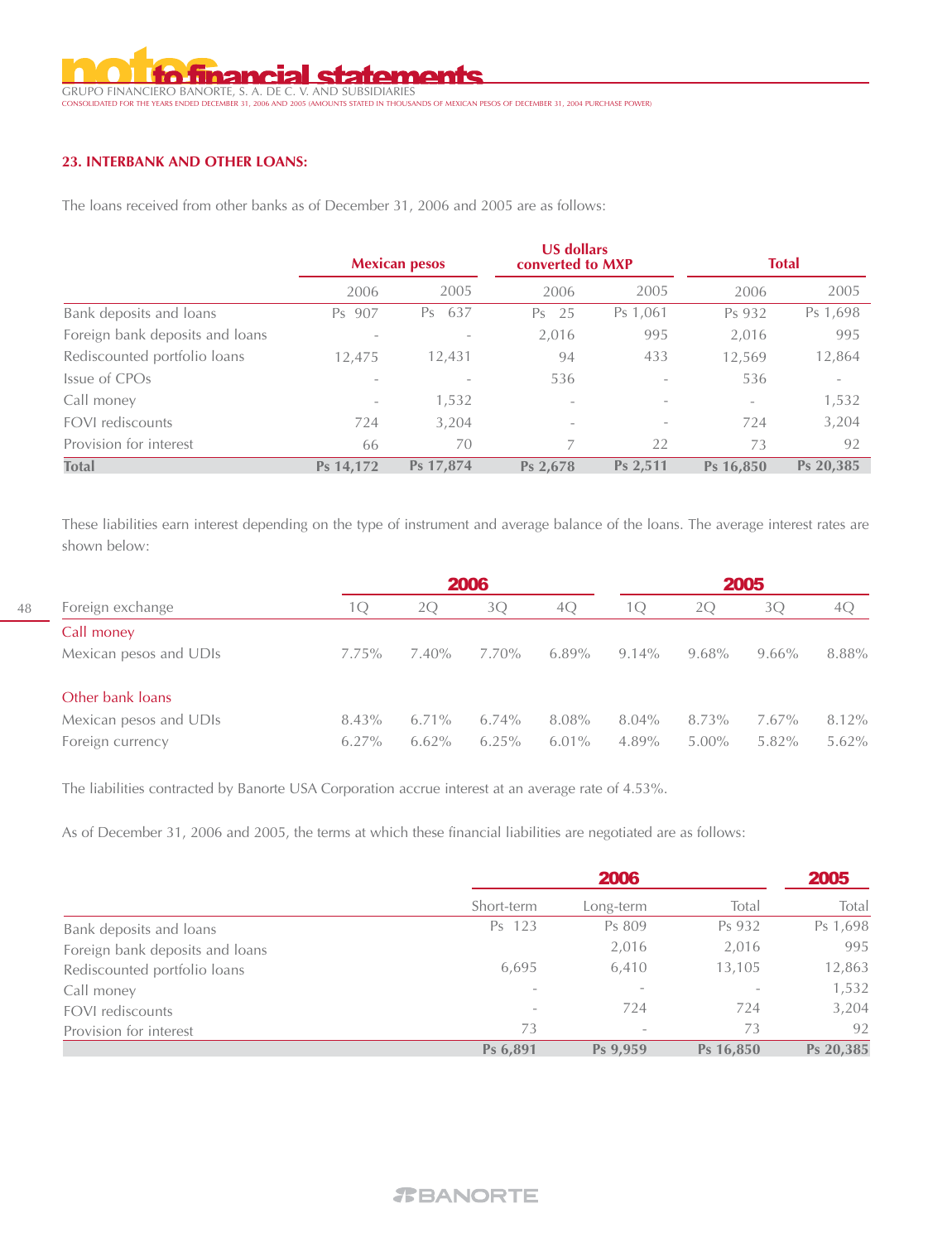## 23. INTERBANK AND OTHER LOANS:

The loans received from other banks as of December 31, 2006 and 2005 are as follows:

| | Mexican pesos | | US dollars converted to MXP | | Total | |
|---|---|---|---|---|---|---|
| | 2006 | 2005 | 2006 | 2005 | 2006 | 2005 |
| Bank deposits and loans | Ps 907 | Ps 637 | Ps 25 | Ps 1,061 | Ps 932 | Ps 1,698 |
| Foreign bank deposits and loans | - | - | 2,016 | 995 | 2,016 | 995 |
| Rediscounted portfolio loans | 12,475 | 12,431 | 94 | 433 | 12,569 | 12,864 |
| Issue of CPOs | - | - | 536 | - | 536 | - |
| Call money | - | 1,532 | - | - | - | 1,532 |
| FOVI rediscounts | 724 | 3,204 | - | - | 724 | 3,204 |
| Provision for interest | 66 | 70 | 7 | 22 | 73 | 92 |
| **Total** | **Ps 14,172** | **Ps 17,874** | **Ps 2,678** | **Ps 2,511** | **Ps 16,850** | **Ps 20,385** |

These liabilities earn interest depending on the type of instrument and average balance of the loans. The average interest rates are shown below:

| | 2006 | | | | 2005 | | | |
|---|---|---|---|---|---|---|---|---|
| Foreign exchange | 1Q | 2Q | 3Q | 4Q | 1Q | 2Q | 3Q | 4Q |
| Call money | | | | | | | | |
| Mexican pesos and UDIs | 7.75% | 7.40% | 7.70% | 6.89% | 9.14% | 9.68% | 9.66% | 8.88% |
| Other bank loans | | | | | | | | |
| Mexican pesos and UDIs | 8.43% | 6.71% | 6.74% | 8.08% | 8.04% | 8.73% | 7.67% | 8.12% |
| Foreign currency | 6.27% | 6.62% | 6.25% | 6.01% | 4.89% | 5.00% | 5.82% | 5.62% |

The liabilities contracted by Banorte USA Corporation accrue interest at an average rate of 4.53%.

As of December 31, 2006 and 2005, the terms at which these financial liabilities are negotiated are as follows:

| | 2006 | | | 2005 |
|---|---|---|---|---|
| | Short-term | Long-term | Total | Total |
| Bank deposits and loans | Ps 123 | Ps 809 | Ps 932 | Ps 1,698 |
| Foreign bank deposits and loans | | 2,016 | 2,016 | 995 |
| Rediscounted portfolio loans | 6,695 | 6,410 | 13,105 | 12,863 |
| Call money | - | - | - | 1,532 |
| FOVI rediscounts | - | 724 | 724 | 3,204 |
| Provision for interest | 73 | - | 73 | 92 |
| | **Ps 6,891** | **Ps 9,959** | **Ps 16,850** | **Ps 20,385** |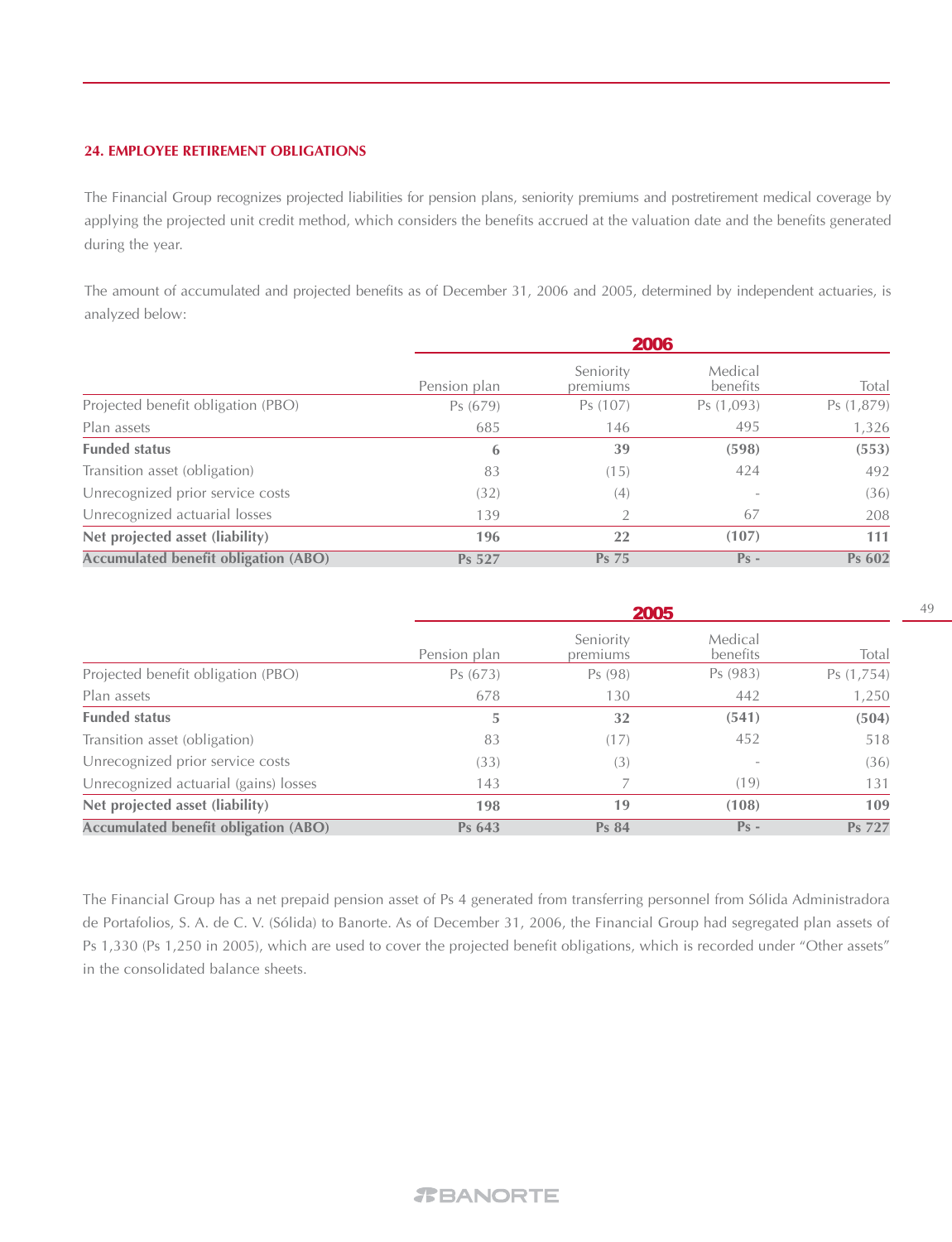## 24. EMPLOYEE RETIREMENT OBLIGATIONS

The Financial Group recognizes projected liabilities for pension plans, seniority premiums and postretirement medical coverage by applying the projected unit credit method, which considers the benefits accrued at the valuation date and the benefits generated during the year.

The amount of accumulated and projected benefits as of December 31, 2006 and 2005, determined by independent actuaries, is analyzed below:

| | 2006 | | | |
|---|---|---|---|---|
| | Pension plan | Seniority premiums | Medical benefits | Total |
| Projected benefit obligation (PBO) | Ps (679) | Ps (107) | Ps (1,093) | Ps (1,879) |
| Plan assets | 685 | 146 | 495 | 1,326 |
| **Funded status** | **6** | **39** | **(598)** | **(553)** |
| Transition asset (obligation) | 83 | (15) | 424 | 492 |
| Unrecognized prior service costs | (32) | (4) | - | (36) |
| Unrecognized actuarial losses | 139 | 2 | 67 | 208 |
| **Net projected asset (liability)** | **196** | **22** | **(107)** | **111** |
| **Accumulated benefit obligation (ABO)** | **Ps 527** | **Ps 75** | **Ps -** | **Ps 602** |

| | 2005 | | | |
|---|---|---|---|---|
| | Pension plan | Seniority premiums | Medical benefits | Total |
| Projected benefit obligation (PBO) | Ps (673) | Ps (98) | Ps (983) | Ps (1,754) |
| Plan assets | 678 | 130 | 442 | 1,250 |
| **Funded status** | **5** | **32** | **(541)** | **(504)** |
| Transition asset (obligation) | 83 | (17) | 452 | 518 |
| Unrecognized prior service costs | (33) | (3) | - | (36) |
| Unrecognized actuarial (gains) losses | 143 | 7 | (19) | 131 |
| **Net projected asset (liability)** | **198** | **19** | **(108)** | **109** |
| **Accumulated benefit obligation (ABO)** | **Ps 643** | **Ps 84** | **Ps -** | **Ps 727** |

The Financial Group has a net prepaid pension asset of Ps 4 generated from transferring personnel from Sólida Administradora de Portafolios, S. A. de C. V. (Sólida) to Banorte. As of December 31, 2006, the Financial Group had segregated plan assets of Ps 1,330 (Ps 1,250 in 2005), which are used to cover the projected benefit obligations, which is recorded under "Other assets" in the consolidated balance sheets.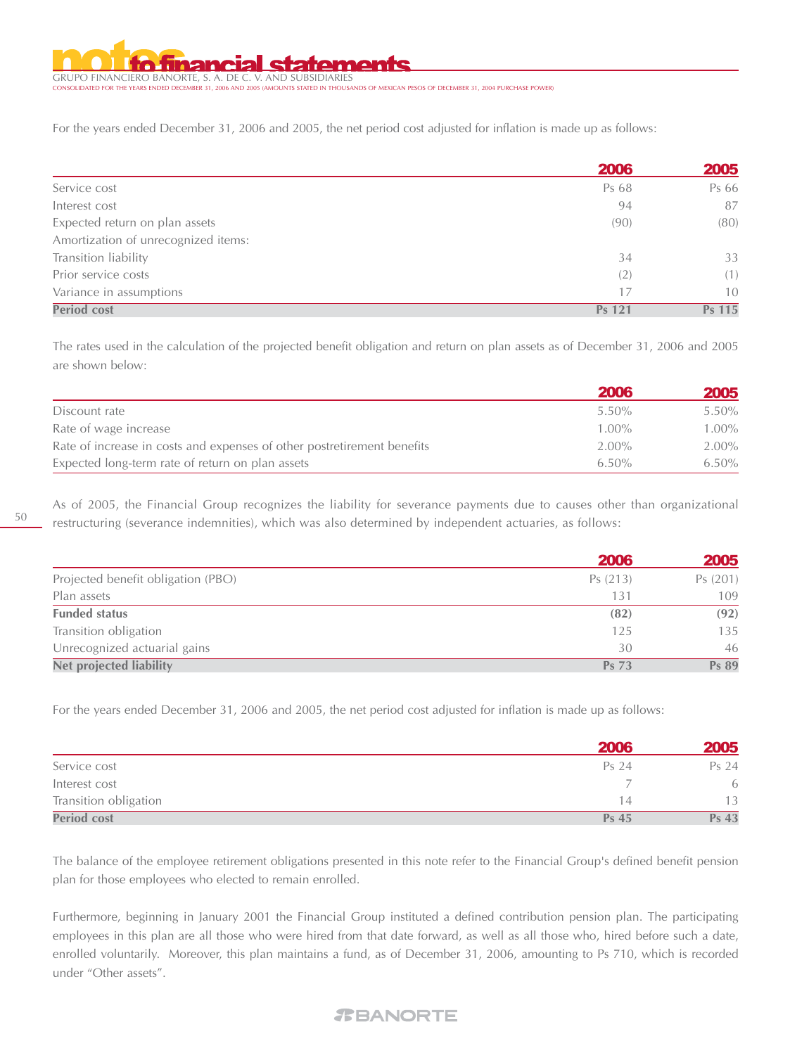For the years ended December 31, 2006 and 2005, the net period cost adjusted for inflation is made up as follows:

| | 2006 | 2005 |
|---|---|---|
| Service cost | Ps 68 | Ps 66 |
| Interest cost | 94 | 87 |
| Expected return on plan assets | (90) | (80) |
| Amortization of unrecognized items: | | |
| Transition liability | 34 | 33 |
| Prior service costs | (2) | (1) |
| Variance in assumptions | 17 | 10 |
| **Period cost** | **Ps 121** | **Ps 115** |

The rates used in the calculation of the projected benefit obligation and return on plan assets as of December 31, 2006 and 2005 are shown below:

| | 2006 | 2005 |
|---|---|---|
| Discount rate | 5.50% | 5.50% |
| Rate of wage increase | 1.00% | 1.00% |
| Rate of increase in costs and expenses of other postretirement benefits | 2.00% | 2.00% |
| Expected long-term rate of return on plan assets | 6.50% | 6.50% |

As of 2005, the Financial Group recognizes the liability for severance payments due to causes other than organizational restructuring (severance indemnities), which was also determined by independent actuaries, as follows:

| | 2006 | 2005 |
|---|---|---|
| Projected benefit obligation (PBO) | Ps (213) | Ps (201) |
| Plan assets | 131 | 109 |
| **Funded status** | **(82)** | **(92)** |
| Transition obligation | 125 | 135 |
| Unrecognized actuarial gains | 30 | 46 |
| **Net projected liability** | **Ps 73** | **Ps 89** |

For the years ended December 31, 2006 and 2005, the net period cost adjusted for inflation is made up as follows:

| | 2006 | 2005 |
|---|---|---|
| Service cost | Ps 24 | Ps 24 |
| Interest cost | 7 | 6 |
| Transition obligation | 14 | 13 |
| **Period cost** | **Ps 45** | **Ps 43** |

The balance of the employee retirement obligations presented in this note refer to the Financial Group's defined benefit pension plan for those employees who elected to remain enrolled.

Furthermore, beginning in January 2001 the Financial Group instituted a defined contribution pension plan. The participating employees in this plan are all those who were hired from that date forward, as well as all those who, hired before such a date, enrolled voluntarily. Moreover, this plan maintains a fund, as of December 31, 2006, amounting to Ps 710, which is recorded under "Other assets".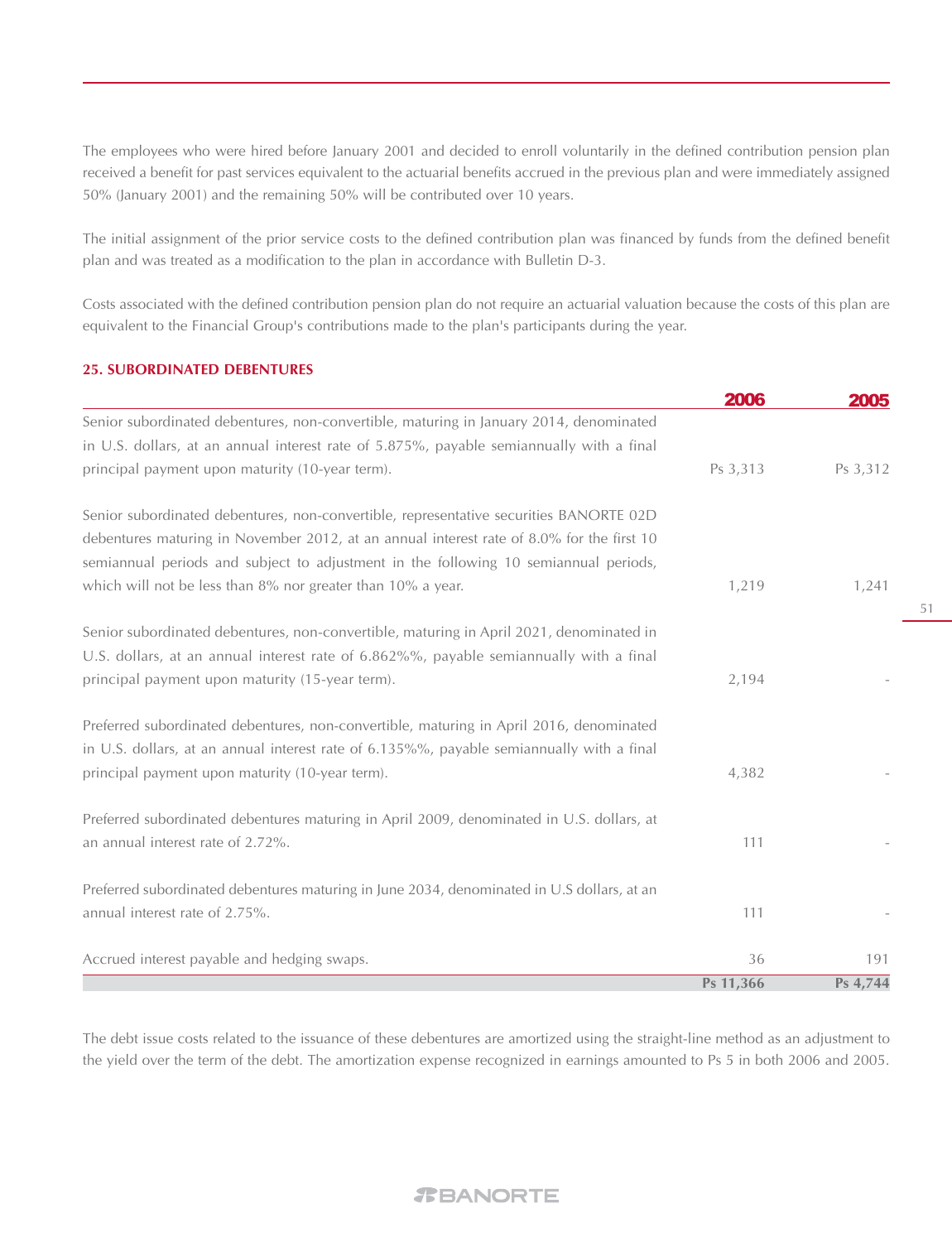The employees who were hired before January 2001 and decided to enroll voluntarily in the defined contribution pension plan received a benefit for past services equivalent to the actuarial benefits accrued in the previous plan and were immediately assigned 50% (January 2001) and the remaining 50% will be contributed over 10 years.

The initial assignment of the prior service costs to the defined contribution plan was financed by funds from the defined benefit plan and was treated as a modification to the plan in accordance with Bulletin D-3.

Costs associated with the defined contribution pension plan do not require an actuarial valuation because the costs of this plan are equivalent to the Financial Group's contributions made to the plan's participants during the year.

## 25. SUBORDINATED DEBENTURES

| | 2006 | 2005 |
|---|---|---|
| Senior subordinated debentures, non-convertible, maturing in January 2014, denominated in U.S. dollars, at an annual interest rate of 5.875%, payable semiannually with a final principal payment upon maturity (10-year term). | Ps 3,313 | Ps 3,312 |
| Senior subordinated debentures, non-convertible, representative securities BANORTE 02D debentures maturing in November 2012, at an annual interest rate of 8.0% for the first 10 semiannual periods and subject to adjustment in the following 10 semiannual periods, which will not be less than 8% nor greater than 10% a year. | 1,219 | 1,241 |
| Senior subordinated debentures, non-convertible, maturing in April 2021, denominated in U.S. dollars, at an annual interest rate of 6.862%%, payable semiannually with a final principal payment upon maturity (15-year term). | 2,194 | - |
| Preferred subordinated debentures, non-convertible, maturing in April 2016, denominated in U.S. dollars, at an annual interest rate of 6.135%%, payable semiannually with a final principal payment upon maturity (10-year term). | 4,382 | - |
| Preferred subordinated debentures maturing in April 2009, denominated in U.S. dollars, at an annual interest rate of 2.72%. | 111 | - |
| Preferred subordinated debentures maturing in June 2034, denominated in U.S dollars, at an annual interest rate of 2.75%. | 111 | - |
| Accrued interest payable and hedging swaps. | 36 | 191 |
| | **Ps 11,366** | **Ps 4,744** |

The debt issue costs related to the issuance of these debentures are amortized using the straight-line method as an adjustment to the yield over the term of the debt. The amortization expense recognized in earnings amounted to Ps 5 in both 2006 and 2005.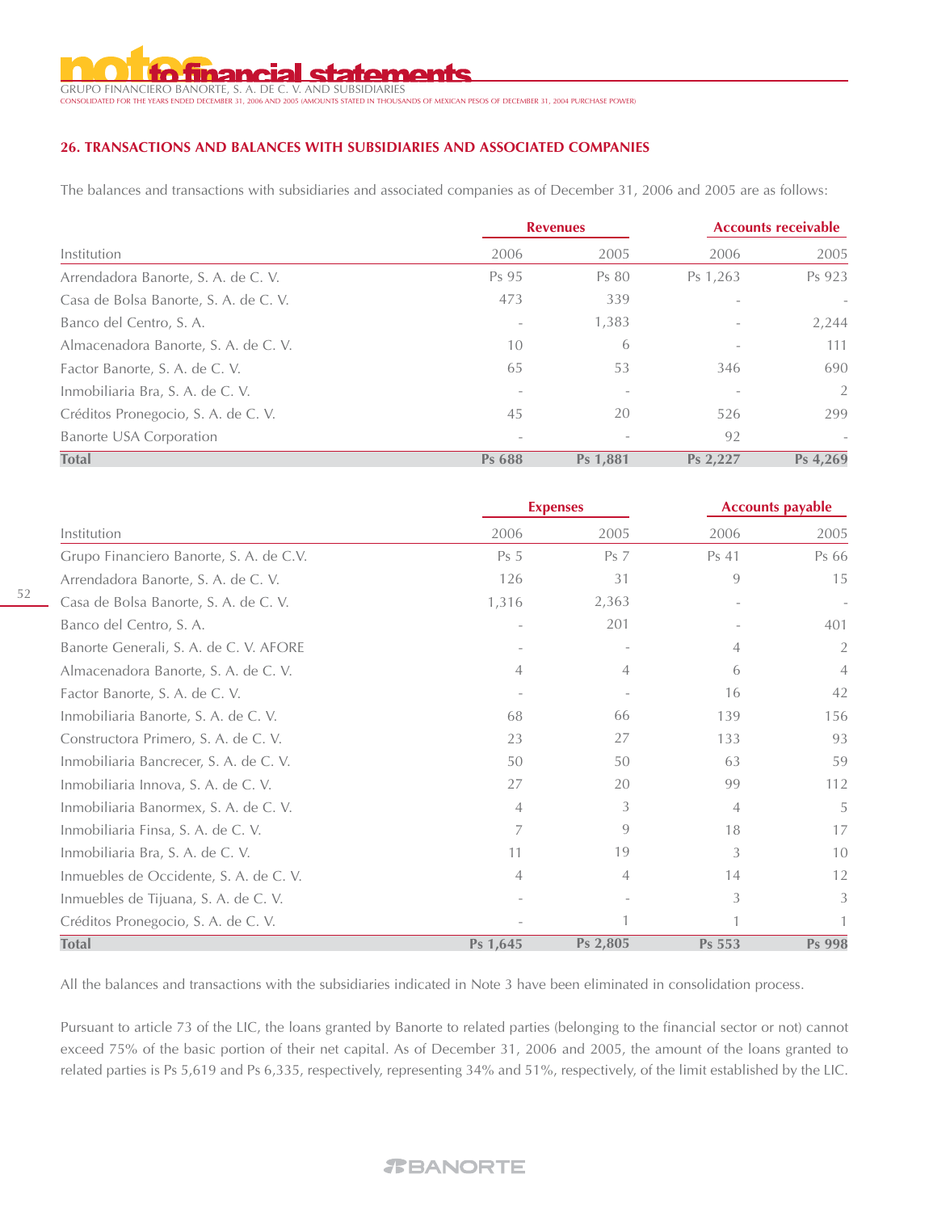## 26. TRANSACTIONS AND BALANCES WITH SUBSIDIARIES AND ASSOCIATED COMPANIES

The balances and transactions with subsidiaries and associated companies as of December 31, 2006 and 2005 are as follows:

| | Revenues | | Accounts receivable | |
|---|---|---|---|---|
| Institution | 2006 | 2005 | 2006 | 2005 |
| Arrendadora Banorte, S. A. de C. V. | Ps 95 | Ps 80 | Ps 1,263 | Ps 923 |
| Casa de Bolsa Banorte, S. A. de C. V. | 473 | 339 | - | - |
| Banco del Centro, S. A. | - | 1,383 | - | 2,244 |
| Almacenadora Banorte, S. A. de C. V. | 10 | 6 | - | 111 |
| Factor Banorte, S. A. de C. V. | 65 | 53 | 346 | 690 |
| Inmobiliaria Bra, S. A. de C. V. | - | - | - | 2 |
| Créditos Pronegocio, S. A. de C. V. | 45 | 20 | 526 | 299 |
| Banorte USA Corporation | - | - | 92 | - |
| **Total** | **Ps 688** | **Ps 1,881** | **Ps 2,227** | **Ps 4,269** |

| | Expenses | | Accounts payable | |
|---|---|---|---|---|
| Institution | 2006 | 2005 | 2006 | 2005 |
| Grupo Financiero Banorte, S. A. de C.V. | Ps 5 | Ps 7 | Ps 41 | Ps 66 |
| Arrendadora Banorte, S. A. de C. V. | 126 | 31 | 9 | 15 |
| Casa de Bolsa Banorte, S. A. de C. V. | 1,316 | 2,363 | - | - |
| Banco del Centro, S. A. | - | 201 | - | 401 |
| Banorte Generali, S. A. de C. V. AFORE | - | - | 4 | 2 |
| Almacenadora Banorte, S. A. de C. V. | 4 | 4 | 6 | 4 |
| Factor Banorte, S. A. de C. V. | - | - | 16 | 42 |
| Inmobiliaria Banorte, S. A. de C. V. | 68 | 66 | 139 | 156 |
| Constructora Primero, S. A. de C. V. | 23 | 27 | 133 | 93 |
| Inmobiliaria Bancrecer, S. A. de C. V. | 50 | 50 | 63 | 59 |
| Inmobiliaria Innova, S. A. de C. V. | 27 | 20 | 99 | 112 |
| Inmobiliaria Banormex, S. A. de C. V. | 4 | 3 | 4 | 5 |
| Inmobiliaria Finsa, S. A. de C. V. | 7 | 9 | 18 | 17 |
| Inmobiliaria Bra, S. A. de C. V. | 11 | 19 | 3 | 10 |
| Inmuebles de Occidente, S. A. de C. V. | 4 | 4 | 14 | 12 |
| Inmuebles de Tijuana, S. A. de C. V. | - | - | 3 | 3 |
| Créditos Pronegocio, S. A. de C. V. | - | 1 | 1 | 1 |
| **Total** | **Ps 1,645** | **Ps 2,805** | **Ps 553** | **Ps 998** |

All the balances and transactions with the subsidiaries indicated in Note 3 have been eliminated in consolidation process.

Pursuant to article 73 of the LIC, the loans granted by Banorte to related parties (belonging to the financial sector or not) cannot exceed 75% of the basic portion of their net capital. As of December 31, 2006 and 2005, the amount of the loans granted to related parties is Ps 5,619 and Ps 6,335, respectively, representing 34% and 51%, respectively, of the limit established by the LIC.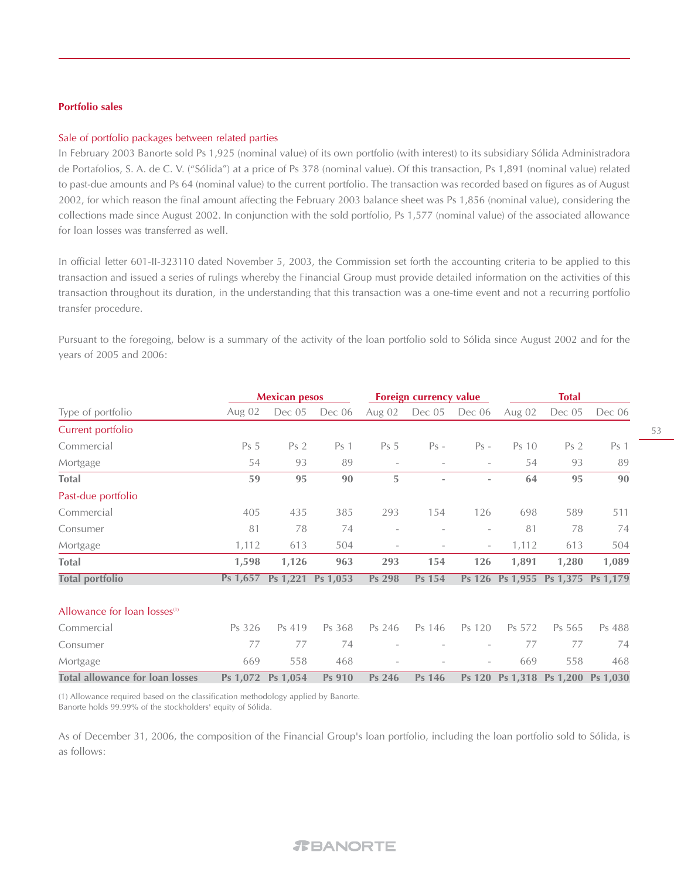**Portfolio sales**

Sale of portfolio packages between related parties

In February 2003 Banorte sold Ps 1,925 (nominal value) of its own portfolio (with interest) to its subsidiary Sólida Administradora de Portafolios, S. A. de C. V. ("Sólida") at a price of Ps 378 (nominal value). Of this transaction, Ps 1,891 (nominal value) related to past-due amounts and Ps 64 (nominal value) to the current portfolio. The transaction was recorded based on figures as of August 2002, for which reason the final amount affecting the February 2003 balance sheet was Ps 1,856 (nominal value), considering the collections made since August 2002. In conjunction with the sold portfolio, Ps 1,577 (nominal value) of the associated allowance for loan losses was transferred as well.

In official letter 601-II-323110 dated November 5, 2003, the Commission set forth the accounting criteria to be applied to this transaction and issued a series of rulings whereby the Financial Group must provide detailed information on the activities of this transaction throughout its duration, in the understanding that this transaction was a one-time event and not a recurring portfolio transfer procedure.

Pursuant to the foregoing, below is a summary of the activity of the loan portfolio sold to Sólida since August 2002 and for the years of 2005 and 2006:

| | Mexican pesos | | | Foreign currency value | | | Total | | |
|---|---|---|---|---|---|---|---|---|---|
| Type of portfolio | Aug 02 | Dec 05 | Dec 06 | Aug 02 | Dec 05 | Dec 06 | Aug 02 | Dec 05 | Dec 06 |
| Current portfolio | | | | | | | | | |
| Commercial | Ps 5 | Ps 2 | Ps 1 | Ps 5 | Ps - | Ps - | Ps 10 | Ps 2 | Ps 1 |
| Mortgage | 54 | 93 | 89 | - | - | - | 54 | 93 | 89 |
| **Total** | **59** | **95** | **90** | **5** | **-** | **-** | **64** | **95** | **90** |
| Past-due portfolio | | | | | | | | | |
| Commercial | 405 | 435 | 385 | 293 | 154 | 126 | 698 | 589 | 511 |
| Consumer | 81 | 78 | 74 | - | - | - | 81 | 78 | 74 |
| Mortgage | 1,112 | 613 | 504 | - | - | - | 1,112 | 613 | 504 |
| **Total** | **1,598** | **1,126** | **963** | **293** | **154** | **126** | **1,891** | **1,280** | **1,089** |
| **Total portfolio** | **Ps 1,657** | **Ps 1,221** | **Ps 1,053** | **Ps 298** | **Ps 154** | **Ps 126** | **Ps 1,955** | **Ps 1,375** | **Ps 1,179** |
| Allowance for loan losses[1] | | | | | | | | | |
| Commercial | Ps 326 | Ps 419 | Ps 368 | Ps 246 | Ps 146 | Ps 120 | Ps 572 | Ps 565 | Ps 488 |
| Consumer | 77 | 77 | 74 | - | - | - | 77 | 77 | 74 |
| Mortgage | 669 | 558 | 468 | - | - | - | 669 | 558 | 468 |
| **Total allowance for loan losses** | **Ps 1,072** | **Ps 1,054** | **Ps 910** | **Ps 246** | **Ps 146** | **Ps 120** | **Ps 1,318** | **Ps 1,200** | **Ps 1,030** |

(1) Allowance required based on the classification methodology applied by Banorte.
Banorte holds 99.99% of the stockholders' equity of Sólida.

As of December 31, 2006, the composition of the Financial Group's loan portfolio, including the loan portfolio sold to Sólida, is as follows: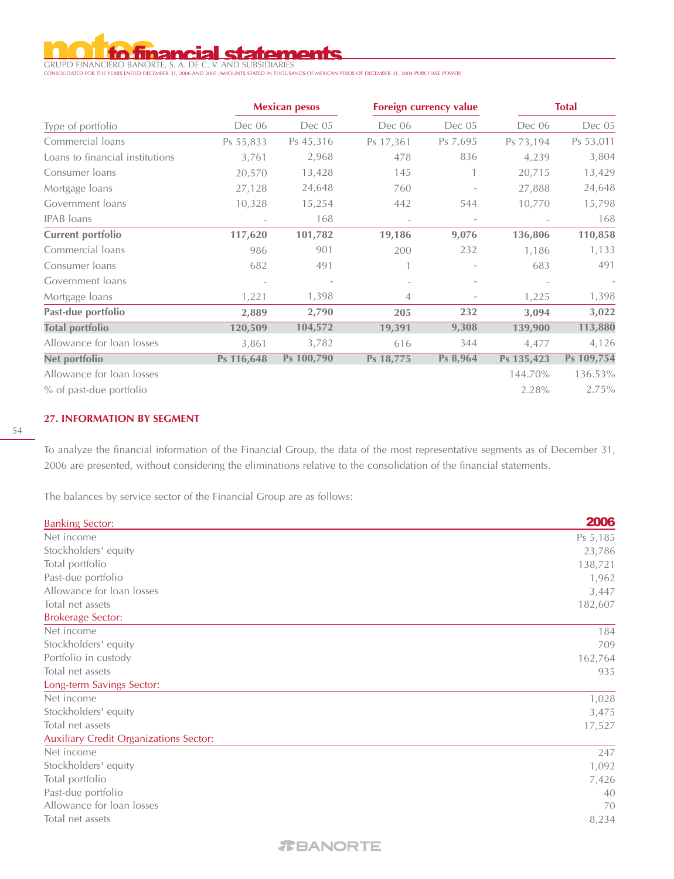| Type of portfolio | Mexican pesos | | Foreign currency value | | Total | |
|---|---|---|---|---|---|---|
| | Dec 06 | Dec 05 | Dec 06 | Dec 05 | Dec 06 | Dec 05 |
| Commercial loans | Ps 55,833 | Ps 45,316 | Ps 17,361 | Ps 7,695 | Ps 73,194 | Ps 53,011 |
| Loans to financial institutions | 3,761 | 2,968 | 478 | 836 | 4,239 | 3,804 |
| Consumer loans | 20,570 | 13,428 | 145 | 1 | 20,715 | 13,429 |
| Mortgage loans | 27,128 | 24,648 | 760 | - | 27,888 | 24,648 |
| Government loans | 10,328 | 15,254 | 442 | 544 | 10,770 | 15,798 |
| IPAB loans | - | 168 | - | - | - | 168 |
| **Current portfolio** | **117,620** | **101,782** | **19,186** | **9,076** | **136,806** | **110,858** |
| Commercial loans | 986 | 901 | 200 | 232 | 1,186 | 1,133 |
| Consumer loans | 682 | 491 | 1 | - | 683 | 491 |
| Government loans | - | - | - | - | - | - |
| Mortgage loans | 1,221 | 1,398 | 4 | - | 1,225 | 1,398 |
| **Past-due portfolio** | **2,889** | **2,790** | **205** | **232** | **3,094** | **3,022** |
| **Total portfolio** | **120,509** | **104,572** | **19,391** | **9,308** | **139,900** | **113,880** |
| Allowance for loan losses | 3,861 | 3,782 | 616 | 344 | 4,477 | 4,126 |
| **Net portfolio** | **Ps 116,648** | **Ps 100,790** | **Ps 18,775** | **Ps 8,964** | **Ps 135,423** | **Ps 109,754** |
| Allowance for loan losses | | | | | 144.70% | 136.53% |
| % of past-due portfolio | | | | | 2.28% | 2.75% |

## 27. INFORMATION BY SEGMENT

To analyze the financial information of the Financial Group, the data of the most representative segments as of December 31, 2006 are presented, without considering the eliminations relative to the consolidation of the financial statements.

The balances by service sector of the Financial Group are as follows:

| | 2006 |
|---|---|
| **Banking Sector:** | |
| Net income | Ps 5,185 |
| Stockholders' equity | 23,786 |
| Total portfolio | 138,721 |
| Past-due portfolio | 1,962 |
| Allowance for loan losses | 3,447 |
| Total net assets | 182,607 |
| **Brokerage Sector:** | |
| Net income | 184 |
| Stockholders' equity | 709 |
| Portfolio in custody | 162,764 |
| Total net assets | 935 |
| **Long-term Savings Sector:** | |
| Net income | 1,028 |
| Stockholders' equity | 3,475 |
| Total net assets | 17,527 |
| **Auxiliary Credit Organizations Sector:** | |
| Net income | 247 |
| Stockholders' equity | 1,092 |
| Total portfolio | 7,426 |
| Past-due portfolio | 40 |
| Allowance for loan losses | 70 |
| Total net assets | 8,234 |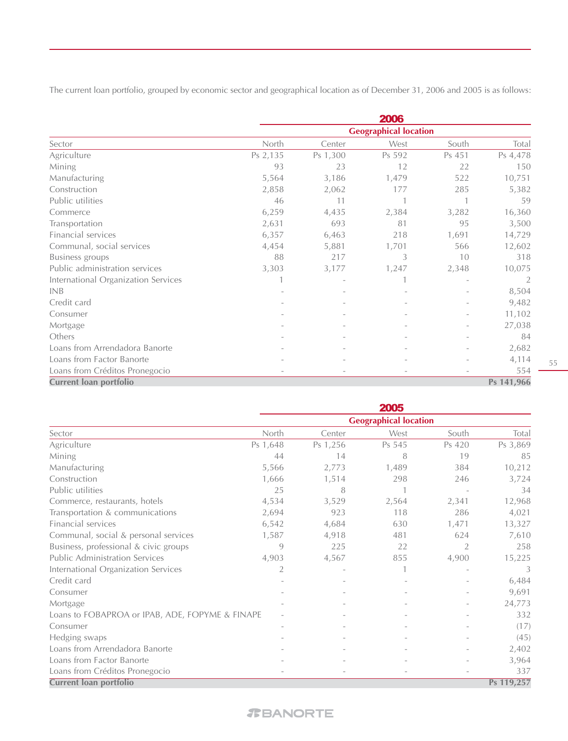The current loan portfolio, grouped by economic sector and geographical location as of December 31, 2006 and 2005 is as follows:

| | 2006 | | | | |
|---|---|---|---|---|---|
| | Geographical location | | | | |
| Sector | North | Center | West | South | Total |
| Agriculture | Ps 2,135 | Ps 1,300 | Ps 592 | Ps 451 | Ps 4,478 |
| Mining | 93 | 23 | 12 | 22 | 150 |
| Manufacturing | 5,564 | 3,186 | 1,479 | 522 | 10,751 |
| Construction | 2,858 | 2,062 | 177 | 285 | 5,382 |
| Public utilities | 46 | 11 | 1 | 1 | 59 |
| Commerce | 6,259 | 4,435 | 2,384 | 3,282 | 16,360 |
| Transportation | 2,631 | 693 | 81 | 95 | 3,500 |
| Financial services | 6,357 | 6,463 | 218 | 1,691 | 14,729 |
| Communal, social services | 4,454 | 5,881 | 1,701 | 566 | 12,602 |
| Business groups | 88 | 217 | 3 | 10 | 318 |
| Public administration services | 3,303 | 3,177 | 1,247 | 2,348 | 10,075 |
| International Organization Services | 1 | - | 1 | - | 2 |
| INB | - | - | - | - | 8,504 |
| Credit card | - | - | - | - | 9,482 |
| Consumer | - | - | - | - | 11,102 |
| Mortgage | - | - | - | - | 27,038 |
| Others | - | - | - | - | 84 |
| Loans from Arrendadora Banorte | - | - | - | - | 2,682 |
| Loans from Factor Banorte | - | - | - | - | 4,114 |
| Loans from Créditos Pronegocio | - | - | - | - | 554 |
| **Current loan portfolio** | | | | | **Ps 141,966** |

| | 2005 | | | | |
|---|---|---|---|---|---|
| | Geographical location | | | | |
| Sector | North | Center | West | South | Total |
| Agriculture | Ps 1,648 | Ps 1,256 | Ps 545 | Ps 420 | Ps 3,869 |
| Mining | 44 | 14 | 8 | 19 | 85 |
| Manufacturing | 5,566 | 2,773 | 1,489 | 384 | 10,212 |
| Construction | 1,666 | 1,514 | 298 | 246 | 3,724 |
| Public utilities | 25 | 8 | 1 | - | 34 |
| Commerce, restaurants, hotels | 4,534 | 3,529 | 2,564 | 2,341 | 12,968 |
| Transportation & communications | 2,694 | 923 | 118 | 286 | 4,021 |
| Financial services | 6,542 | 4,684 | 630 | 1,471 | 13,327 |
| Communal, social & personal services | 1,587 | 4,918 | 481 | 624 | 7,610 |
| Business, professional & civic groups | 9 | 225 | 22 | 2 | 258 |
| Public Administration Services | 4,903 | 4,567 | 855 | 4,900 | 15,225 |
| International Organization Services | 2 | - | 1 | - | 3 |
| Credit card | - | - | - | - | 6,484 |
| Consumer | - | - | - | - | 9,691 |
| Mortgage | - | - | - | - | 24,773 |
| Loans to FOBAPROA or IPAB, ADE, FOPYME & FINAPE | - | - | - | - | 332 |
| Consumer | - | - | - | - | (17) |
| Hedging swaps | - | - | - | - | (45) |
| Loans from Arrendadora Banorte | - | - | - | - | 2,402 |
| Loans from Factor Banorte | - | - | - | - | 3,964 |
| Loans from Créditos Pronegocio | - | - | - | - | 337 |
| **Current loan portfolio** | | | | | **Ps 119,257** |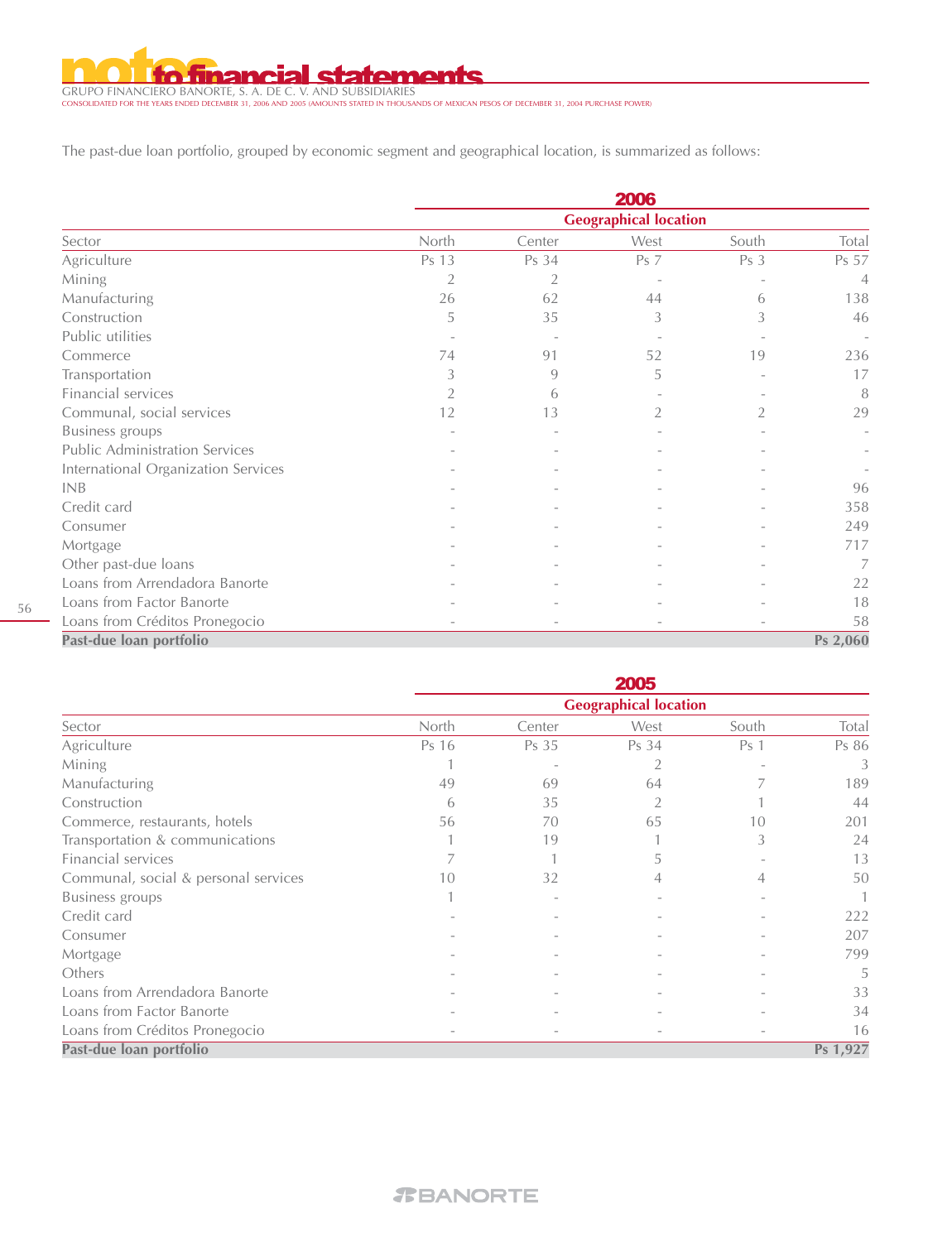The past-due loan portfolio, grouped by economic segment and geographical location, is summarized as follows:

| | 2006 | | | | |
|---|---|---|---|---|---|
| | Geographical location | | | | |
| Sector | North | Center | West | South | Total |
| Agriculture | Ps 13 | Ps 34 | Ps 7 | Ps 3 | Ps 57 |
| Mining | 2 | 2 | - | - | 4 |
| Manufacturing | 26 | 62 | 44 | 6 | 138 |
| Construction | 5 | 35 | 3 | 3 | 46 |
| Public utilities | - | - | - | - | - |
| Commerce | 74 | 91 | 52 | 19 | 236 |
| Transportation | 3 | 9 | 5 | - | 17 |
| Financial services | 2 | 6 | - | - | 8 |
| Communal, social services | 12 | 13 | 2 | 2 | 29 |
| Business groups | - | - | - | - | - |
| Public Administration Services | - | - | - | - | - |
| International Organization Services | - | - | - | - | - |
| INB | - | - | - | - | 96 |
| Credit card | - | - | - | - | 358 |
| Consumer | - | - | - | - | 249 |
| Mortgage | - | - | - | - | 717 |
| Other past-due loans | - | - | - | - | 7 |
| Loans from Arrendadora Banorte | - | - | - | - | 22 |
| Loans from Factor Banorte | - | - | - | - | 18 |
| Loans from Créditos Pronegocio | - | - | - | - | 58 |
| **Past-due loan portfolio** | | | | | **Ps 2,060** |

| | 2005 | | | | |
|---|---|---|---|---|---|
| | Geographical location | | | | |
| Sector | North | Center | West | South | Total |
| Agriculture | Ps 16 | Ps 35 | Ps 34 | Ps 1 | Ps 86 |
| Mining | 1 | - | 2 | - | 3 |
| Manufacturing | 49 | 69 | 64 | 7 | 189 |
| Construction | 6 | 35 | 2 | 1 | 44 |
| Commerce, restaurants, hotels | 56 | 70 | 65 | 10 | 201 |
| Transportation & communications | 1 | 19 | 1 | 3 | 24 |
| Financial services | 7 | 1 | 5 | - | 13 |
| Communal, social & personal services | 10 | 32 | 4 | 4 | 50 |
| Business groups | 1 | - | - | - | 1 |
| Credit card | - | - | - | - | 222 |
| Consumer | - | - | - | - | 207 |
| Mortgage | - | - | - | - | 799 |
| Others | - | - | - | - | 5 |
| Loans from Arrendadora Banorte | - | - | - | - | 33 |
| Loans from Factor Banorte | - | - | - | - | 34 |
| Loans from Créditos Pronegocio | - | - | - | - | 16 |
| **Past-due loan portfolio** | | | | | **Ps 1,927** |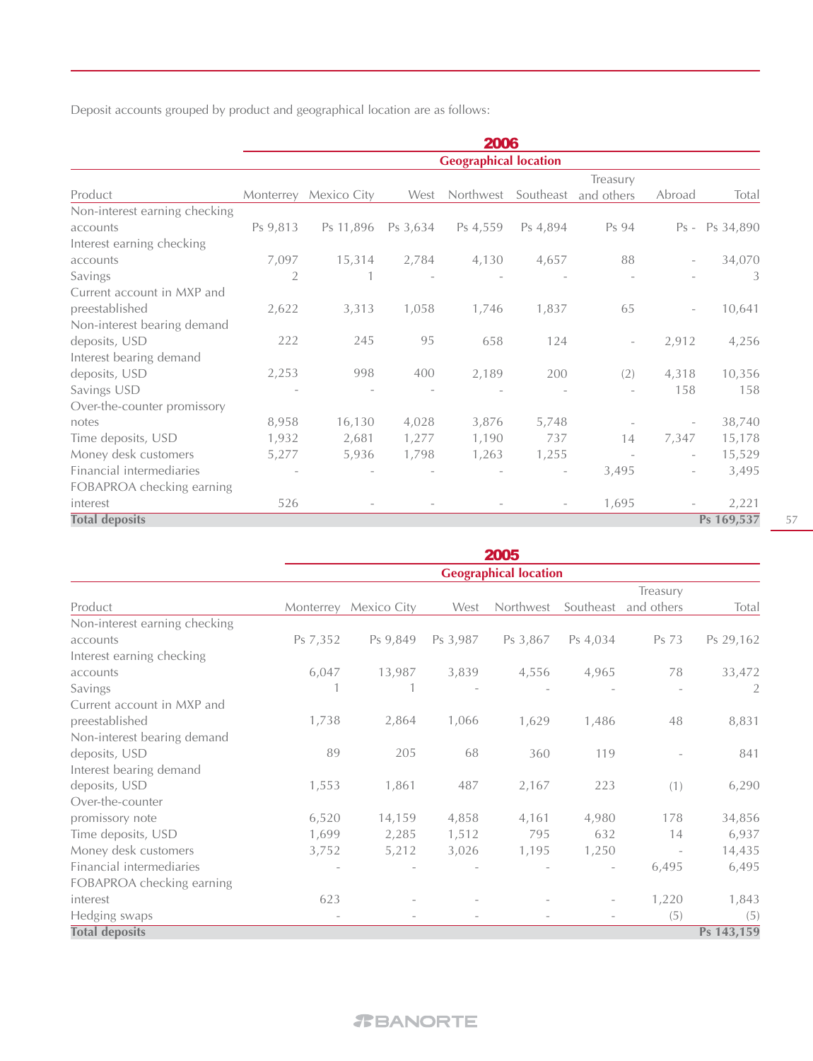Deposit accounts grouped by product and geographical location are as follows:

**2006**

| | Geographical location | | | | | | | |
|---|---|---|---|---|---|---|---|---|
| Product | Monterrey | Mexico City | West | Northwest | Southeast | Treasury and others | Abroad | Total |
| Non-interest earning checking accounts | Ps 9,813 | Ps 11,896 | Ps 3,634 | Ps 4,559 | Ps 4,894 | Ps 94 | Ps - | Ps 34,890 |
| Interest earning checking accounts | 7,097 | 15,314 | 2,784 | 4,130 | 4,657 | 88 | - | 34,070 |
| Savings | 2 | 1 | - | - | - | - | - | 3 |
| Current account in MXP and preestablished | 2,622 | 3,313 | 1,058 | 1,746 | 1,837 | 65 | - | 10,641 |
| Non-interest bearing demand deposits, USD | 222 | 245 | 95 | 658 | 124 | - | 2,912 | 4,256 |
| Interest bearing demand deposits, USD | 2,253 | 998 | 400 | 2,189 | 200 | (2) | 4,318 | 10,356 |
| Savings USD | - | - | - | - | - | - | 158 | 158 |
| Over-the-counter promissory notes | 8,958 | 16,130 | 4,028 | 3,876 | 5,748 | - | - | 38,740 |
| Time deposits, USD | 1,932 | 2,681 | 1,277 | 1,190 | 737 | 14 | 7,347 | 15,178 |
| Money desk customers | 5,277 | 5,936 | 1,798 | 1,263 | 1,255 | - | - | 15,529 |
| Financial intermediaries | - | - | - | - | - | 3,495 | - | 3,495 |
| FOBAPROA checking earning interest | 526 | - | - | - | - | 1,695 | - | 2,221 |
| **Total deposits** | | | | | | | | **Ps 169,537** |

**2005**

| | Geographical location | | | | | | |
|---|---|---|---|---|---|---|---|
| Product | Monterrey | Mexico City | West | Northwest | Southeast | Treasury and others | Total |
| Non-interest earning checking accounts | Ps 7,352 | Ps 9,849 | Ps 3,987 | Ps 3,867 | Ps 4,034 | Ps 73 | Ps 29,162 |
| Interest earning checking accounts | 6,047 | 13,987 | 3,839 | 4,556 | 4,965 | 78 | 33,472 |
| Savings | 1 | 1 | - | - | - | - | 2 |
| Current account in MXP and preestablished | 1,738 | 2,864 | 1,066 | 1,629 | 1,486 | 48 | 8,831 |
| Non-interest bearing demand deposits, USD | 89 | 205 | 68 | 360 | 119 | - | 841 |
| Interest bearing demand deposits, USD | 1,553 | 1,861 | 487 | 2,167 | 223 | (1) | 6,290 |
| Over-the-counter promissory note | 6,520 | 14,159 | 4,858 | 4,161 | 4,980 | 178 | 34,856 |
| Time deposits, USD | 1,699 | 2,285 | 1,512 | 795 | 632 | 14 | 6,937 |
| Money desk customers | 3,752 | 5,212 | 3,026 | 1,195 | 1,250 | - | 14,435 |
| Financial intermediaries | - | - | - | - | - | 6,495 | 6,495 |
| FOBAPROA checking earning interest | 623 | - | - | - | - | 1,220 | 1,843 |
| Hedging swaps | - | - | - | - | - | (5) | (5) |
| **Total deposits** | | | | | | | **Ps 143,159** |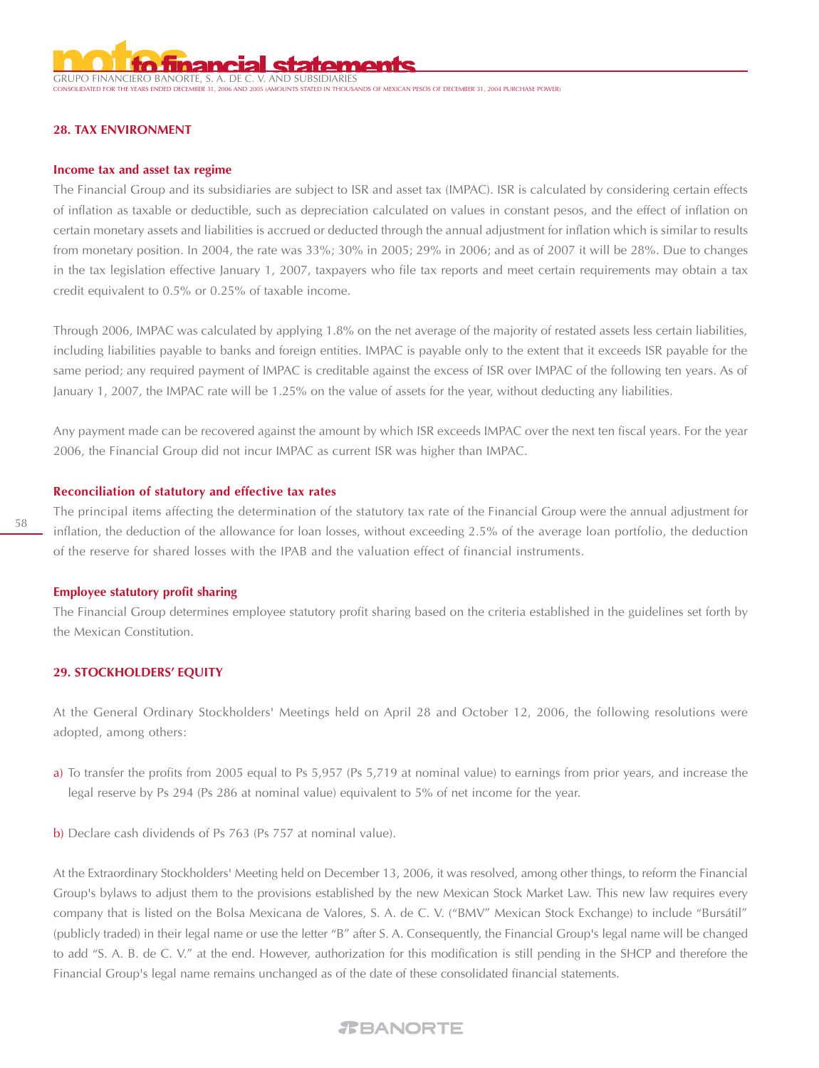## 28. TAX ENVIRONMENT

### Income tax and asset tax regime

The Financial Group and its subsidiaries are subject to ISR and asset tax (IMPAC). ISR is calculated by considering certain effects of inflation as taxable or deductible, such as depreciation calculated on values in constant pesos, and the effect of inflation on certain monetary assets and liabilities is accrued or deducted through the annual adjustment for inflation which is similar to results from monetary position. In 2004, the rate was 33%; 30% in 2005; 29% in 2006; and as of 2007 it will be 28%. Due to changes in the tax legislation effective January 1, 2007, taxpayers who file tax reports and meet certain requirements may obtain a tax credit equivalent to 0.5% or 0.25% of taxable income.

Through 2006, IMPAC was calculated by applying 1.8% on the net average of the majority of restated assets less certain liabilities, including liabilities payable to banks and foreign entities. IMPAC is payable only to the extent that it exceeds ISR payable for the same period; any required payment of IMPAC is creditable against the excess of ISR over IMPAC of the following ten years. As of January 1, 2007, the IMPAC rate will be 1.25% on the value of assets for the year, without deducting any liabilities.

Any payment made can be recovered against the amount by which ISR exceeds IMPAC over the next ten fiscal years. For the year 2006, the Financial Group did not incur IMPAC as current ISR was higher than IMPAC.

### Reconciliation of statutory and effective tax rates

The principal items affecting the determination of the statutory tax rate of the Financial Group were the annual adjustment for inflation, the deduction of the allowance for loan losses, without exceeding 2.5% of the average loan portfolio, the deduction of the reserve for shared losses with the IPAB and the valuation effect of financial instruments.

### Employee statutory profit sharing

The Financial Group determines employee statutory profit sharing based on the criteria established in the guidelines set forth by the Mexican Constitution.

## 29. STOCKHOLDERS' EQUITY

At the General Ordinary Stockholders' Meetings held on April 28 and October 12, 2006, the following resolutions were adopted, among others:

a) To transfer the profits from 2005 equal to Ps 5,957 (Ps 5,719 at nominal value) to earnings from prior years, and increase the legal reserve by Ps 294 (Ps 286 at nominal value) equivalent to 5% of net income for the year.

b) Declare cash dividends of Ps 763 (Ps 757 at nominal value).

At the Extraordinary Stockholders' Meeting held on December 13, 2006, it was resolved, among other things, to reform the Financial Group's bylaws to adjust them to the provisions established by the new Mexican Stock Market Law. This new law requires every company that is listed on the Bolsa Mexicana de Valores, S. A. de C. V. ("BMV" Mexican Stock Exchange) to include "Bursátil" (publicly traded) in their legal name or use the letter "B" after S. A. Consequently, the Financial Group's legal name will be changed to add "S. A. B. de C. V." at the end. However, authorization for this modification is still pending in the SHCP and therefore the Financial Group's legal name remains unchanged as of the date of these consolidated financial statements.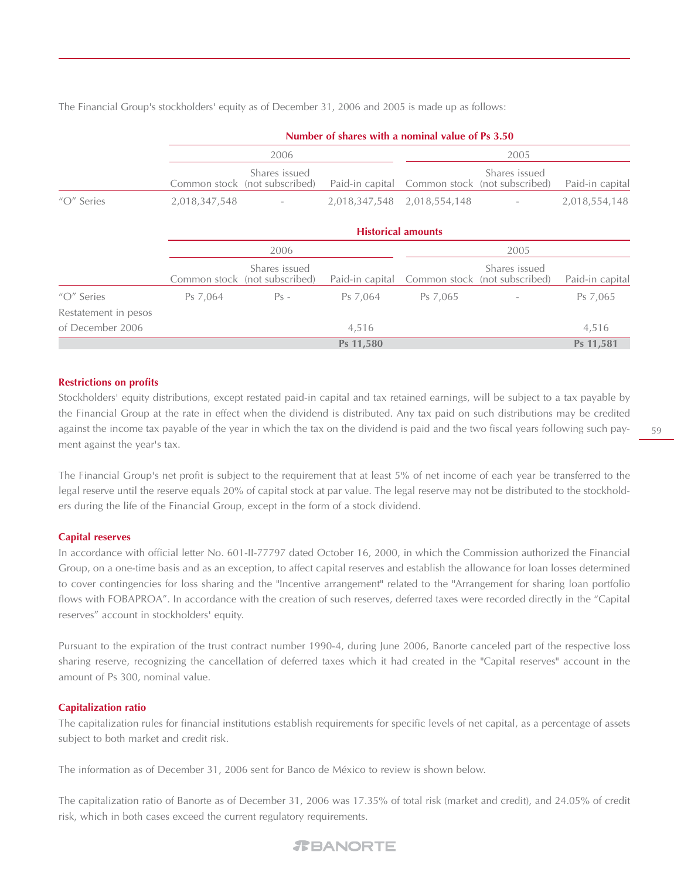The Financial Group's stockholders' equity as of December 31, 2006 and 2005 is made up as follows:

| | Number of shares with a nominal value of Ps 3.50 | | | | | |
|---|---|---|---|---|---|---|
| | 2006 | | | 2005 | | |
| | Common stock | Shares issued (not subscribed) | Paid-in capital | Common stock | Shares issued (not subscribed) | Paid-in capital |
| "O" Series | 2,018,347,548 | - | 2,018,347,548 | 2,018,554,148 | - | 2,018,554,148 |

| | Historical amounts | | | | | |
|---|---|---|---|---|---|---|
| | 2006 | | | 2005 | | |
| | Common stock | Shares issued (not subscribed) | Paid-in capital | Common stock | Shares issued (not subscribed) | Paid-in capital |
| "O" Series | Ps 7,064 | Ps - | Ps 7,064 | Ps 7,065 | - | Ps 7,065 |
| Restatement in pesos of December 2006 | | | 4,516 | | | 4,516 |
| | | | **Ps 11,580** | | | **Ps 11,581** |

**Restrictions on profits**

Stockholders' equity distributions, except restated paid-in capital and tax retained earnings, will be subject to a tax payable by the Financial Group at the rate in effect when the dividend is distributed. Any tax paid on such distributions may be credited against the income tax payable of the year in which the tax on the dividend is paid and the two fiscal years following such payment against the year's tax.

The Financial Group's net profit is subject to the requirement that at least 5% of net income of each year be transferred to the legal reserve until the reserve equals 20% of capital stock at par value. The legal reserve may not be distributed to the stockholders during the life of the Financial Group, except in the form of a stock dividend.

**Capital reserves**

In accordance with official letter No. 601-II-77797 dated October 16, 2000, in which the Commission authorized the Financial Group, on a one-time basis and as an exception, to affect capital reserves and establish the allowance for loan losses determined to cover contingencies for loss sharing and the "Incentive arrangement" related to the "Arrangement for sharing loan portfolio flows with FOBAPROA". In accordance with the creation of such reserves, deferred taxes were recorded directly in the "Capital reserves" account in stockholders' equity.

Pursuant to the expiration of the trust contract number 1990-4, during June 2006, Banorte canceled part of the respective loss sharing reserve, recognizing the cancellation of deferred taxes which it had created in the "Capital reserves" account in the amount of Ps 300, nominal value.

**Capitalization ratio**

The capitalization rules for financial institutions establish requirements for specific levels of net capital, as a percentage of assets subject to both market and credit risk.

The information as of December 31, 2006 sent for Banco de México to review is shown below.

The capitalization ratio of Banorte as of December 31, 2006 was 17.35% of total risk (market and credit), and 24.05% of credit risk, which in both cases exceed the current regulatory requirements.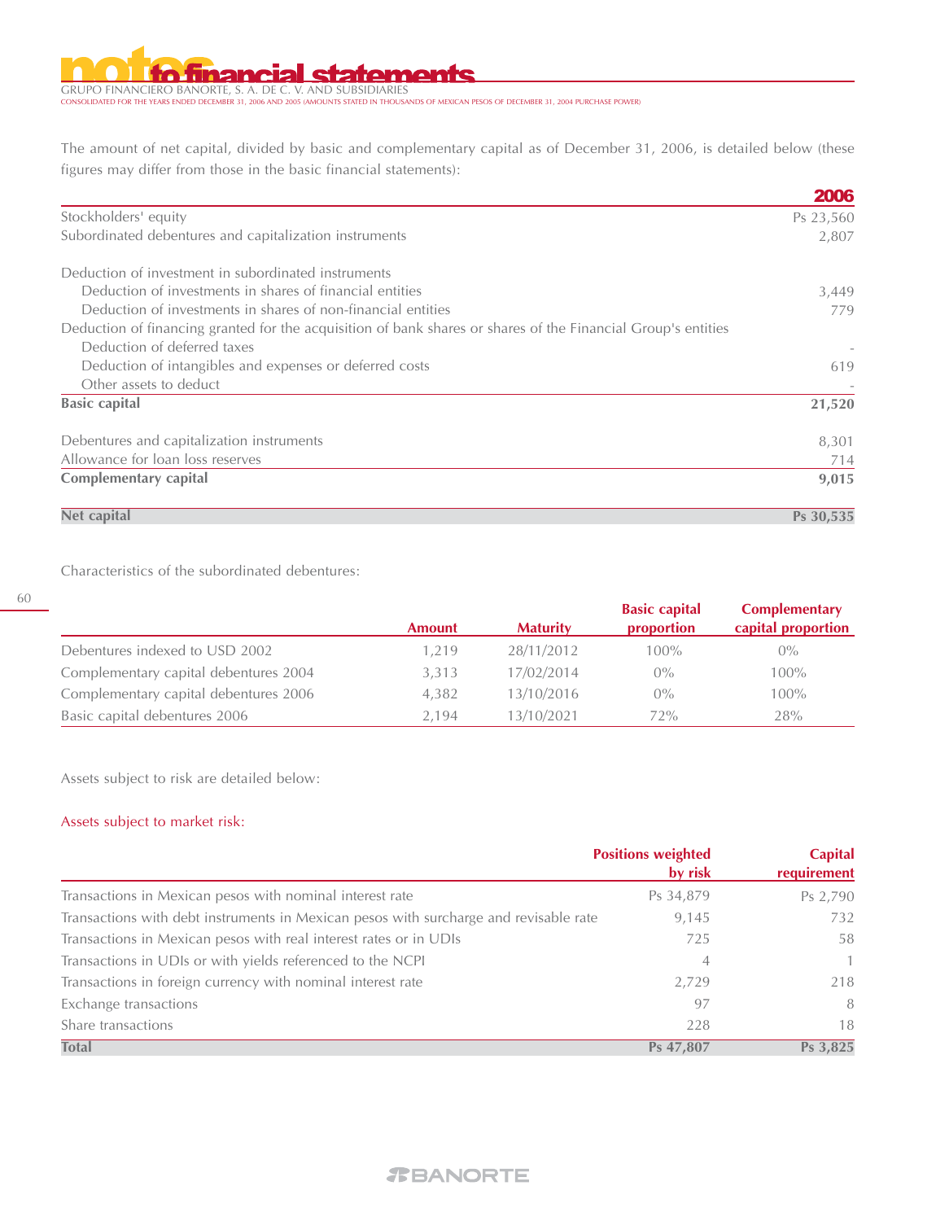The amount of net capital, divided by basic and complementary capital as of December 31, 2006, is detailed below (these figures may differ from those in the basic financial statements):

| | 2006 |
|---|---|
| Stockholders' equity | Ps 23,560 |
| Subordinated debentures and capitalization instruments | 2,807 |
| | |
| Deduction of investment in subordinated instruments | |
| Deduction of investments in shares of financial entities | 3,449 |
| Deduction of investments in shares of non-financial entities | 779 |
| Deduction of financing granted for the acquisition of bank shares or shares of the Financial Group's entities | |
| Deduction of deferred taxes | - |
| Deduction of intangibles and expenses or deferred costs | 619 |
| Other assets to deduct | - |
| **Basic capital** | **21,520** |
| | |
| Debentures and capitalization instruments | 8,301 |
| Allowance for loan loss reserves | 714 |
| **Complementary capital** | **9,015** |
| | |
| **Net capital** | **Ps 30,535** |

Characteristics of the subordinated debentures:

| | Amount | Maturity | Basic capital proportion | Complementary capital proportion |
|---|---|---|---|---|
| Debentures indexed to USD 2002 | 1,219 | 28/11/2012 | 100% | 0% |
| Complementary capital debentures 2004 | 3,313 | 17/02/2014 | 0% | 100% |
| Complementary capital debentures 2006 | 4,382 | 13/10/2016 | 0% | 100% |
| Basic capital debentures 2006 | 2,194 | 13/10/2021 | 72% | 28% |

Assets subject to risk are detailed below:

Assets subject to market risk:

| | Positions weighted by risk | Capital requirement |
|---|---|---|
| Transactions in Mexican pesos with nominal interest rate | Ps 34,879 | Ps 2,790 |
| Transactions with debt instruments in Mexican pesos with surcharge and revisable rate | 9,145 | 732 |
| Transactions in Mexican pesos with real interest rates or in UDIs | 725 | 58 |
| Transactions in UDIs or with yields referenced to the NCPI | 4 | 1 |
| Transactions in foreign currency with nominal interest rate | 2,729 | 218 |
| Exchange transactions | 97 | 8 |
| Share transactions | 228 | 18 |
| **Total** | **Ps 47,807** | **Ps 3,825** |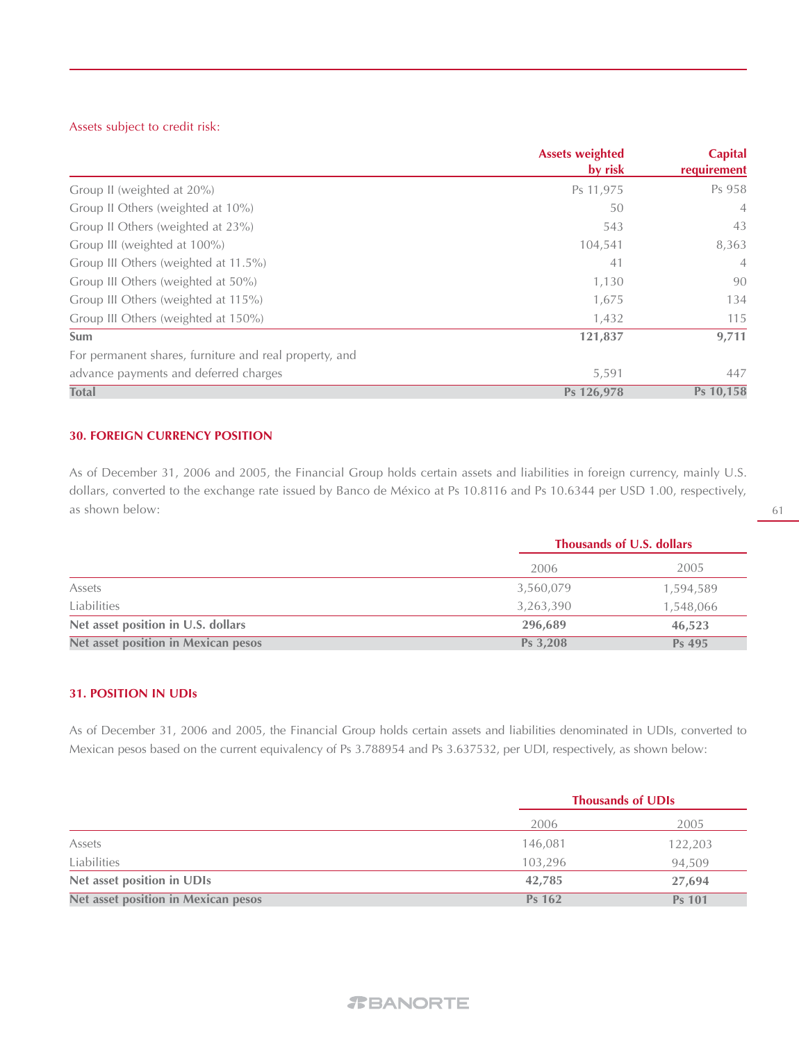Assets subject to credit risk:

| | Assets weighted by risk | Capital requirement |
|---|---|---|
| Group II (weighted at 20%) | Ps 11,975 | Ps 958 |
| Group II Others (weighted at 10%) | 50 | 4 |
| Group II Others (weighted at 23%) | 543 | 43 |
| Group III (weighted at 100%) | 104,541 | 8,363 |
| Group III Others (weighted at 11.5%) | 41 | 4 |
| Group III Others (weighted at 50%) | 1,130 | 90 |
| Group III Others (weighted at 115%) | 1,675 | 134 |
| Group III Others (weighted at 150%) | 1,432 | 115 |
| **Sum** | **121,837** | **9,711** |
| For permanent shares, furniture and real property, and advance payments and deferred charges | 5,591 | 447 |
| **Total** | **Ps 126,978** | **Ps 10,158** |

## 30. FOREIGN CURRENCY POSITION

As of December 31, 2006 and 2005, the Financial Group holds certain assets and liabilities in foreign currency, mainly U.S. dollars, converted to the exchange rate issued by Banco de México at Ps 10.8116 and Ps 10.6344 per USD 1.00, respectively, as shown below:

| | Thousands of U.S. dollars | |
|---|---|---|
| | 2006 | 2005 |
| Assets | 3,560,079 | 1,594,589 |
| Liabilities | 3,263,390 | 1,548,066 |
| **Net asset position in U.S. dollars** | **296,689** | **46,523** |
| **Net asset position in Mexican pesos** | **Ps 3,208** | **Ps 495** |

## 31. POSITION IN UDIs

As of December 31, 2006 and 2005, the Financial Group holds certain assets and liabilities denominated in UDIs, converted to Mexican pesos based on the current equivalency of Ps 3.788954 and Ps 3.637532, per UDI, respectively, as shown below:

| | Thousands of UDIs | |
|---|---|---|
| | 2006 | 2005 |
| Assets | 146,081 | 122,203 |
| Liabilities | 103,296 | 94,509 |
| **Net asset position in UDIs** | **42,785** | **27,694** |
| **Net asset position in Mexican pesos** | **Ps 162** | **Ps 101** |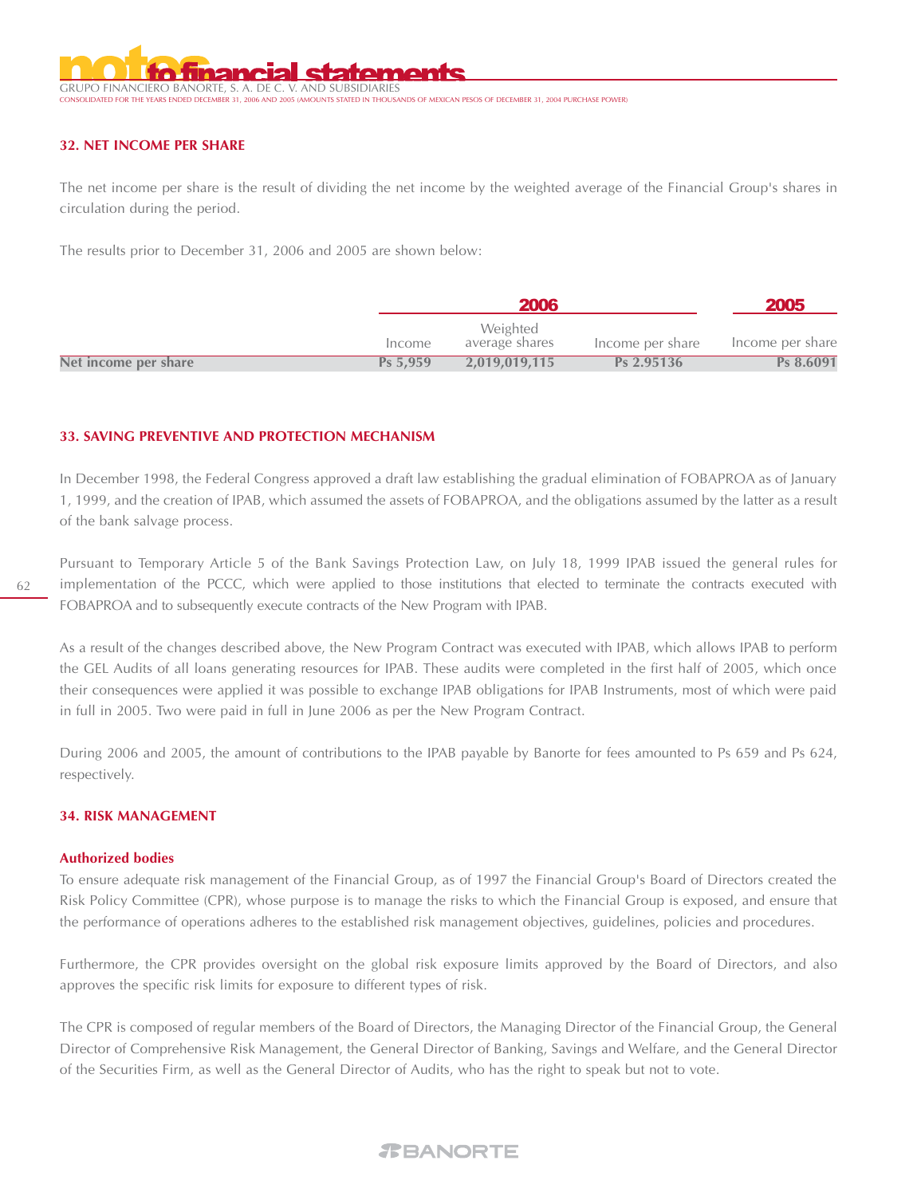## 32. NET INCOME PER SHARE

The net income per share is the result of dividing the net income by the weighted average of the Financial Group's shares in circulation during the period.

The results prior to December 31, 2006 and 2005 are shown below:

| | 2006 | | | 2005 |
|---|---|---|---|---|
| | Income | Weighted average shares | Income per share | Income per share |
| **Net income per share** | **Ps 5,959** | **2,019,019,115** | **Ps 2.95136** | **Ps 8.6091** |

## 33. SAVING PREVENTIVE AND PROTECTION MECHANISM

In December 1998, the Federal Congress approved a draft law establishing the gradual elimination of FOBAPROA as of January 1, 1999, and the creation of IPAB, which assumed the assets of FOBAPROA, and the obligations assumed by the latter as a result of the bank salvage process.

Pursuant to Temporary Article 5 of the Bank Savings Protection Law, on July 18, 1999 IPAB issued the general rules for implementation of the PCCC, which were applied to those institutions that elected to terminate the contracts executed with FOBAPROA and to subsequently execute contracts of the New Program with IPAB.

As a result of the changes described above, the New Program Contract was executed with IPAB, which allows IPAB to perform the GEL Audits of all loans generating resources for IPAB. These audits were completed in the first half of 2005, which once their consequences were applied it was possible to exchange IPAB obligations for IPAB Instruments, most of which were paid in full in 2005. Two were paid in full in June 2006 as per the New Program Contract.

During 2006 and 2005, the amount of contributions to the IPAB payable by Banorte for fees amounted to Ps 659 and Ps 624, respectively.

## 34. RISK MANAGEMENT

### Authorized bodies

To ensure adequate risk management of the Financial Group, as of 1997 the Financial Group's Board of Directors created the Risk Policy Committee (CPR), whose purpose is to manage the risks to which the Financial Group is exposed, and ensure that the performance of operations adheres to the established risk management objectives, guidelines, policies and procedures.

Furthermore, the CPR provides oversight on the global risk exposure limits approved by the Board of Directors, and also approves the specific risk limits for exposure to different types of risk.

The CPR is composed of regular members of the Board of Directors, the Managing Director of the Financial Group, the General Director of Comprehensive Risk Management, the General Director of Banking, Savings and Welfare, and the General Director of the Securities Firm, as well as the General Director of Audits, who has the right to speak but not to vote.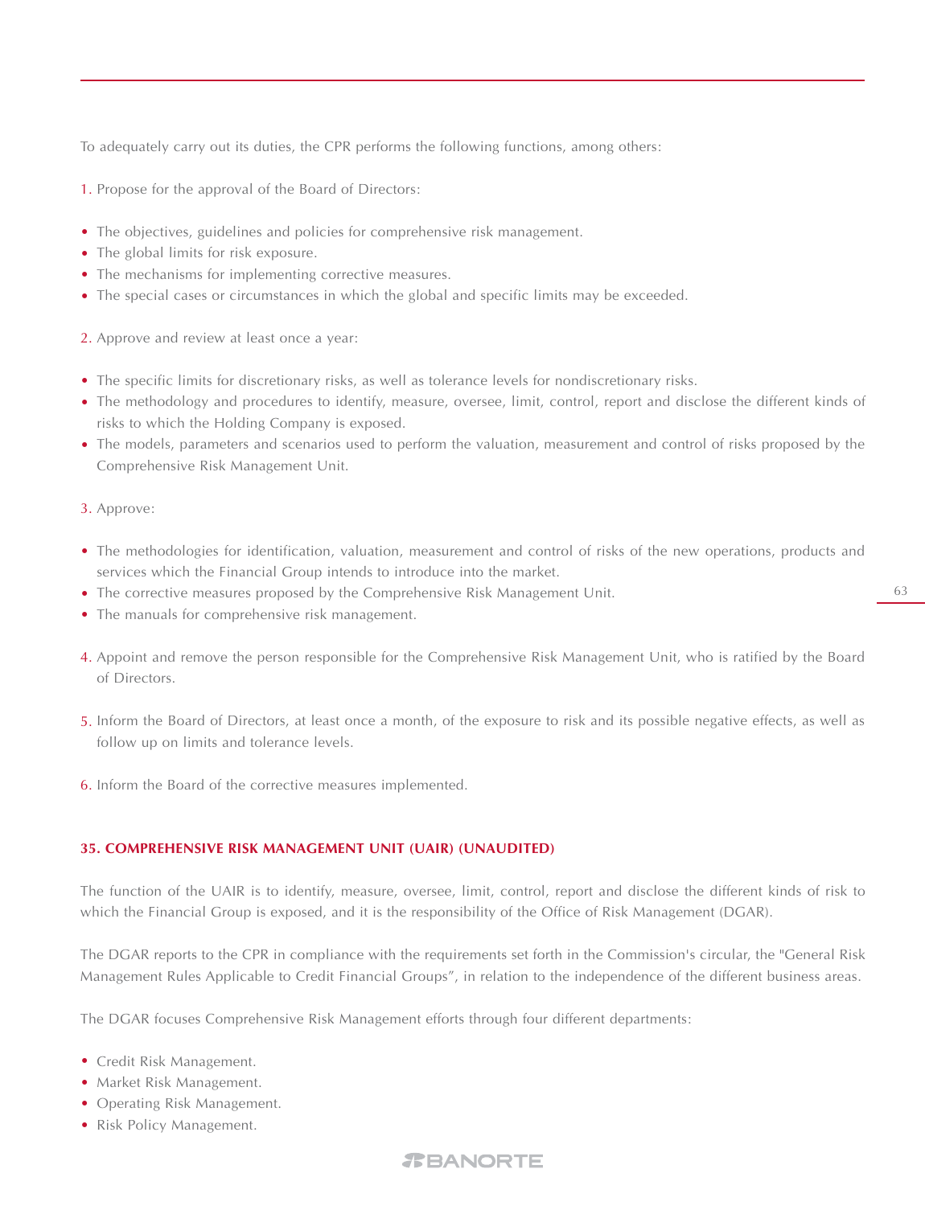To adequately carry out its duties, the CPR performs the following functions, among others:

1. Propose for the approval of the Board of Directors:

- The objectives, guidelines and policies for comprehensive risk management.
- The global limits for risk exposure.
- The mechanisms for implementing corrective measures.
- The special cases or circumstances in which the global and specific limits may be exceeded.

2. Approve and review at least once a year:

- The specific limits for discretionary risks, as well as tolerance levels for nondiscretionary risks.
- The methodology and procedures to identify, measure, oversee, limit, control, report and disclose the different kinds of risks to which the Holding Company is exposed.
- The models, parameters and scenarios used to perform the valuation, measurement and control of risks proposed by the Comprehensive Risk Management Unit.

3. Approve:

- The methodologies for identification, valuation, measurement and control of risks of the new operations, products and services which the Financial Group intends to introduce into the market.
- The corrective measures proposed by the Comprehensive Risk Management Unit.
- The manuals for comprehensive risk management.

4. Appoint and remove the person responsible for the Comprehensive Risk Management Unit, who is ratified by the Board of Directors.

5. Inform the Board of Directors, at least once a month, of the exposure to risk and its possible negative effects, as well as follow up on limits and tolerance levels.

6. Inform the Board of the corrective measures implemented.

## 35. COMPREHENSIVE RISK MANAGEMENT UNIT (UAIR) (UNAUDITED)

The function of the UAIR is to identify, measure, oversee, limit, control, report and disclose the different kinds of risk to which the Financial Group is exposed, and it is the responsibility of the Office of Risk Management (DGAR).

The DGAR reports to the CPR in compliance with the requirements set forth in the Commission's circular, the "General Risk Management Rules Applicable to Credit Financial Groups", in relation to the independence of the different business areas.

The DGAR focuses Comprehensive Risk Management efforts through four different departments:

- Credit Risk Management.
- Market Risk Management.
- Operating Risk Management.
- Risk Policy Management.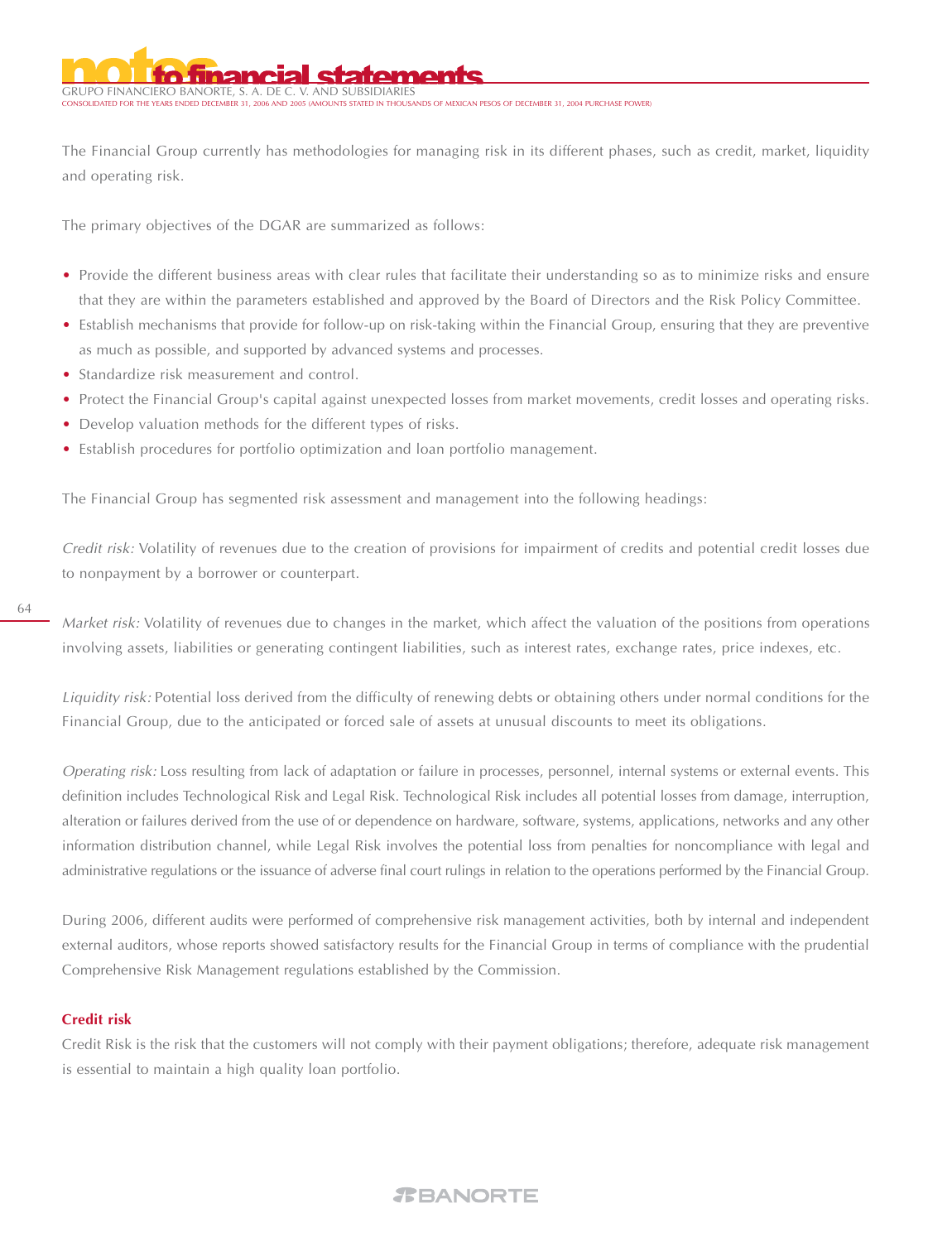The Financial Group currently has methodologies for managing risk in its different phases, such as credit, market, liquidity and operating risk.

The primary objectives of the DGAR are summarized as follows:

- Provide the different business areas with clear rules that facilitate their understanding so as to minimize risks and ensure that they are within the parameters established and approved by the Board of Directors and the Risk Policy Committee.
- Establish mechanisms that provide for follow-up on risk-taking within the Financial Group, ensuring that they are preventive as much as possible, and supported by advanced systems and processes.
- Standardize risk measurement and control.
- Protect the Financial Group's capital against unexpected losses from market movements, credit losses and operating risks.
- Develop valuation methods for the different types of risks.
- Establish procedures for portfolio optimization and loan portfolio management.

The Financial Group has segmented risk assessment and management into the following headings:

*Credit risk:* Volatility of revenues due to the creation of provisions for impairment of credits and potential credit losses due to nonpayment by a borrower or counterpart.

*Market risk:* Volatility of revenues due to changes in the market, which affect the valuation of the positions from operations involving assets, liabilities or generating contingent liabilities, such as interest rates, exchange rates, price indexes, etc.

*Liquidity risk:* Potential loss derived from the difficulty of renewing debts or obtaining others under normal conditions for the Financial Group, due to the anticipated or forced sale of assets at unusual discounts to meet its obligations.

*Operating risk:* Loss resulting from lack of adaptation or failure in processes, personnel, internal systems or external events. This definition includes Technological Risk and Legal Risk. Technological Risk includes all potential losses from damage, interruption, alteration or failures derived from the use of or dependence on hardware, software, systems, applications, networks and any other information distribution channel, while Legal Risk involves the potential loss from penalties for noncompliance with legal and administrative regulations or the issuance of adverse final court rulings in relation to the operations performed by the Financial Group.

During 2006, different audits were performed of comprehensive risk management activities, both by internal and independent external auditors, whose reports showed satisfactory results for the Financial Group in terms of compliance with the prudential Comprehensive Risk Management regulations established by the Commission.

### Credit risk

Credit Risk is the risk that the customers will not comply with their payment obligations; therefore, adequate risk management is essential to maintain a high quality loan portfolio.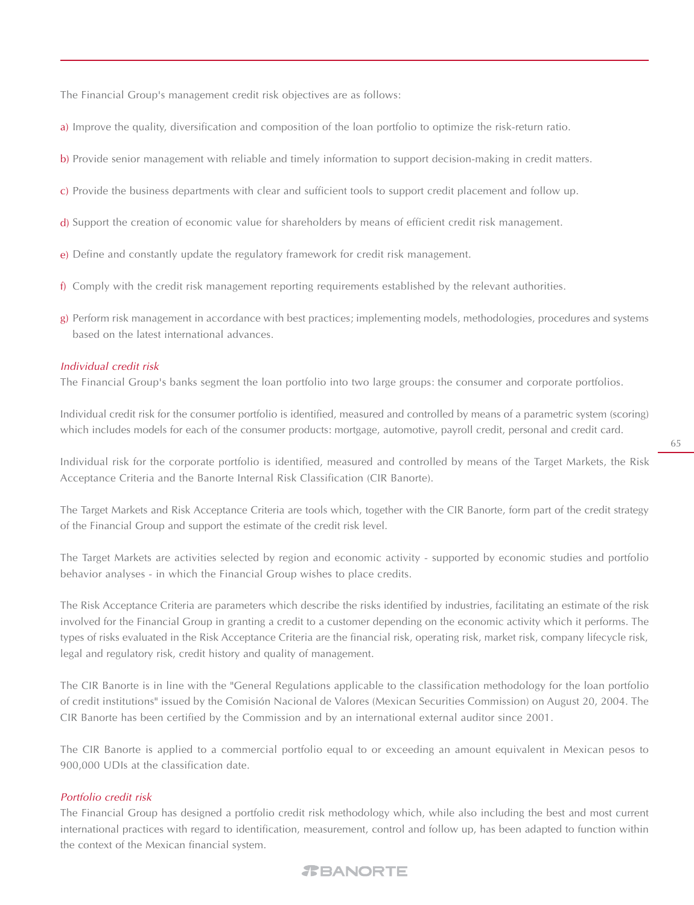The Financial Group's management credit risk objectives are as follows:

a) Improve the quality, diversification and composition of the loan portfolio to optimize the risk-return ratio.

b) Provide senior management with reliable and timely information to support decision-making in credit matters.

c) Provide the business departments with clear and sufficient tools to support credit placement and follow up.

d) Support the creation of economic value for shareholders by means of efficient credit risk management.

e) Define and constantly update the regulatory framework for credit risk management.

f) Comply with the credit risk management reporting requirements established by the relevant authorities.

g) Perform risk management in accordance with best practices; implementing models, methodologies, procedures and systems based on the latest international advances.

*Individual credit risk*

The Financial Group's banks segment the loan portfolio into two large groups: the consumer and corporate portfolios.

Individual credit risk for the consumer portfolio is identified, measured and controlled by means of a parametric system (scoring) which includes models for each of the consumer products: mortgage, automotive, payroll credit, personal and credit card.

Individual risk for the corporate portfolio is identified, measured and controlled by means of the Target Markets, the Risk Acceptance Criteria and the Banorte Internal Risk Classification (CIR Banorte).

The Target Markets and Risk Acceptance Criteria are tools which, together with the CIR Banorte, form part of the credit strategy of the Financial Group and support the estimate of the credit risk level.

The Target Markets are activities selected by region and economic activity - supported by economic studies and portfolio behavior analyses - in which the Financial Group wishes to place credits.

The Risk Acceptance Criteria are parameters which describe the risks identified by industries, facilitating an estimate of the risk involved for the Financial Group in granting a credit to a customer depending on the economic activity which it performs. The types of risks evaluated in the Risk Acceptance Criteria are the financial risk, operating risk, market risk, company lifecycle risk, legal and regulatory risk, credit history and quality of management.

The CIR Banorte is in line with the "General Regulations applicable to the classification methodology for the loan portfolio of credit institutions" issued by the Comisión Nacional de Valores (Mexican Securities Commission) on August 20, 2004. The CIR Banorte has been certified by the Commission and by an international external auditor since 2001.

The CIR Banorte is applied to a commercial portfolio equal to or exceeding an amount equivalent in Mexican pesos to 900,000 UDIs at the classification date.

*Portfolio credit risk*

The Financial Group has designed a portfolio credit risk methodology which, while also including the best and most current international practices with regard to identification, measurement, control and follow up, has been adapted to function within the context of the Mexican financial system.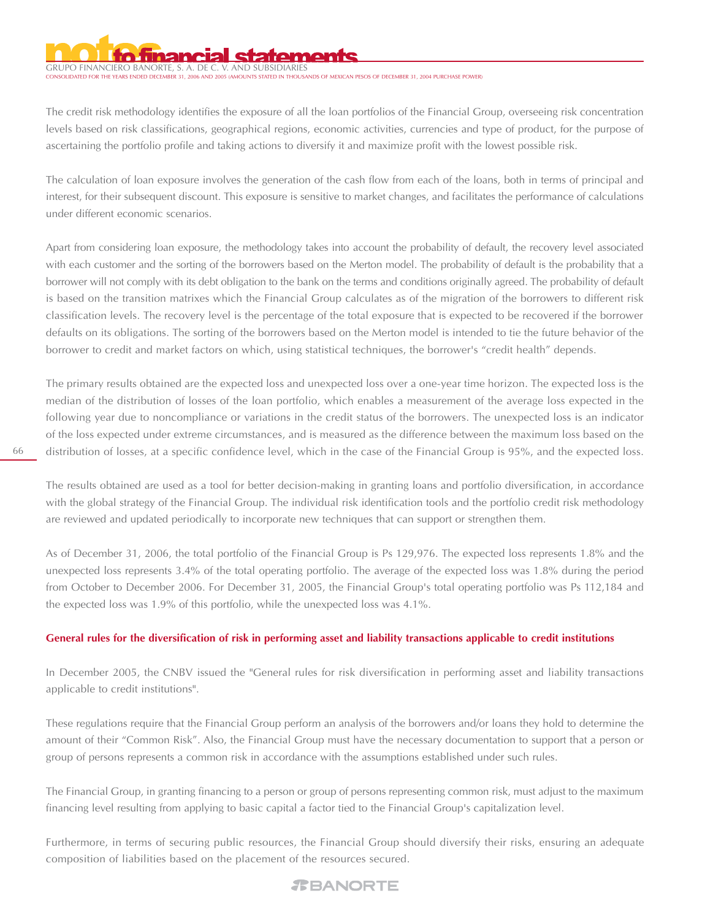The credit risk methodology identifies the exposure of all the loan portfolios of the Financial Group, overseeing risk concentration levels based on risk classifications, geographical regions, economic activities, currencies and type of product, for the purpose of ascertaining the portfolio profile and taking actions to diversify it and maximize profit with the lowest possible risk.

The calculation of loan exposure involves the generation of the cash flow from each of the loans, both in terms of principal and interest, for their subsequent discount. This exposure is sensitive to market changes, and facilitates the performance of calculations under different economic scenarios.

Apart from considering loan exposure, the methodology takes into account the probability of default, the recovery level associated with each customer and the sorting of the borrowers based on the Merton model. The probability of default is the probability that a borrower will not comply with its debt obligation to the bank on the terms and conditions originally agreed. The probability of default is based on the transition matrixes which the Financial Group calculates as of the migration of the borrowers to different risk classification levels. The recovery level is the percentage of the total exposure that is expected to be recovered if the borrower defaults on its obligations. The sorting of the borrowers based on the Merton model is intended to tie the future behavior of the borrower to credit and market factors on which, using statistical techniques, the borrower's "credit health" depends.

The primary results obtained are the expected loss and unexpected loss over a one-year time horizon. The expected loss is the median of the distribution of losses of the loan portfolio, which enables a measurement of the average loss expected in the following year due to noncompliance or variations in the credit status of the borrowers. The unexpected loss is an indicator of the loss expected under extreme circumstances, and is measured as the difference between the maximum loss based on the distribution of losses, at a specific confidence level, which in the case of the Financial Group is 95%, and the expected loss.

The results obtained are used as a tool for better decision-making in granting loans and portfolio diversification, in accordance with the global strategy of the Financial Group. The individual risk identification tools and the portfolio credit risk methodology are reviewed and updated periodically to incorporate new techniques that can support or strengthen them.

As of December 31, 2006, the total portfolio of the Financial Group is Ps 129,976. The expected loss represents 1.8% and the unexpected loss represents 3.4% of the total operating portfolio. The average of the expected loss was 1.8% during the period from October to December 2006. For December 31, 2005, the Financial Group's total operating portfolio was Ps 112,184 and the expected loss was 1.9% of this portfolio, while the unexpected loss was 4.1%.

**General rules for the diversification of risk in performing asset and liability transactions applicable to credit institutions**

In December 2005, the CNBV issued the "General rules for risk diversification in performing asset and liability transactions applicable to credit institutions".

These regulations require that the Financial Group perform an analysis of the borrowers and/or loans they hold to determine the amount of their "Common Risk". Also, the Financial Group must have the necessary documentation to support that a person or group of persons represents a common risk in accordance with the assumptions established under such rules.

The Financial Group, in granting financing to a person or group of persons representing common risk, must adjust to the maximum financing level resulting from applying to basic capital a factor tied to the Financial Group's capitalization level.

Furthermore, in terms of securing public resources, the Financial Group should diversify their risks, ensuring an adequate composition of liabilities based on the placement of the resources secured.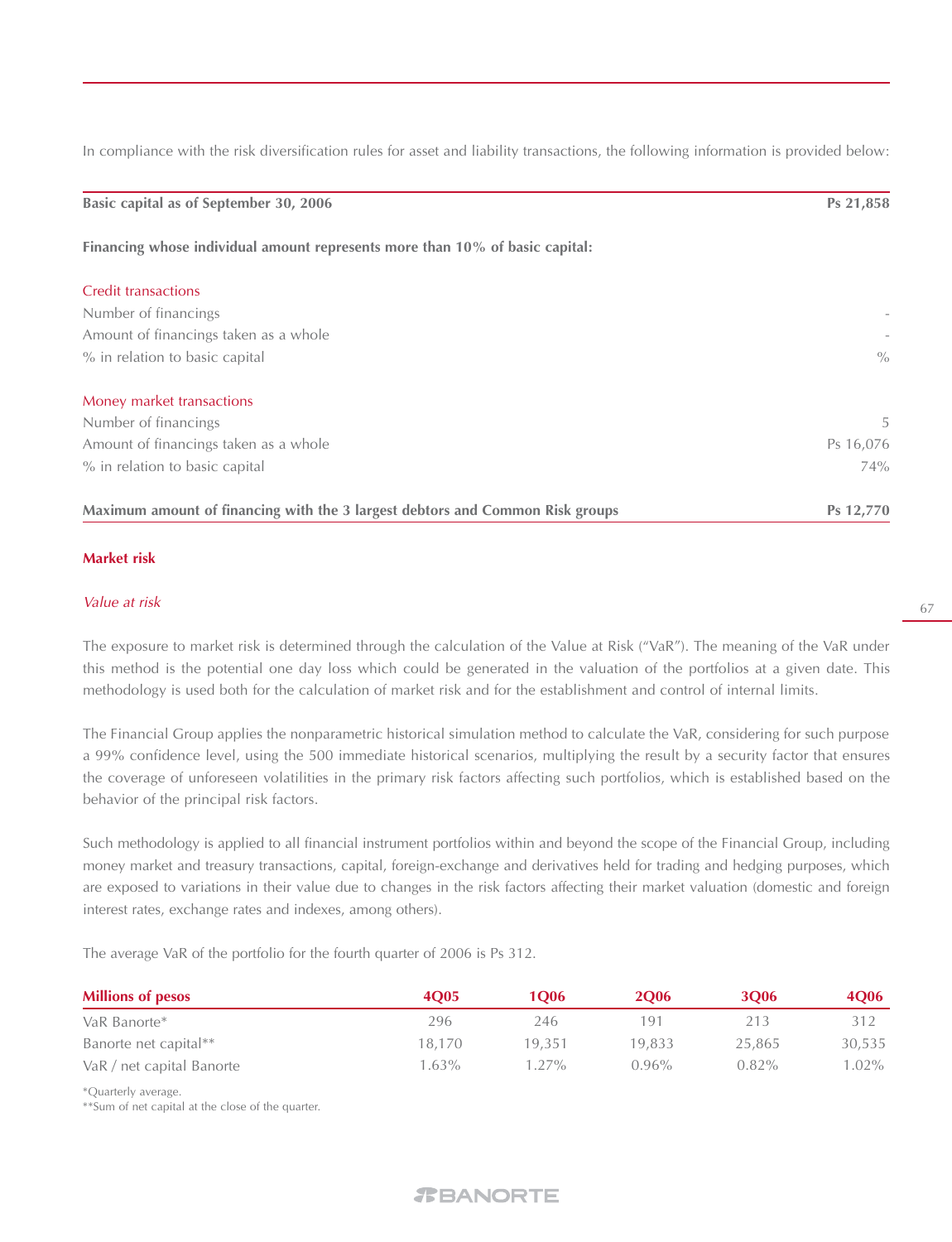In compliance with the risk diversification rules for asset and liability transactions, the following information is provided below:

| **Basic capital as of September 30, 2006** | **Ps 21,858** |
|---|---|
| **Financing whose individual amount represents more than 10% of basic capital:** | |
| Credit transactions | |
| Number of financings | - |
| Amount of financings taken as a whole | - |
| % in relation to basic capital | % |
| Money market transactions | |
| Number of financings | 5 |
| Amount of financings taken as a whole | Ps 16,076 |
| % in relation to basic capital | 74% |
| **Maximum amount of financing with the 3 largest debtors and Common Risk groups** | **Ps 12,770** |

## Market risk

*Value at risk*

The exposure to market risk is determined through the calculation of the Value at Risk ("VaR"). The meaning of the VaR under this method is the potential one day loss which could be generated in the valuation of the portfolios at a given date. This methodology is used both for the calculation of market risk and for the establishment and control of internal limits.

The Financial Group applies the nonparametric historical simulation method to calculate the VaR, considering for such purpose a 99% confidence level, using the 500 immediate historical scenarios, multiplying the result by a security factor that ensures the coverage of unforeseen volatilities in the primary risk factors affecting such portfolios, which is established based on the behavior of the principal risk factors.

Such methodology is applied to all financial instrument portfolios within and beyond the scope of the Financial Group, including money market and treasury transactions, capital, foreign-exchange and derivatives held for trading and hedging purposes, which are exposed to variations in their value due to changes in the risk factors affecting their market valuation (domestic and foreign interest rates, exchange rates and indexes, among others).

The average VaR of the portfolio for the fourth quarter of 2006 is Ps 312.

| **Millions of pesos** | **4Q05** | **1Q06** | **2Q06** | **3Q06** | **4Q06** |
|---|---|---|---|---|---|
| VaR Banorte* | 296 | 246 | 191 | 213 | 312 |
| Banorte net capital** | 18,170 | 19,351 | 19,833 | 25,865 | 30,535 |
| VaR / net capital Banorte | 1.63% | 1.27% | 0.96% | 0.82% | 1.02% |

*Quarterly average.
**Sum of net capital at the close of the quarter.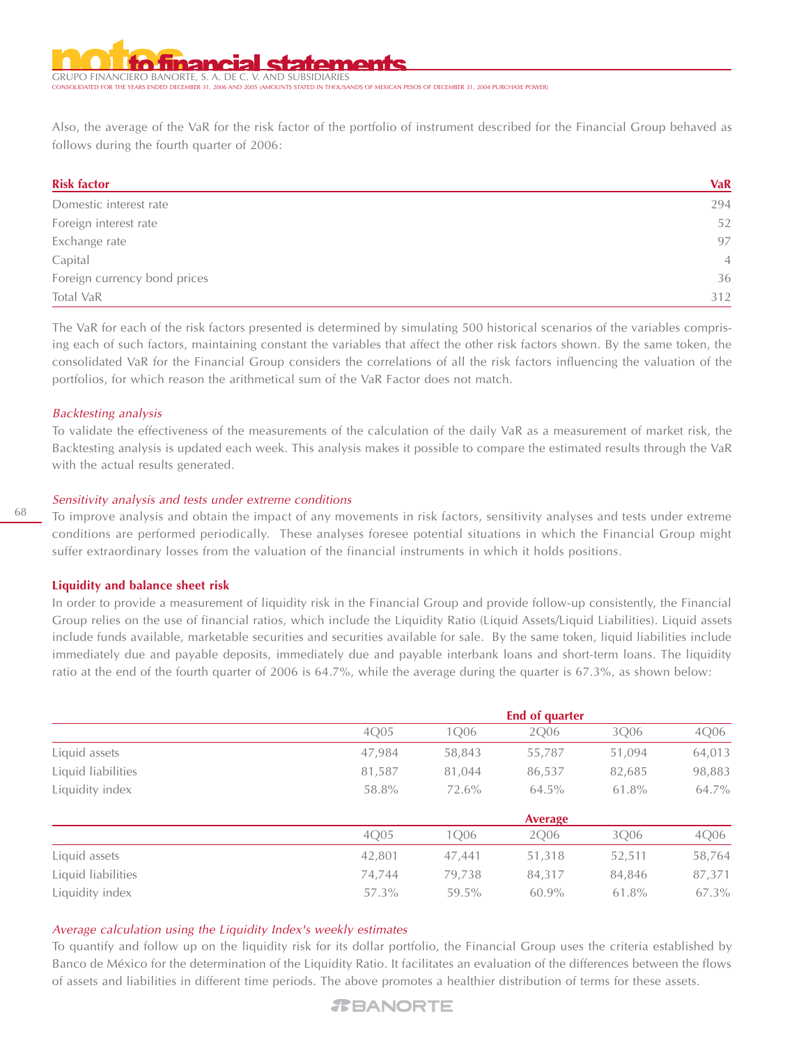Also, the average of the VaR for the risk factor of the portfolio of instrument described for the Financial Group behaved as follows during the fourth quarter of 2006:

| Risk factor | VaR |
|---|---|
| Domestic interest rate | 294 |
| Foreign interest rate | 52 |
| Exchange rate | 97 |
| Capital | 4 |
| Foreign currency bond prices | 36 |
| Total VaR | 312 |

The VaR for each of the risk factors presented is determined by simulating 500 historical scenarios of the variables comprising each of such factors, maintaining constant the variables that affect the other risk factors shown. By the same token, the consolidated VaR for the Financial Group considers the correlations of all the risk factors influencing the valuation of the portfolios, for which reason the arithmetical sum of the VaR Factor does not match.

*Backtesting analysis*

To validate the effectiveness of the measurements of the calculation of the daily VaR as a measurement of market risk, the Backtesting analysis is updated each week. This analysis makes it possible to compare the estimated results through the VaR with the actual results generated.

*Sensitivity analysis and tests under extreme conditions*

To improve analysis and obtain the impact of any movements in risk factors, sensitivity analyses and tests under extreme conditions are performed periodically. These analyses foresee potential situations in which the Financial Group might suffer extraordinary losses from the valuation of the financial instruments in which it holds positions.

**Liquidity and balance sheet risk**

In order to provide a measurement of liquidity risk in the Financial Group and provide follow-up consistently, the Financial Group relies on the use of financial ratios, which include the Liquidity Ratio (Liquid Assets/Liquid Liabilities). Liquid assets include funds available, marketable securities and securities available for sale. By the same token, liquid liabilities include immediately due and payable deposits, immediately due and payable interbank loans and short-term loans. The liquidity ratio at the end of the fourth quarter of 2006 is 64.7%, while the average during the quarter is 67.3%, as shown below:

| | End of quarter | | | | |
|---|---|---|---|---|---|
| | 4Q05 | 1Q06 | 2Q06 | 3Q06 | 4Q06 |
| Liquid assets | 47,984 | 58,843 | 55,787 | 51,094 | 64,013 |
| Liquid liabilities | 81,587 | 81,044 | 86,537 | 82,685 | 98,883 |
| Liquidity index | 58.8% | 72.6% | 64.5% | 61.8% | 64.7% |

| | Average | | | | |
|---|---|---|---|---|---|
| | 4Q05 | 1Q06 | 2Q06 | 3Q06 | 4Q06 |
| Liquid assets | 42,801 | 47,441 | 51,318 | 52,511 | 58,764 |
| Liquid liabilities | 74,744 | 79,738 | 84,317 | 84,846 | 87,371 |
| Liquidity index | 57.3% | 59.5% | 60.9% | 61.8% | 67.3% |

*Average calculation using the Liquidity Index's weekly estimates*

To quantify and follow up on the liquidity risk for its dollar portfolio, the Financial Group uses the criteria established by Banco de México for the determination of the Liquidity Ratio. It facilitates an evaluation of the differences between the flows of assets and liabilities in different time periods. The above promotes a healthier distribution of terms for these assets.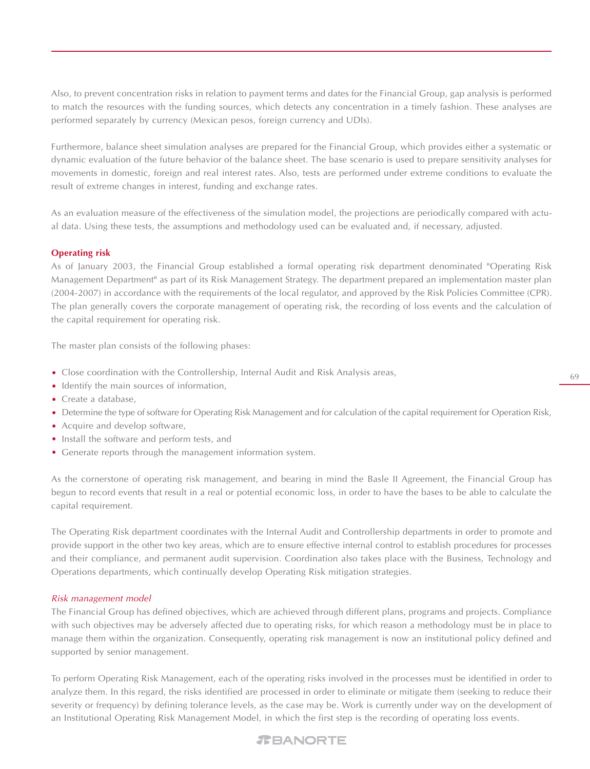Also, to prevent concentration risks in relation to payment terms and dates for the Financial Group, gap analysis is performed to match the resources with the funding sources, which detects any concentration in a timely fashion. These analyses are performed separately by currency (Mexican pesos, foreign currency and UDIs).

Furthermore, balance sheet simulation analyses are prepared for the Financial Group, which provides either a systematic or dynamic evaluation of the future behavior of the balance sheet. The base scenario is used to prepare sensitivity analyses for movements in domestic, foreign and real interest rates. Also, tests are performed under extreme conditions to evaluate the result of extreme changes in interest, funding and exchange rates.

As an evaluation measure of the effectiveness of the simulation model, the projections are periodically compared with actual data. Using these tests, the assumptions and methodology used can be evaluated and, if necessary, adjusted.

**Operating risk**

As of January 2003, the Financial Group established a formal operating risk department denominated "Operating Risk Management Department" as part of its Risk Management Strategy. The department prepared an implementation master plan (2004-2007) in accordance with the requirements of the local regulator, and approved by the Risk Policies Committee (CPR). The plan generally covers the corporate management of operating risk, the recording of loss events and the calculation of the capital requirement for operating risk.

The master plan consists of the following phases:

- Close coordination with the Controllership, Internal Audit and Risk Analysis areas,
- Identify the main sources of information,
- Create a database,
- Determine the type of software for Operating Risk Management and for calculation of the capital requirement for Operation Risk,
- Acquire and develop software,
- Install the software and perform tests, and
- Generate reports through the management information system.

As the cornerstone of operating risk management, and bearing in mind the Basle II Agreement, the Financial Group has begun to record events that result in a real or potential economic loss, in order to have the bases to be able to calculate the capital requirement.

The Operating Risk department coordinates with the Internal Audit and Controllership departments in order to promote and provide support in the other two key areas, which are to ensure effective internal control to establish procedures for processes and their compliance, and permanent audit supervision. Coordination also takes place with the Business, Technology and Operations departments, which continually develop Operating Risk mitigation strategies.

*Risk management model*

The Financial Group has defined objectives, which are achieved through different plans, programs and projects. Compliance with such objectives may be adversely affected due to operating risks, for which reason a methodology must be in place to manage them within the organization. Consequently, operating risk management is now an institutional policy defined and supported by senior management.

To perform Operating Risk Management, each of the operating risks involved in the processes must be identified in order to analyze them. In this regard, the risks identified are processed in order to eliminate or mitigate them (seeking to reduce their severity or frequency) by defining tolerance levels, as the case may be. Work is currently under way on the development of an Institutional Operating Risk Management Model, in which the first step is the recording of operating loss events.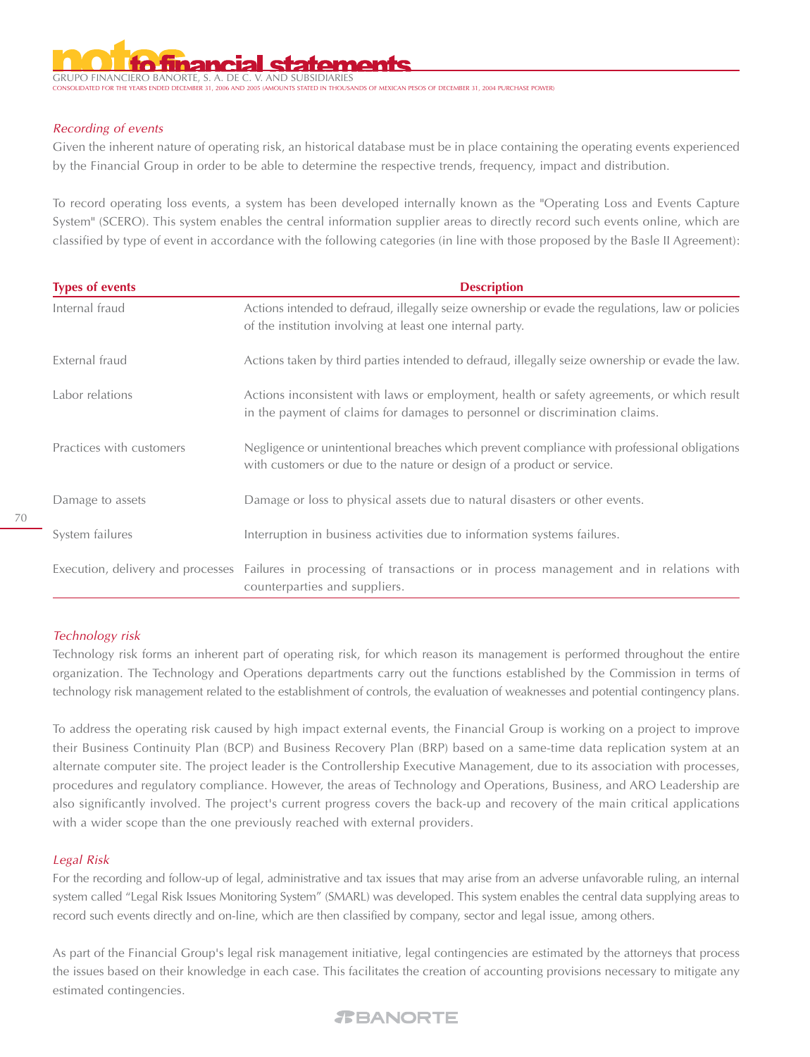*Recording of events*

Given the inherent nature of operating risk, an historical database must be in place containing the operating events experienced by the Financial Group in order to be able to determine the respective trends, frequency, impact and distribution.

To record operating loss events, a system has been developed internally known as the "Operating Loss and Events Capture System" (SCERO). This system enables the central information supplier areas to directly record such events online, which are classified by type of event in accordance with the following categories (in line with those proposed by the Basle II Agreement):

| Types of events | Description |
|---|---|
| Internal fraud | Actions intended to defraud, illegally seize ownership or evade the regulations, law or policies of the institution involving at least one internal party. |
| External fraud | Actions taken by third parties intended to defraud, illegally seize ownership or evade the law. |
| Labor relations | Actions inconsistent with laws or employment, health or safety agreements, or which result in the payment of claims for damages to personnel or discrimination claims. |
| Practices with customers | Negligence or unintentional breaches which prevent compliance with professional obligations with customers or due to the nature or design of a product or service. |
| Damage to assets | Damage or loss to physical assets due to natural disasters or other events. |
| System failures | Interruption in business activities due to information systems failures. |
| Execution, delivery and processes | Failures in processing of transactions or in process management and in relations with counterparties and suppliers. |

*Technology risk*

Technology risk forms an inherent part of operating risk, for which reason its management is performed throughout the entire organization. The Technology and Operations departments carry out the functions established by the Commission in terms of technology risk management related to the establishment of controls, the evaluation of weaknesses and potential contingency plans.

To address the operating risk caused by high impact external events, the Financial Group is working on a project to improve their Business Continuity Plan (BCP) and Business Recovery Plan (BRP) based on a same-time data replication system at an alternate computer site. The project leader is the Controllership Executive Management, due to its association with processes, procedures and regulatory compliance. However, the areas of Technology and Operations, Business, and ARO Leadership are also significantly involved. The project's current progress covers the back-up and recovery of the main critical applications with a wider scope than the one previously reached with external providers.

*Legal Risk*

For the recording and follow-up of legal, administrative and tax issues that may arise from an adverse unfavorable ruling, an internal system called "Legal Risk Issues Monitoring System" (SMARL) was developed. This system enables the central data supplying areas to record such events directly and on-line, which are then classified by company, sector and legal issue, among others.

As part of the Financial Group's legal risk management initiative, legal contingencies are estimated by the attorneys that process the issues based on their knowledge in each case. This facilitates the creation of accounting provisions necessary to mitigate any estimated contingencies.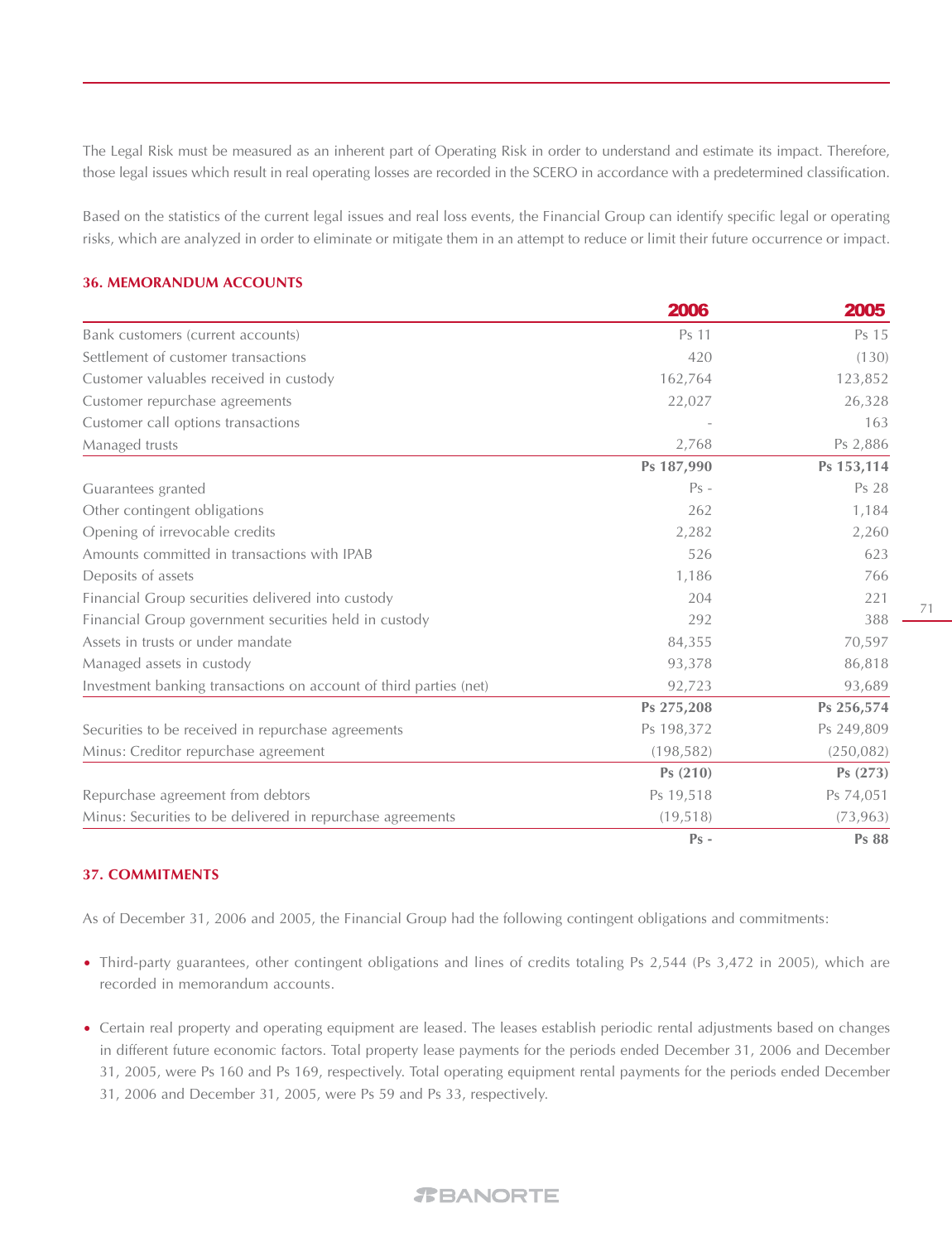The Legal Risk must be measured as an inherent part of Operating Risk in order to understand and estimate its impact. Therefore, those legal issues which result in real operating losses are recorded in the SCERO in accordance with a predetermined classification.

Based on the statistics of the current legal issues and real loss events, the Financial Group can identify specific legal or operating risks, which are analyzed in order to eliminate or mitigate them in an attempt to reduce or limit their future occurrence or impact.

### 36. MEMORANDUM ACCOUNTS

| | 2006 | 2005 |
|---|---|---|
| Bank customers (current accounts) | Ps 11 | Ps 15 |
| Settlement of customer transactions | 420 | (130) |
| Customer valuables received in custody | 162,764 | 123,852 |
| Customer repurchase agreements | 22,027 | 26,328 |
| Customer call options transactions | - | 163 |
| Managed trusts | 2,768 | Ps 2,886 |
| | **Ps 187,990** | **Ps 153,114** |
| Guarantees granted | Ps - | Ps 28 |
| Other contingent obligations | 262 | 1,184 |
| Opening of irrevocable credits | 2,282 | 2,260 |
| Amounts committed in transactions with IPAB | 526 | 623 |
| Deposits of assets | 1,186 | 766 |
| Financial Group securities delivered into custody | 204 | 221 |
| Financial Group government securities held in custody | 292 | 388 |
| Assets in trusts or under mandate | 84,355 | 70,597 |
| Managed assets in custody | 93,378 | 86,818 |
| Investment banking transactions on account of third parties (net) | 92,723 | 93,689 |
| | **Ps 275,208** | **Ps 256,574** |
| Securities to be received in repurchase agreements | Ps 198,372 | Ps 249,809 |
| Minus: Creditor repurchase agreement | (198,582) | (250,082) |
| | **Ps (210)** | **Ps (273)** |
| Repurchase agreement from debtors | Ps 19,518 | Ps 74,051 |
| Minus: Securities to be delivered in repurchase agreements | (19,518) | (73,963) |
| | **Ps -** | **Ps 88** |

### 37. COMMITMENTS

As of December 31, 2006 and 2005, the Financial Group had the following contingent obligations and commitments:

- Third-party guarantees, other contingent obligations and lines of credits totaling Ps 2,544 (Ps 3,472 in 2005), which are recorded in memorandum accounts.
- Certain real property and operating equipment are leased. The leases establish periodic rental adjustments based on changes in different future economic factors. Total property lease payments for the periods ended December 31, 2006 and December 31, 2005, were Ps 160 and Ps 169, respectively. Total operating equipment rental payments for the periods ended December 31, 2006 and December 31, 2005, were Ps 59 and Ps 33, respectively.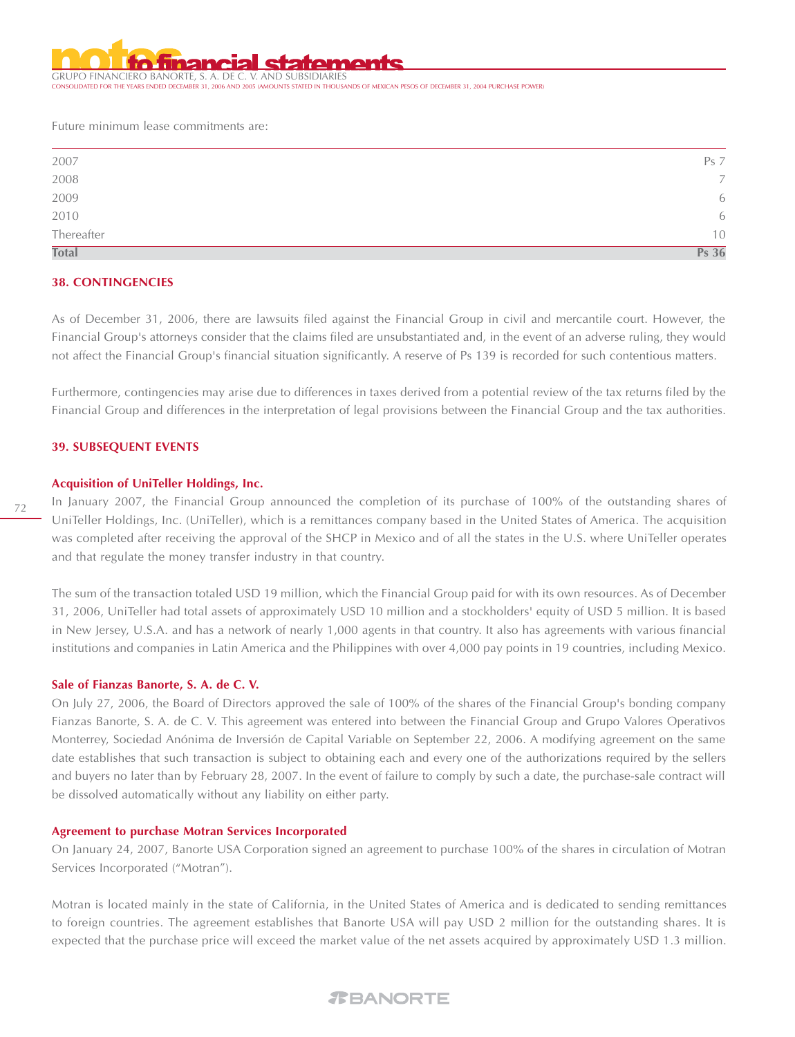Future minimum lease commitments are:

| | |
|---|---|
| 2007 | Ps 7 |
| 2008 | 7 |
| 2009 | 6 |
| 2010 | 6 |
| Thereafter | 10 |
| **Total** | **Ps 36** |

## 38. CONTINGENCIES

As of December 31, 2006, there are lawsuits filed against the Financial Group in civil and mercantile court. However, the Financial Group's attorneys consider that the claims filed are unsubstantiated and, in the event of an adverse ruling, they would not affect the Financial Group's financial situation significantly. A reserve of Ps 139 is recorded for such contentious matters.

Furthermore, contingencies may arise due to differences in taxes derived from a potential review of the tax returns filed by the Financial Group and differences in the interpretation of legal provisions between the Financial Group and the tax authorities.

## 39. SUBSEQUENT EVENTS

### Acquisition of UniTeller Holdings, Inc.

In January 2007, the Financial Group announced the completion of its purchase of 100% of the outstanding shares of UniTeller Holdings, Inc. (UniTeller), which is a remittances company based in the United States of America. The acquisition was completed after receiving the approval of the SHCP in Mexico and of all the states in the U.S. where UniTeller operates and that regulate the money transfer industry in that country.

The sum of the transaction totaled USD 19 million, which the Financial Group paid for with its own resources. As of December 31, 2006, UniTeller had total assets of approximately USD 10 million and a stockholders' equity of USD 5 million. It is based in New Jersey, U.S.A. and has a network of nearly 1,000 agents in that country. It also has agreements with various financial institutions and companies in Latin America and the Philippines with over 4,000 pay points in 19 countries, including Mexico.

### Sale of Fianzas Banorte, S. A. de C. V.

On July 27, 2006, the Board of Directors approved the sale of 100% of the shares of the Financial Group's bonding company Fianzas Banorte, S. A. de C. V. This agreement was entered into between the Financial Group and Grupo Valores Operativos Monterrey, Sociedad Anónima de Inversión de Capital Variable on September 22, 2006. A modifying agreement on the same date establishes that such transaction is subject to obtaining each and every one of the authorizations required by the sellers and buyers no later than by February 28, 2007. In the event of failure to comply by such a date, the purchase-sale contract will be dissolved automatically without any liability on either party.

### Agreement to purchase Motran Services Incorporated

On January 24, 2007, Banorte USA Corporation signed an agreement to purchase 100% of the shares in circulation of Motran Services Incorporated ("Motran").

Motran is located mainly in the state of California, in the United States of America and is dedicated to sending remittances to foreign countries. The agreement establishes that Banorte USA will pay USD 2 million for the outstanding shares. It is expected that the purchase price will exceed the market value of the net assets acquired by approximately USD 1.3 million.